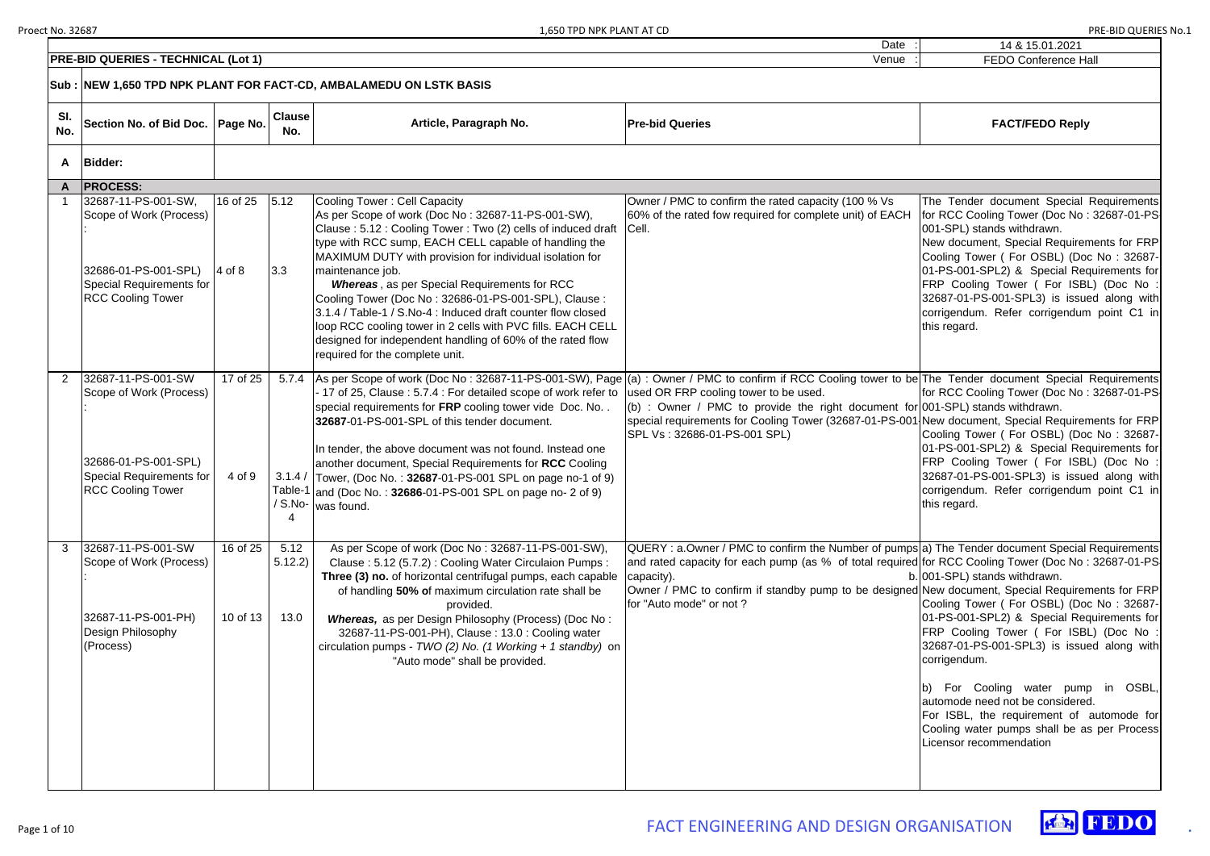| Date : | 14 & 15.01.2021 |
|---|---|
| Venue : | FEDO Conference Hall |

**PRE-BID QUERIES - TECHNICAL (Lot 1)**

**Sub : NEW 1,650 TPD NPK PLANT FOR FACT-CD, AMBALAMEDU ON LSTK BASIS**

| Sl. No. | Section No. of Bid Doc. | Page No. | Clause No. | Article, Paragraph No. | Pre-bid Queries | FACT/FEDO Reply |
|---|---|---|---|---|---|---|
| **A** | **Bidder:** | | | | | |
| **A** | **PROCESS:** | | | | | |
| 1 | 32687-11-PS-001-SW, Scope of Work (Process) : 32686-01-PS-001-SPL) Special Requirements for RCC Cooling Tower | 16 of 25<br>4 of 8 | 5.12<br>3.3 | Cooling Tower : Cell Capacity<br>As per Scope of work (Doc No : 32687-11-PS-001-SW), Clause : 5.12 : Cooling Tower : Two (2) cells of induced draft type with RCC sump, EACH CELL capable of handling the MAXIMUM DUTY with provision for individual isolation for maintenance job.<br>***Whereas***, as per Special Requirements for RCC Cooling Tower (Doc No : 32686-01-PS-001-SPL), Clause : 3.1.4 / Table-1 / S.No-4 : Induced draft counter flow closed loop RCC cooling tower in 2 cells with PVC fills. EACH CELL designed for independent handling of 60% of the rated flow required for the complete unit. | Owner / PMC to confirm the rated capacity (100 % Vs 60% of the rated fow required for complete unit) of EACH Cell. | The Tender document Special Requirements for RCC Cooling Tower (Doc No : 32687-01-PS-001-SPL) stands withdrawn.<br>New document, Special Requirements for FRP Cooling Tower ( For OSBL) (Doc No : 32687-01-PS-001-SPL2) & Special Requirements for FRP Cooling Tower ( For ISBL) (Doc No : 32687-01-PS-001-SPL3) is issued along with corrigendum. Refer corrigendum point C1 in this regard. |
| 2 | 32687-11-PS-001-SW Scope of Work (Process) : 32686-01-PS-001-SPL) Special Requirements for RCC Cooling Tower | 17 of 25<br>4 of 9 | 5.7.4<br>3.1.4 / Table-1 / S.No-4 | As per Scope of work (Doc No : 32687-11-PS-001-SW), Page - 17 of 25, Clause : 5.7.4 : For detailed scope of work refer to special requirements for **FRP** cooling tower vide Doc. No. . **32687**-01-PS-001-SPL of this tender document.<br>In tender, the above document was not found. Instead one another document, Special Requirements for **RCC** Cooling Tower, (Doc No. : **32687**-01-PS-001 SPL on page no-1 of 9) and (Doc No. : **32686**-01-PS-001 SPL on page no- 2 of 9) was found. | (a) : Owner / PMC to confirm if RCC Cooling tower to be used OR FRP cooling tower to be used.<br>(b) : Owner / PMC to provide the right document for special requirements for Cooling Tower (32687-01-PS-001-SPL Vs : 32686-01-PS-001 SPL) | The Tender document Special Requirements for RCC Cooling Tower (Doc No : 32687-01-PS-001-SPL) stands withdrawn.<br>New document, Special Requirements for FRP Cooling Tower ( For OSBL) (Doc No : 32687-01-PS-001-SPL2) & Special Requirements for FRP Cooling Tower ( For ISBL) (Doc No : 32687-01-PS-001-SPL3) is issued along with corrigendum. Refer corrigendum point C1 in this regard. |
| 3 | 32687-11-PS-001-SW Scope of Work (Process) : 32687-11-PS-001-PH) Design Philosophy (Process) | 16 of 25<br>10 of 13 | 5.12 5.12.2)<br>13.0 | As per Scope of work (Doc No : 32687-11-PS-001-SW), Clause : 5.12 (5.7.2) : Cooling Water Circulaion Pumps : **Three (3) no.** of horizontal centrifugal pumps, each capable of handling **50% of** maximum circulation rate shall be provided.<br>***Whereas,*** as per Design Philosophy (Process) (Doc No : 32687-11-PS-001-PH), Clause : 13.0 : Cooling water circulation pumps - *TWO (2) No. (1 Working + 1 standby)* on "Auto mode" shall be provided. | QUERY : a.Owner / PMC to confirm the Number of pumps and rated capacity for each pump (as % of total required capacity).<br>b. Owner / PMC to confirm if standby pump to be designed for "Auto mode" or not ? | a) The Tender document Special Requirements for RCC Cooling Tower (Doc No : 32687-01-PS-001-SPL) stands withdrawn.<br>New document, Special Requirements for FRP Cooling Tower ( For OSBL) (Doc No : 32687-01-PS-001-SPL2) & Special Requirements for FRP Cooling Tower ( For ISBL) (Doc No : 32687-01-PS-001-SPL3) is issued along with corrigendum.<br>b) For Cooling water pump in OSBL, automode need not be considered.<br>For ISBL, the requirement of automode for Cooling water pumps shall be as per Process Licensor recommendation |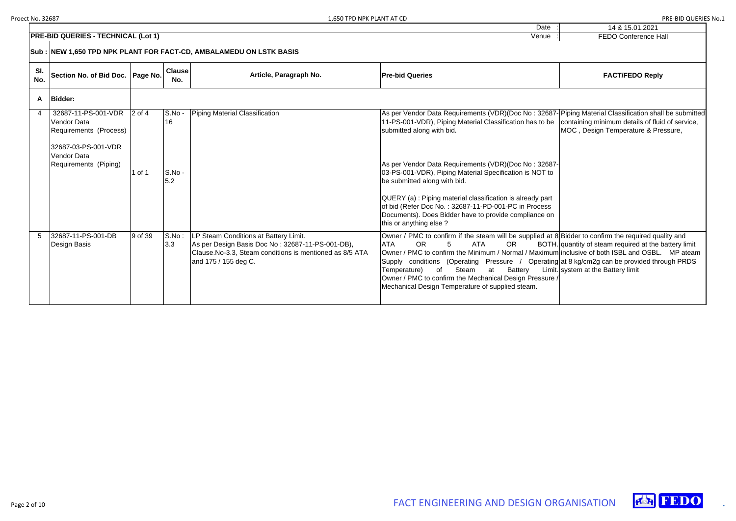| | | | | | Date : | 14 & 15.01.2021 |
|---|---|---|---|---|---|---|
| **PRE-BID QUERIES - TECHNICAL (Lot 1)** | | | | | Venue : | FEDO Conference Hall |

**Sub : NEW 1,650 TPD NPK PLANT FOR FACT-CD, AMBALAMEDU ON LSTK BASIS**

| Sl. No. | Section No. of Bid Doc. | Page No. | Clause No. | Article, Paragraph No. | Pre-bid Queries | FACT/FEDO Reply |
|---|---|---|---|---|---|---|
| **A** | **Bidder:** | | | | | |
| 4 | 32687-11-PS-001-VDR Vendor Data Requirements (Process)<br><br>32687-03-PS-001-VDR Vendor Data Requirements (Piping) | 2 of 4<br><br>1 of 1 | S.No - 16<br><br>S.No - 5.2 | Piping Material Classification | As per Vendor Data Requirements (VDR)(Doc No : 32687-11-PS-001-VDR), Piping Material Classification has to be submitted along with bid.<br><br>As per Vendor Data Requirements (VDR)(Doc No : 32687-03-PS-001-VDR), Piping Material Specification is NOT to be submitted along with bid.<br><br>QUERY (a) : Piping material classification is already part of bid (Refer Doc No. : 32687-11-PD-001-PC in Process Documents). Does Bidder have to provide compliance on this or anything else ? | Piping Material Classification shall be submitted containing minimum details of fluid of service, MOC , Design Temperature & Pressure, |
| 5 | 32687-11-PS-001-DB Design Basis | 9 of 39 | S.No : 3.3 | LP Steam Conditions at Battery Limit.<br>As per Design Basis Doc No : 32687-11-PS-001-DB), Clause.No-3.3, Steam conditions is mentioned as 8/5 ATA and 175 / 155 deg C. | Owner / PMC to confirm if the steam will be supplied at 8 ATA OR 5 ATA OR BOTH. Owner / PMC to confirm the Minimum / Normal / Maximum Supply conditions (Operating Pressure / Operating Temperature) of Steam at Battery Limit. Owner / PMC to confirm the Mechanical Design Pressure / Mechanical Design Temperature of supplied steam. | Bidder to confirm the required quality and quantity of steam required at the battery limit inclusive of both ISBL and OSBL. MP ateam at 8 kg/cm2g can be provided through PRDS system at the Battery limit |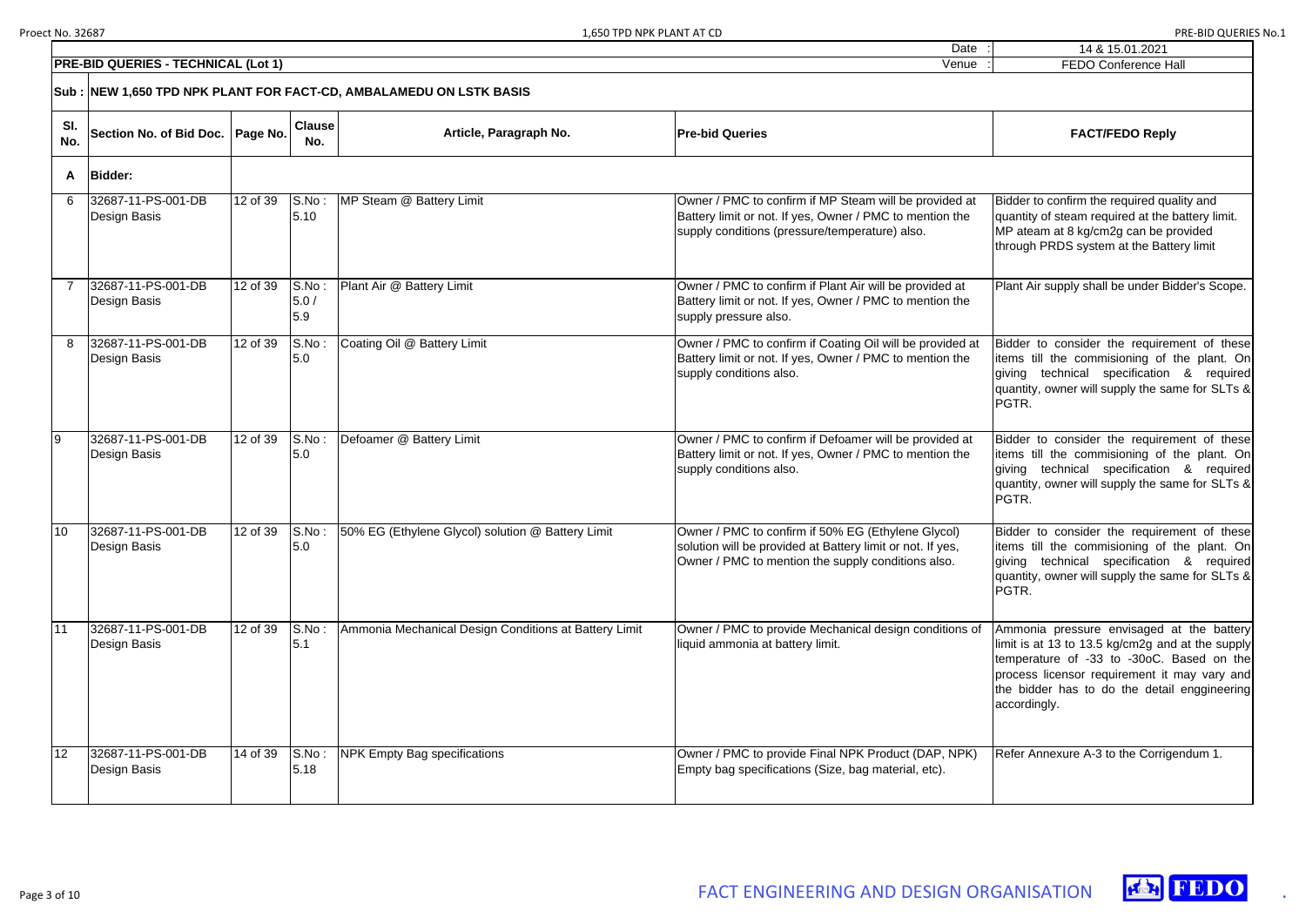| Date : | 14 & 15.01.2021 |
|---|---|
| Venue : | FEDO Conference Hall |

**PRE-BID QUERIES - TECHNICAL (Lot 1)**

**Sub : NEW 1,650 TPD NPK PLANT FOR FACT-CD, AMBALAMEDU ON LSTK BASIS**

| Sl. No. | Section No. of Bid Doc. | Page No. | Clause No. | Article, Paragraph No. | Pre-bid Queries | FACT/FEDO Reply |
|---|---|---|---|---|---|---|
| **A** | **Bidder:** | | | | | |
| 6 | 32687-11-PS-001-DB Design Basis | 12 of 39 | S.No : 5.10 | MP Steam @ Battery Limit | Owner / PMC to confirm if MP Steam will be provided at Battery limit or not. If yes, Owner / PMC to mention the supply conditions (pressure/temperature) also. | Bidder to confirm the required quality and quantity of steam required at the battery limit. MP ateam at 8 kg/cm2g can be provided through PRDS system at the Battery limit |
| 7 | 32687-11-PS-001-DB Design Basis | 12 of 39 | S.No : 5.0 / 5.9 | Plant Air @ Battery Limit | Owner / PMC to confirm if Plant Air will be provided at Battery limit or not. If yes, Owner / PMC to mention the supply pressure also. | Plant Air supply shall be under Bidder's Scope. |
| 8 | 32687-11-PS-001-DB Design Basis | 12 of 39 | S.No : 5.0 | Coating Oil @ Battery Limit | Owner / PMC to confirm if Coating Oil will be provided at Battery limit or not. If yes, Owner / PMC to mention the supply conditions also. | Bidder to consider the requirement of these items till the commisioning of the plant. On giving technical specification & required quantity, owner will supply the same for SLTs & PGTR. |
| 9 | 32687-11-PS-001-DB Design Basis | 12 of 39 | S.No : 5.0 | Defoamer @ Battery Limit | Owner / PMC to confirm if Defoamer will be provided at Battery limit or not. If yes, Owner / PMC to mention the supply conditions also. | Bidder to consider the requirement of these items till the commisioning of the plant. On giving technical specification & required quantity, owner will supply the same for SLTs & PGTR. |
| 10 | 32687-11-PS-001-DB Design Basis | 12 of 39 | S.No : 5.0 | 50% EG (Ethylene Glycol) solution @ Battery Limit | Owner / PMC to confirm if 50% EG (Ethylene Glycol) solution will be provided at Battery limit or not. If yes, Owner / PMC to mention the supply conditions also. | Bidder to consider the requirement of these items till the commisioning of the plant. On giving technical specification & required quantity, owner will supply the same for SLTs & PGTR. |
| 11 | 32687-11-PS-001-DB Design Basis | 12 of 39 | S.No : 5.1 | Ammonia Mechanical Design Conditions at Battery Limit | Owner / PMC to provide Mechanical design conditions of liquid ammonia at battery limit. | Ammonia pressure envisaged at the battery limit is at 13 to 13.5 kg/cm2g and at the supply temperature of -33 to -30oC. Based on the process licensor requirement it may vary and the bidder has to do the detail enggineering accordingly. |
| 12 | 32687-11-PS-001-DB Design Basis | 14 of 39 | S.No : 5.18 | NPK Empty Bag specifications | Owner / PMC to provide Final NPK Product (DAP, NPK) Empty bag specifications (Size, bag material, etc). | Refer Annexure A-3 to the Corrigendum 1. |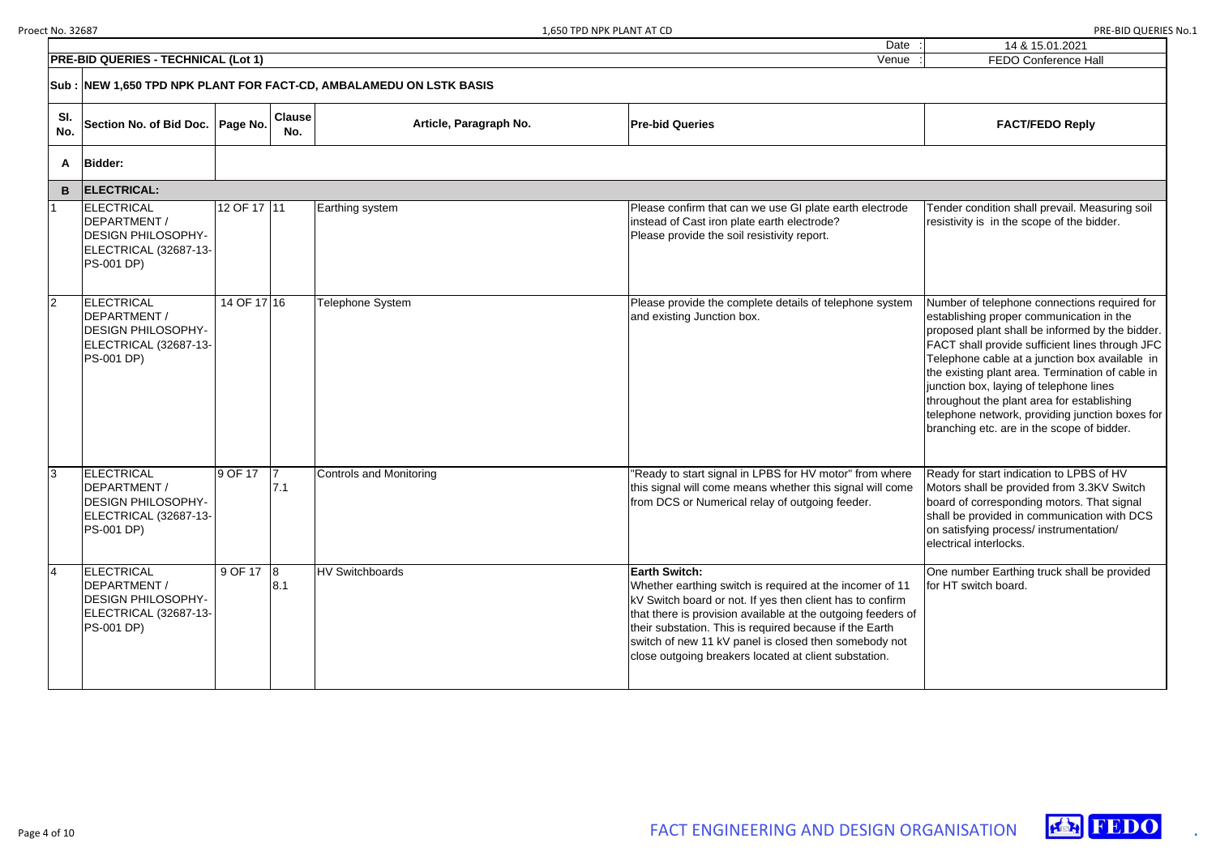| | | | | Date : | 14 & 15.01.2021 |
|---|---|---|---|---|---|

**PRE-BID QUERIES - TECHNICAL (Lot 1)** Venue : FEDO Conference Hall

**Sub : NEW 1,650 TPD NPK PLANT FOR FACT-CD, AMBALAMEDU ON LSTK BASIS**

| Sl. No. | Section No. of Bid Doc. | Page No. | Clause No. | Article, Paragraph No. | Pre-bid Queries | FACT/FEDO Reply |
|---|---|---|---|---|---|---|
| **A** | **Bidder:** | | | | | |
| **B** | **ELECTRICAL:** | | | | | |
| 1 | ELECTRICAL DEPARTMENT / DESIGN PHILOSOPHY-ELECTRICAL (32687-13-PS-001 DP) | 12 OF 17 | 11 | Earthing system | Please confirm that can we use GI plate earth electrode instead of Cast iron plate earth electrode?<br>Please provide the soil resistivity report. | Tender condition shall prevail. Measuring soil resistivity is in the scope of the bidder. |
| 2 | ELECTRICAL DEPARTMENT / DESIGN PHILOSOPHY-ELECTRICAL (32687-13-PS-001 DP) | 14 OF 17 | 16 | Telephone System | Please provide the complete details of telephone system and existing Junction box. | Number of telephone connections required for establishing proper communication in the proposed plant shall be informed by the bidder. FACT shall provide sufficient lines through JFC Telephone cable at a junction box available in the existing plant area. Termination of cable in junction box, laying of telephone lines throughout the plant area for establishing telephone network, providing junction boxes for branching etc. are in the scope of bidder. |
| 3 | ELECTRICAL DEPARTMENT / DESIGN PHILOSOPHY-ELECTRICAL (32687-13-PS-001 DP) | 9 OF 17 | 7<br>7.1 | Controls and Monitoring | "Ready to start signal in LPBS for HV motor" from where this signal will come means whether this signal will come from DCS or Numerical relay of outgoing feeder. | Ready for start indication to LPBS of HV Motors shall be provided from 3.3KV Switch board of corresponding motors. That signal shall be provided in communication with DCS on satisfying process/ instrumentation/ electrical interlocks. |
| 4 | ELECTRICAL DEPARTMENT / DESIGN PHILOSOPHY-ELECTRICAL (32687-13-PS-001 DP) | 9 OF 17 | 8<br>8.1 | HV Switchboards | **Earth Switch:**<br>Whether earthing switch is required at the incomer of 11 kV Switch board or not. If yes then client has to confirm that there is provision available at the outgoing feeders of their substation. This is required because if the Earth switch of new 11 kV panel is closed then somebody not close outgoing breakers located at client substation. | One number Earthing truck shall be provided for HT switch board. |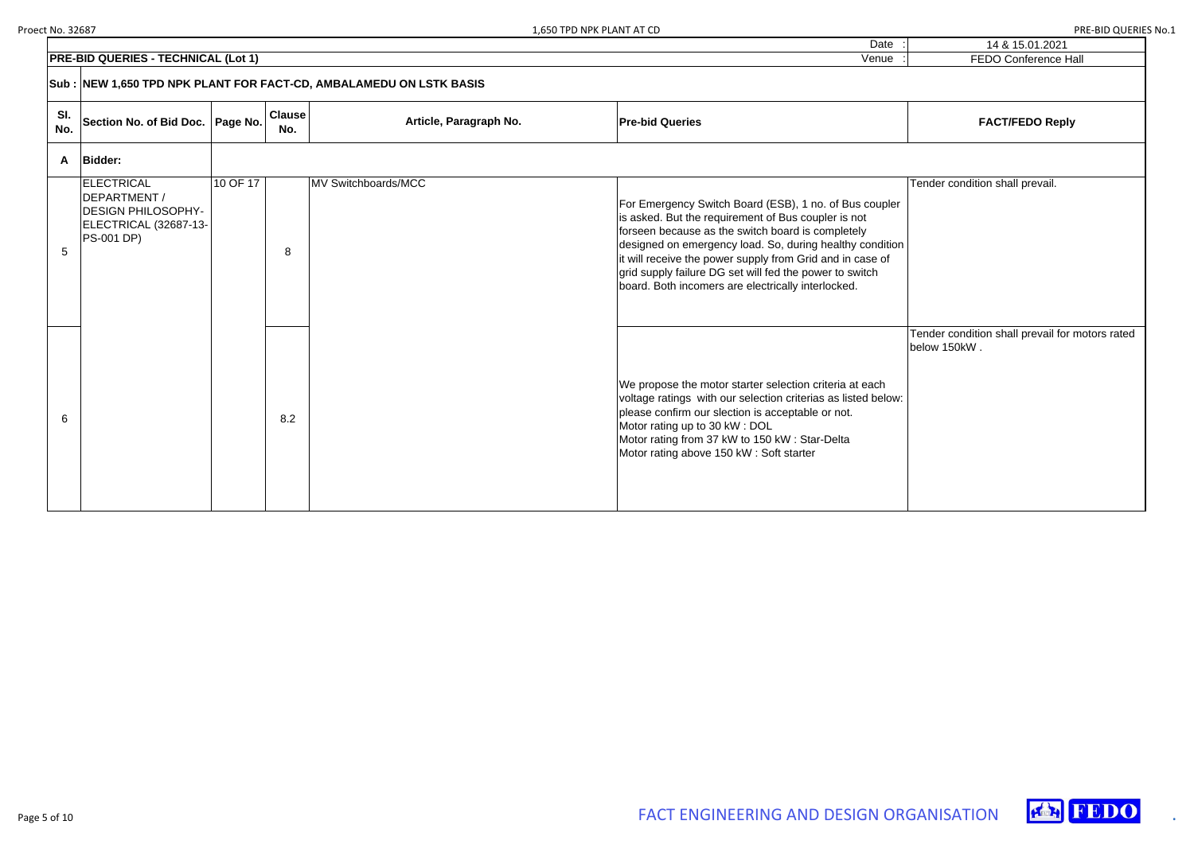| | | | | Date : | 14 & 15.01.2021 |
|---|---|---|---|---|---|
| **PRE-BID QUERIES - TECHNICAL (Lot 1)** | | | | Venue : | FEDO Conference Hall |

**Sub : NEW 1,650 TPD NPK PLANT FOR FACT-CD, AMBALAMEDU ON LSTK BASIS**

| Sl. No. | Section No. of Bid Doc. | Page No. | Clause No. | Article, Paragraph No. | Pre-bid Queries | FACT/FEDO Reply |
|---|---|---|---|---|---|---|
| **A** | **Bidder:** | | | | | |
| 5 | ELECTRICAL DEPARTMENT / DESIGN PHILOSOPHY-ELECTRICAL (32687-13-PS-001 DP) | 10 OF 17 | 8 | MV Switchboards/MCC | For Emergency Switch Board (ESB), 1 no. of Bus coupler is asked. But the requirement of Bus coupler is not forseen because as the switch board is completely designed on emergency load. So, during healthy condition it will receive the power supply from Grid and in case of grid supply failure DG set will fed the power to switch board. Both incomers are electrically interlocked. | Tender condition shall prevail. |
| 6 | | | 8.2 | | We propose the motor starter selection criteria at each voltage ratings with our selection criterias as listed below: please confirm our slection is acceptable or not.<br>Motor rating up to 30 kW : DOL<br>Motor rating from 37 kW to 150 kW : Star-Delta<br>Motor rating above 150 kW : Soft starter | Tender condition shall prevail for motors rated below 150kW . |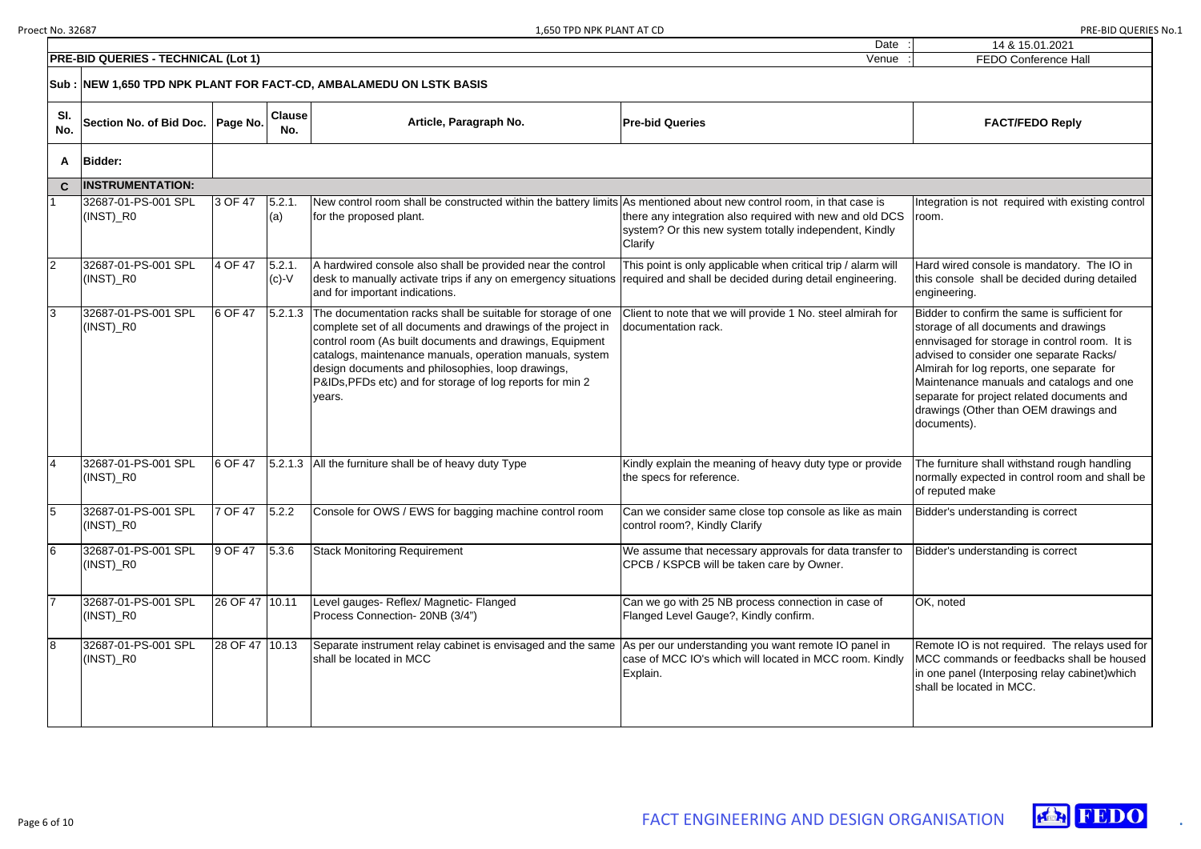| | | | | | Date : | 14 & 15.01.2021 |
|---|---|---|---|---|---|---|
| **PRE-BID QUERIES - TECHNICAL (Lot 1)** | | | | | Venue : | FEDO Conference Hall |

**Sub : NEW 1,650 TPD NPK PLANT FOR FACT-CD, AMBALAMEDU ON LSTK BASIS**

| Sl. No. | Section No. of Bid Doc. | Page No. | Clause No. | Article, Paragraph No. | Pre-bid Queries | FACT/FEDO Reply |
|---|---|---|---|---|---|---|
| **A** | **Bidder:** | | | | | |
| **C** | **INSTRUMENTATION:** | | | | | |
| 1 | 32687-01-PS-001 SPL (INST)_R0 | 3 OF 47 | 5.2.1.(a) | New control room shall be constructed within the battery limits for the proposed plant. | As mentioned about new control room, in that case is there any integration also required with new and old DCS system? Or this new system totally independent, Kindly Clarify | Integration is not required with existing control room. |
| 2 | 32687-01-PS-001 SPL (INST)_R0 | 4 OF 47 | 5.2.1.(c)-V | A hardwired console also shall be provided near the control desk to manually activate trips if any on emergency situations and for important indications. | This point is only applicable when critical trip / alarm will required and shall be decided during detail engineering. | Hard wired console is mandatory. The IO in this console shall be decided during detailed engineering. |
| 3 | 32687-01-PS-001 SPL (INST)_R0 | 6 OF 47 | 5.2.1.3 | The documentation racks shall be suitable for storage of one complete set of all documents and drawings of the project in control room (As built documents and drawings, Equipment catalogs, maintenance manuals, operation manuals, system design documents and philosophies, loop drawings, P&IDs,PFDs etc) and for storage of log reports for min 2 years. | Client to note that we will provide 1 No. steel almirah for documentation rack. | Bidder to confirm the same is sufficient for storage of all documents and drawings ennvisaged for storage in control room. It is advised to consider one separate Racks/ Almirah for log reports, one separate for Maintenance manuals and catalogs and one separate for project related documents and drawings (Other than OEM drawings and documents). |
| 4 | 32687-01-PS-001 SPL (INST)_R0 | 6 OF 47 | 5.2.1.3 | All the furniture shall be of heavy duty Type | Kindly explain the meaning of heavy duty type or provide the specs for reference. | The furniture shall withstand rough handling normally expected in control room and shall be of reputed make |
| 5 | 32687-01-PS-001 SPL (INST)_R0 | 7 OF 47 | 5.2.2 | Console for OWS / EWS for bagging machine control room | Can we consider same close top console as like as main control room?, Kindly Clarify | Bidder's understanding is correct |
| 6 | 32687-01-PS-001 SPL (INST)_R0 | 9 OF 47 | 5.3.6 | Stack Monitoring Requirement | We assume that necessary approvals for data transfer to CPCB / KSPCB will be taken care by Owner. | Bidder's understanding is correct |
| 7 | 32687-01-PS-001 SPL (INST)_R0 | 26 OF 47 | 10.11 | Level gauges- Reflex/ Magnetic- Flanged Process Connection- 20NB (3/4") | Can we go with 25 NB process connection in case of Flanged Level Gauge?, Kindly confirm. | OK, noted |
| 8 | 32687-01-PS-001 SPL (INST)_R0 | 28 OF 47 | 10.13 | Separate instrument relay cabinet is envisaged and the same shall be located in MCC | As per our understanding you want remote IO panel in case of MCC IO's which will located in MCC room. Kindly Explain. | Remote IO is not required. The relays used for MCC commands or feedbacks shall be housed in one panel (Interposing relay cabinet)which shall be located in MCC. |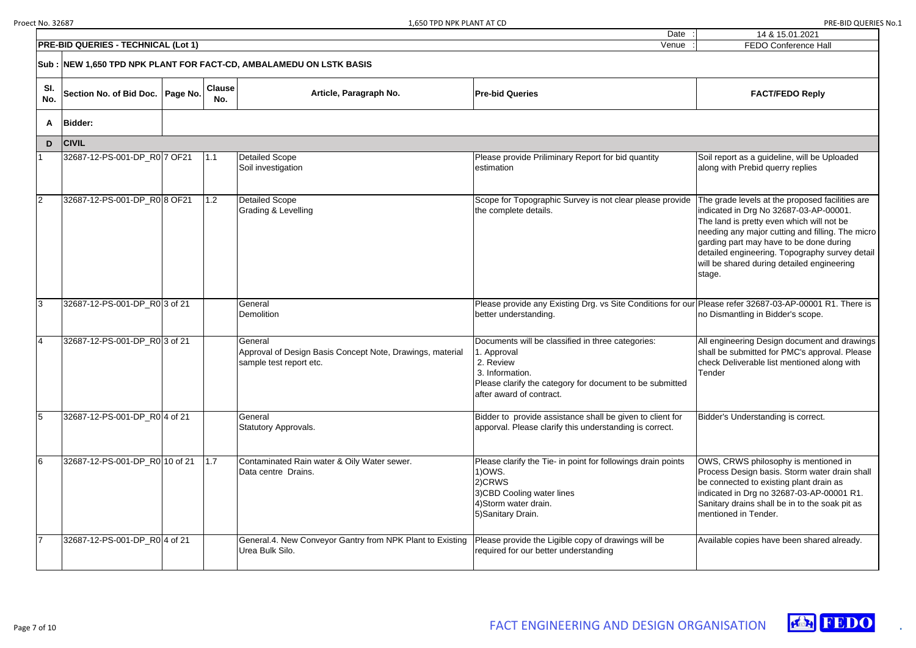| | | | | | Date : | 14 & 15.01.2021 |
|---|---|---|---|---|---|---|
| **PRE-BID QUERIES - TECHNICAL (Lot 1)** | | | | | Venue : | FEDO Conference Hall |

**Sub : NEW 1,650 TPD NPK PLANT FOR FACT-CD, AMBALAMEDU ON LSTK BASIS**

| Sl. No. | Section No. of Bid Doc. | Page No. | Clause No. | Article, Paragraph No. | Pre-bid Queries | FACT/FEDO Reply |
|---|---|---|---|---|---|---|
| **A** | **Bidder:** | | | | | |
| **D** | **CIVIL** | | | | | |
| 1 | 32687-12-PS-001-DP_R0 | 7 OF21 | 1.1 | Detailed Scope<br>Soil investigation | Please provide Priliminary Report for bid quantity estimation | Soil report as a guideline, will be Uploaded along with Prebid querry replies |
| 2 | 32687-12-PS-001-DP_R0 | 8 OF21 | 1.2 | Detailed Scope<br>Grading & Levelling | Scope for Topographic Survey is not clear please provide the complete details. | The grade levels at the proposed facilities are indicated in Drg No 32687-03-AP-00001.<br>The land is pretty even which will not be needing any major cutting and filling. The micro garding part may have to be done during detailed engineering. Topography survey detail will be shared during detailed engineering stage. |
| 3 | 32687-12-PS-001-DP_R0 | 3 of 21 | | General<br>Demolition | Please provide any Existing Drg. vs Site Conditions for our better understanding. | Please refer 32687-03-AP-00001 R1. There is no Dismantling in Bidder's scope. |
| 4 | 32687-12-PS-001-DP_R0 | 3 of 21 | | General<br>Approval of Design Basis Concept Note, Drawings, material sample test report etc. | Documents will be classified in three categories:<br>1. Approval<br>2. Review<br>3. Information.<br>Please clarify the category for document to be submitted after award of contract. | All engineering Design document and drawings shall be submitted for PMC's approval. Please check Deliverable list mentioned along with Tender |
| 5 | 32687-12-PS-001-DP_R0 | 4 of 21 | | General<br>Statutory Approvals. | Bidder to provide assistance shall be given to client for apporval. Please clarify this understanding is correct. | Bidder's Understanding is correct. |
| 6 | 32687-12-PS-001-DP_R0 | 10 of 21 | 1.7 | Contaminated Rain water & Oily Water sewer.<br>Data centre Drains. | Please clarify the Tie- in point for followings drain points<br>1)OWS.<br>2)CRWS<br>3)CBD Cooling water lines<br>4)Storm water drain.<br>5)Sanitary Drain. | OWS, CRWS philosophy is mentioned in Process Design basis. Storm water drain shall be connected to existing plant drain as indicated in Drg no 32687-03-AP-00001 R1. Sanitary drains shall be in to the soak pit as mentioned in Tender. |
| 7 | 32687-12-PS-001-DP_R0 | 4 of 21 | | General.4. New Conveyor Gantry from NPK Plant to Existing Urea Bulk Silo. | Please provide the Ligible copy of drawings will be required for our better understanding | Available copies have been shared already. |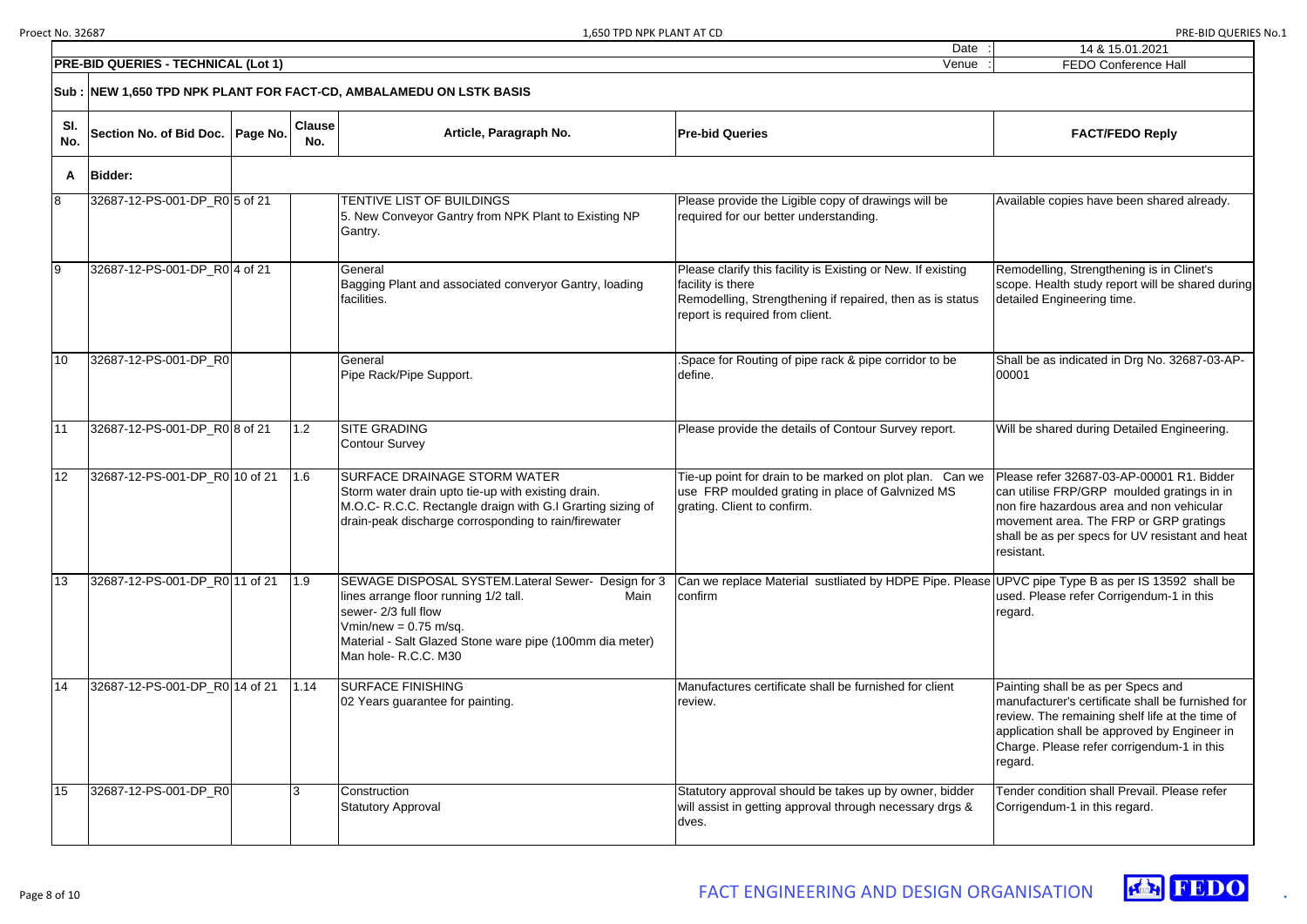| | | | | | Date : | 14 & 15.01.2021 |
|---|---|---|---|---|---|---|
| **PRE-BID QUERIES - TECHNICAL (Lot 1)** | | | | | Venue : | FEDO Conference Hall |

**Sub : NEW 1,650 TPD NPK PLANT FOR FACT-CD, AMBALAMEDU ON LSTK BASIS**

| Sl. No. | Section No. of Bid Doc. | Page No. | Clause No. | Article, Paragraph No. | Pre-bid Queries | FACT/FEDO Reply |
|---|---|---|---|---|---|---|
| **A** | **Bidder:** | | | | | |
| 8 | 32687-12-PS-001-DP_R0 | 5 of 21 | | TENTIVE LIST OF BUILDINGS<br>5. New Conveyor Gantry from NPK Plant to Existing NP Gantry. | Please provide the Ligible copy of drawings will be required for our better understanding. | Available copies have been shared already. |
| 9 | 32687-12-PS-001-DP_R0 | 4 of 21 | | General<br>Bagging Plant and associated converyor Gantry, loading facilities. | Please clarify this facility is Existing or New. If existing facility is there<br>Remodelling, Strengthening if repaired, then as is status report is required from client. | Remodelling, Strengthening is in Clinet's scope. Health study report will be shared during detailed Engineering time. |
| 10 | 32687-12-PS-001-DP_R0 | | | General<br>Pipe Rack/Pipe Support. | .Space for Routing of pipe rack & pipe corridor to be define. | Shall be as indicated in Drg No. 32687-03-AP-00001 |
| 11 | 32687-12-PS-001-DP_R0 | 8 of 21 | 1.2 | SITE GRADING<br>Contour Survey | Please provide the details of Contour Survey report. | Will be shared during Detailed Engineering. |
| 12 | 32687-12-PS-001-DP_R0 | 10 of 21 | 1.6 | SURFACE DRAINAGE STORM WATER<br>Storm water drain upto tie-up with existing drain.<br>M.O.C- R.C.C. Rectangle draign with G.I Grarting sizing of drain-peak discharge corrosponding to rain/firewater | Tie-up point for drain to be marked on plot plan. Can we use FRP moulded grating in place of Galvnized MS grating. Client to confirm. | Please refer 32687-03-AP-00001 R1. Bidder can utilise FRP/GRP moulded gratings in in non fire hazardous area and non vehicular movement area. The FRP or GRP gratings shall be as per specs for UV resistant and heat resistant. |
| 13 | 32687-12-PS-001-DP_R0 | 11 of 21 | 1.9 | SEWAGE DISPOSAL SYSTEM.Lateral Sewer- Design for 3 lines arrange floor running 1/2 tall. Main sewer- 2/3 full flow<br>Vmin/new = 0.75 m/sq.<br>Material - Salt Glazed Stone ware pipe (100mm dia meter)<br>Man hole- R.C.C. M30 | Can we replace Material sustliated by HDPE Pipe. Please confirm | UPVC pipe Type B as per IS 13592 shall be used. Please refer Corrigendum-1 in this regard. |
| 14 | 32687-12-PS-001-DP_R0 | 14 of 21 | 1.14 | SURFACE FINISHING<br>02 Years guarantee for painting. | Manufactures certificate shall be furnished for client review. | Painting shall be as per Specs and manufacturer's certificate shall be furnished for review. The remaining shelf life at the time of application shall be approved by Engineer in Charge. Please refer corrigendum-1 in this regard. |
| 15 | 32687-12-PS-001-DP_R0 | | 3 | Construction<br>Statutory Approval | Statutory approval should be takes up by owner, bidder will assist in getting approval through necessary drgs & dves. | Tender condition shall Prevail. Please refer Corrigendum-1 in this regard. |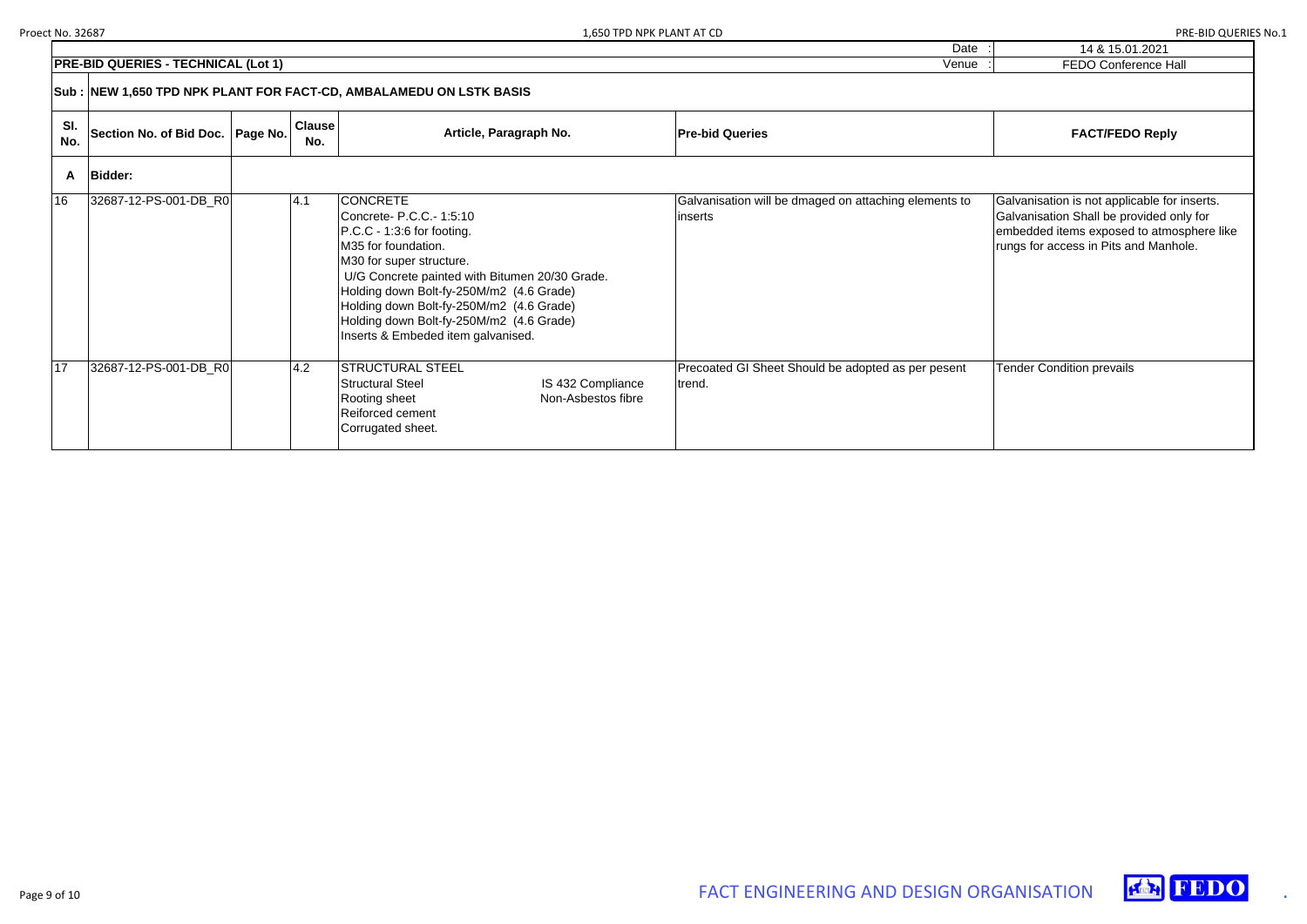| | | | | Date : | 14 & 15.01.2021 |
|---|---|---|---|---|---|
| **PRE-BID QUERIES - TECHNICAL (Lot 1)** | | | | Venue : | FEDO Conference Hall |

**Sub : NEW 1,650 TPD NPK PLANT FOR FACT-CD, AMBALAMEDU ON LSTK BASIS**

| Sl. No. | Section No. of Bid Doc. | Page No. | Clause No. | Article, Paragraph No. | Pre-bid Queries | FACT/FEDO Reply |
|---|---|---|---|---|---|---|
| **A** | **Bidder:** | | | | | |
| 16 | 32687-12-PS-001-DB_R0 | | 4.1 | CONCRETE<br>Concrete- P.C.C.- 1:5:10<br>P.C.C - 1:3:6 for footing.<br>M35 for foundation.<br>M30 for super structure.<br>U/G Concrete painted with Bitumen 20/30 Grade.<br>Holding down Bolt-fy-250M/m2 (4.6 Grade)<br>Holding down Bolt-fy-250M/m2 (4.6 Grade)<br>Holding down Bolt-fy-250M/m2 (4.6 Grade)<br>Inserts & Embeded item galvanised. | Galvanisation will be dmaged on attaching elements to inserts | Galvanisation is not applicable for inserts. Galvanisation Shall be provided only for embedded items exposed to atmosphere like rungs for access in Pits and Manhole. |
| 17 | 32687-12-PS-001-DB_R0 | | 4.2 | STRUCTURAL STEEL<br>Structural Steel — IS 432 Compliance<br>Rooting sheet — Non-Asbestos fibre<br>Reiforced cement<br>Corrugated sheet. | Precoated GI Sheet Should be adopted as per pesent trend. | Tender Condition prevails |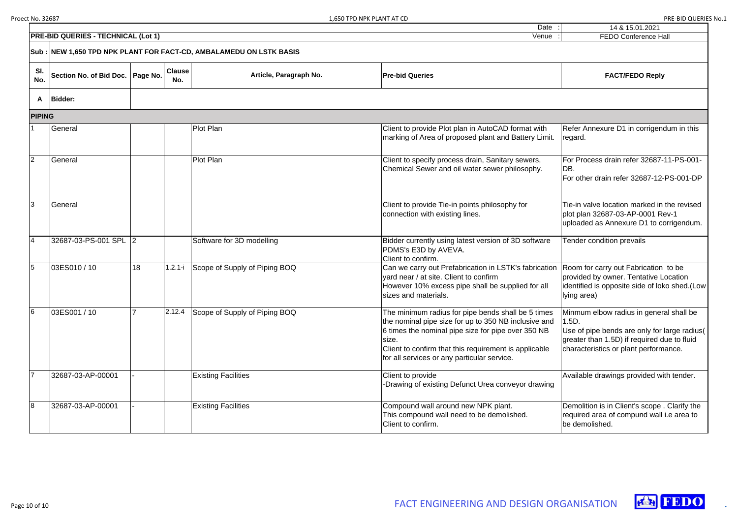| | | | | | | Date : | 14 & 15.01.2021 |
|---|---|---|---|---|---|---|---|
| **PRE-BID QUERIES - TECHNICAL (Lot 1)** | | | | | | Venue : | FEDO Conference Hall |

**Sub : NEW 1,650 TPD NPK PLANT FOR FACT-CD, AMBALAMEDU ON LSTK BASIS**

| Sl. No. | Section No. of Bid Doc. | Page No. | Clause No. | Article, Paragraph No. | Pre-bid Queries | FACT/FEDO Reply |
|---|---|---|---|---|---|---|
| **A** | **Bidder:** | | | | | |
| **PIPING** | | | | | | |
| 1 | General | | | Plot Plan | Client to provide Plot plan in AutoCAD format with marking of Area of proposed plant and Battery Limit. | Refer Annexure D1 in corrigendum in this regard. |
| 2 | General | | | Plot Plan | Client to specify process drain, Sanitary sewers, Chemical Sewer and oil water sewer philosophy. | For Process drain refer 32687-11-PS-001-DB.<br>For other drain refer 32687-12-PS-001-DP |
| 3 | General | | | | Client to provide Tie-in points philosophy for connection with existing lines. | Tie-in valve location marked in the revised plot plan 32687-03-AP-0001 Rev-1 uploaded as Annexure D1 to corrigendum. |
| 4 | 32687-03-PS-001 SPL | 2 | | Software for 3D modelling | Bidder currently using latest version of 3D software PDMS's E3D by AVEVA.<br>Client to confirm. | Tender condition prevails |
| 5 | 03ES010 / 10 | 18 | 1.2.1-i | Scope of Supply of Piping BOQ | Can we carry out Prefabrication in LSTK's fabrication yard near / at site. Client to confirm<br>However 10% excess pipe shall be supplied for all sizes and materials. | Room for carry out Fabrication to be provided by owner. Tentative Location identified is opposite side of loko shed.(Low lying area) |
| 6 | 03ES001 / 10 | 7 | 2.12.4 | Scope of Supply of Piping BOQ | The minimum radius for pipe bends shall be 5 times the nominal pipe size for up to 350 NB inclusive and 6 times the nominal pipe size for pipe over 350 NB size.<br>Client to confirm that this requirement is applicable for all services or any particular service. | Minmum elbow radius in general shall be 1.5D.<br>Use of pipe bends are only for large radius( greater than 1.5D) if required due to fluid characteristics or plant performance. |
| 7 | 32687-03-AP-00001 | - | | Existing Facilities | Client to provide<br>-Drawing of existing Defunct Urea conveyor drawing | Available drawings provided with tender. |
| 8 | 32687-03-AP-00001 | - | | Existing Facilities | Compound wall around new NPK plant.<br>This compound wall need to be demolished.<br>Client to confirm. | Demolition is in Client's scope . Clarify the required area of compund wall i.e area to be demolished. |

FACT ENGINEERING AND DESIGN ORGANISATION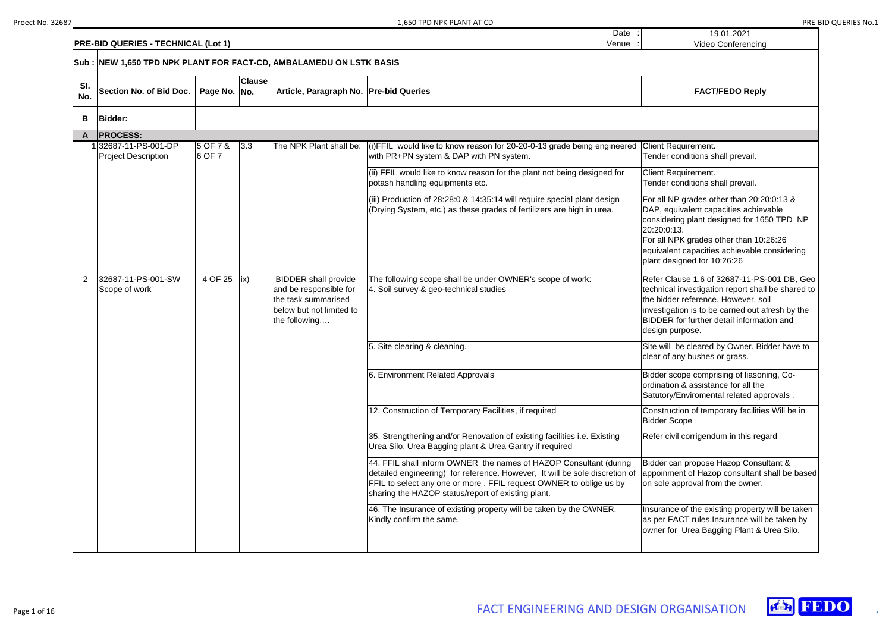| | **PRE-BID QUERIES - TECHNICAL (Lot 1)** | | | | Date : | 19.01.2021 |
|---|---|---|---|---|---|---|
| | | | | | Venue : | Video Conferencing |

**Sub : NEW 1,650 TPD NPK PLANT FOR FACT-CD, AMBALAMEDU ON LSTK BASIS**

| Sl. No. | Section No. of Bid Doc. | Page No. | Clause No. | Article, Paragraph No. | Pre-bid Queries | FACT/FEDO Reply |
|---|---|---|---|---|---|---|
| **B** | **Bidder:** | | | | | |
| **A** | **PROCESS:** | | | | | |
| 1 | 32687-11-PS-001-DP Project Description | 5 OF 7 & 6 OF 7 | 3.3 | The NPK Plant shall be: | (i)FFIL would like to know reason for 20-20-0-13 grade being engineered with PR+PN system & DAP with PN system. | Client Requirement. Tender conditions shall prevail. |
| | | | | | (ii) FFIL would like to know reason for the plant not being designed for potash handling equipments etc. | Client Requirement. Tender conditions shall prevail. |
| | | | | | (iii) Production of 28:28:0 & 14:35:14 will require special plant design (Drying System, etc.) as these grades of fertilizers are high in urea. | For all NP grades other than 20:20:0:13 & DAP, equivalent capacities achievable considering plant designed for 1650 TPD NP 20:20:0:13. For all NPK grades other than 10:26:26 equivalent capacities achievable considering plant designed for 10:26:26 |
| 2 | 32687-11-PS-001-SW Scope of work | 4 OF 25 | ix) | BIDDER shall provide and be responsible for the task summarised below but not limited to the following…. | The following scope shall be under OWNER's scope of work: 4. Soil survey & geo-technical studies | Refer Clause 1.6 of 32687-11-PS-001 DB, Geo technical investigation report shall be shared to the bidder reference. However, soil investigation is to be carried out afresh by the BIDDER for further detail information and design purpose. |
| | | | | | 5. Site clearing & cleaning. | Site will be cleared by Owner. Bidder have to clear of any bushes or grass. |
| | | | | | 6. Environment Related Approvals | Bidder scope comprising of liasoning, Co-ordination & assistance for all the Satutory/Enviromental related approvals . |
| | | | | | 12. Construction of Temporary Facilities, if required | Construction of temporary facilities Will be in Bidder Scope |
| | | | | | 35. Strengthening and/or Renovation of existing facilities i.e. Existing Urea Silo, Urea Bagging plant & Urea Gantry if required | Refer civil corrigendum in this regard |
| | | | | | 44. FFIL shall inform OWNER the names of HAZOP Consultant (during detailed engineering) for reference. However, It will be sole discretion of FFIL to select any one or more . FFIL request OWNER to oblige us by sharing the HAZOP status/report of existing plant. | Bidder can propose Hazop Consultant & appoinment of Hazop consultant shall be based on sole approval from the owner. |
| | | | | | 46. The Insurance of existing property will be taken by the OWNER. Kindly confirm the same. | Insurance of the existing property will be taken as per FACT rules.Insurance will be taken by owner for Urea Bagging Plant & Urea Silo. |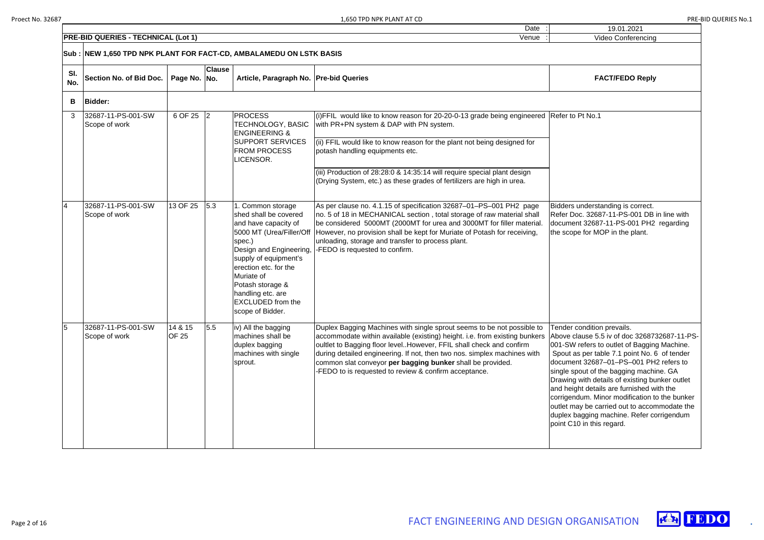| | | Date : | 19.01.2021 |
|---|---|---|---|
| **PRE-BID QUERIES - TECHNICAL (Lot 1)** | | Venue : | Video Conferencing |

**Sub : NEW 1,650 TPD NPK PLANT FOR FACT-CD, AMBALAMEDU ON LSTK BASIS**

| Sl. No. | Section No. of Bid Doc. | Page No. | Clause No. | Article, Paragraph No. | Pre-bid Queries | FACT/FEDO Reply |
|---|---|---|---|---|---|---|
| **B** | **Bidder:** | | | | | |
| 3 | 32687-11-PS-001-SW Scope of work | 6 OF 25 | 2 | PROCESS TECHNOLOGY, BASIC ENGINEERING & SUPPORT SERVICES FROM PROCESS LICENSOR. | (i)FFIL would like to know reason for 20-20-0-13 grade being engineered with PR+PN system & DAP with PN system.<br><br>(ii) FFIL would like to know reason for the plant not being designed for potash handling equipments etc.<br><br>(iii) Production of 28:28:0 & 14:35:14 will require special plant design (Drying System, etc.) as these grades of fertilizers are high in urea. | Refer to Pt No.1 |
| 4 | 32687-11-PS-001-SW Scope of work | 13 OF 25 | 5.3 | 1. Common storage shed shall be covered and have capacity of 5000 MT (Urea/Filler/Off spec.)<br>Design and Engineering, supply of equipment's erection etc. for the Muriate of Potash storage & handling etc. are EXCLUDED from the scope of Bidder. | As per clause no. 4.1.15 of specification 32687–01–PS–001 PH2 page no. 5 of 18 in MECHANICAL section , total storage of raw material shall be considered 5000MT (2000MT for urea and 3000MT for filler material. However, no provision shall be kept for Muriate of Potash for receiving, unloading, storage and transfer to process plant.<br>-FEDO is requested to confirm. | Bidders understanding is correct.<br>Refer Doc. 32687-11-PS-001 DB in line with document 32687-11-PS-001 PH2 regarding the scope for MOP in the plant. |
| 5 | 32687-11-PS-001-SW Scope of work | 14 & 15 OF 25 | 5.5 | iv) All the bagging machines shall be duplex bagging machines with single sprout. | Duplex Bagging Machines with single sprout seems to be not possible to accommodate within available (existing) height. i.e. from existing bunkers oultlet to Bagging floor level..However, FFIL shall check and confirm during detailed engineering. If not, then two nos. simplex machines with common slat conveyor **per bagging bunker** shall be provided.<br>-FEDO to is requested to review & confirm acceptance. | Tender condition prevails.<br>Above clause 5.5 iv of doc 3268732687-11-PS-001-SW refers to outlet of Bagging Machine. Spout as per table 7.1 point No. 6 of tender document 32687–01–PS–001 PH2 refers to single spout of the bagging machine. GA Drawing with details of existing bunker outlet and height details are furnished with the corrigendum. Minor modification to the bunker outlet may be carried out to accommodate the duplex bagging machine. Refer corrigendum point C10 in this regard. |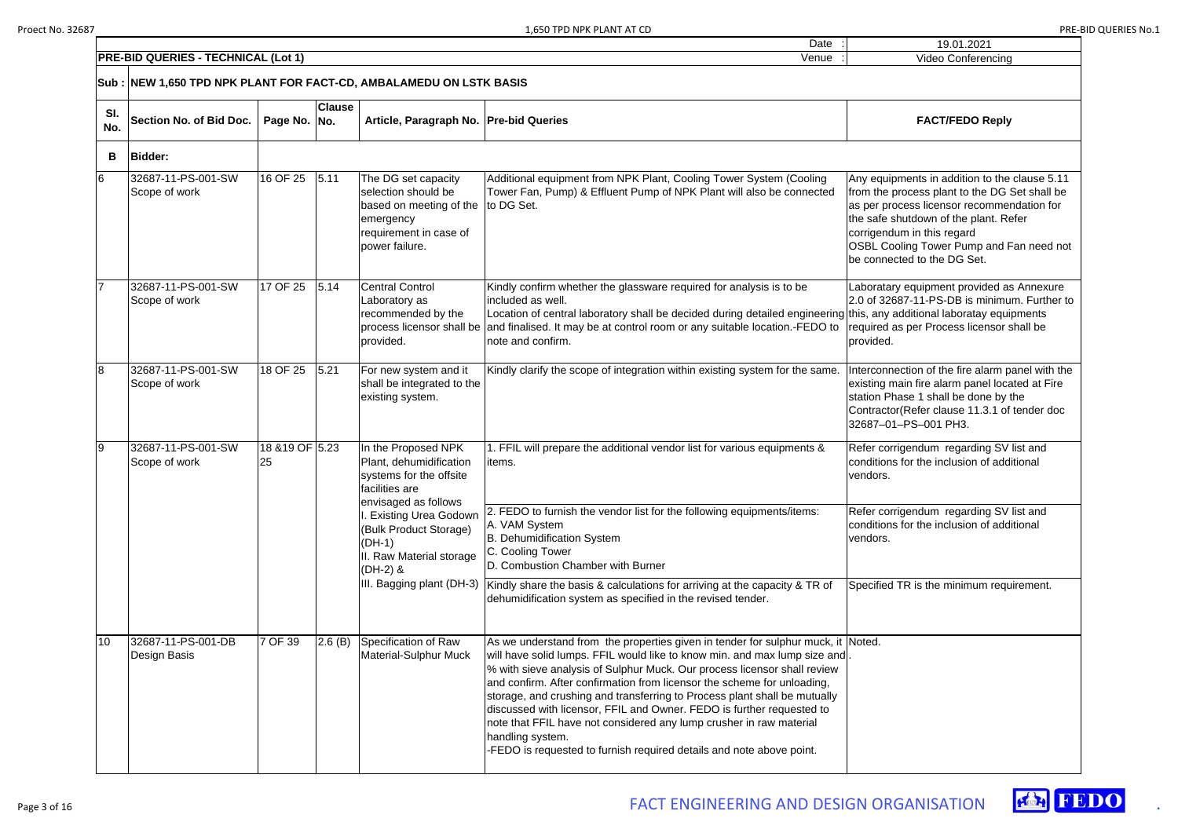| | | | | | Date : | 19.01.2021 |
|---|---|---|---|---|---|---|
| **PRE-BID QUERIES - TECHNICAL (Lot 1)** | | | | | Venue : | Video Conferencing |

**Sub : NEW 1,650 TPD NPK PLANT FOR FACT-CD, AMBALAMEDU ON LSTK BASIS**

| Sl. No. | Section No. of Bid Doc. | Page No. | Clause No. | Article, Paragraph No. | Pre-bid Queries | FACT/FEDO Reply |
|---|---|---|---|---|---|---|
| **B** | **Bidder:** | | | | | |
| 6 | 32687-11-PS-001-SW Scope of work | 16 OF 25 | 5.11 | The DG set capacity selection should be based on meeting of the emergency requirement in case of power failure. | Additional equipment from NPK Plant, Cooling Tower System (Cooling Tower Fan, Pump) & Effluent Pump of NPK Plant will also be connected to DG Set. | Any equipments in addition to the clause 5.11 from the process plant to the DG Set shall be as per process licensor recommendation for the safe shutdown of the plant. Refer corrigendum in this regard<br>OSBL Cooling Tower Pump and Fan need not be connected to the DG Set. |
| 7 | 32687-11-PS-001-SW Scope of work | 17 OF 25 | 5.14 | Central Control Laboratory as recommended by the process licensor shall be provided. | Kindly confirm whether the glassware required for analysis is to be included as well.<br>Location of central laboratory shall be decided during detailed engineering and finalised. It may be at control room or any suitable location.-FEDO to note and confirm. | Laboratary equipment provided as Annexure 2.0 of 32687-11-PS-DB is minimum. Further to this, any additional laboratay equipments required as per Process licensor shall be provided. |
| 8 | 32687-11-PS-001-SW Scope of work | 18 OF 25 | 5.21 | For new system and it shall be integrated to the existing system. | Kindly clarify the scope of integration within existing system for the same. | Interconnection of the fire alarm panel with the existing main fire alarm panel located at Fire station Phase 1 shall be done by the Contractor(Refer clause 11.3.1 of tender doc 32687–01–PS–001 PH3. |
| 9 | 32687-11-PS-001-SW Scope of work | 18 &19 OF 25 | 5.23 | In the Proposed NPK Plant, dehumidification systems for the offsite facilities are envisaged as follows<br>I. Existing Urea Godown (Bulk Product Storage) (DH-1)<br>II. Raw Material storage (DH-2) &<br>III. Bagging plant (DH-3) | 1. FFIL will prepare the additional vendor list for various equipments & items. | Refer corrigendum regarding SV list and conditions for the inclusion of additional vendors. |
| | | | | | 2. FEDO to furnish the vendor list for the following equipments/items:<br>A. VAM System<br>B. Dehumidification System<br>C. Cooling Tower<br>D. Combustion Chamber with Burner | Refer corrigendum regarding SV list and conditions for the inclusion of additional vendors. |
| | | | | | Kindly share the basis & calculations for arriving at the capacity & TR of dehumidification system as specified in the revised tender. | Specified TR is the minimum requirement. |
| 10 | 32687-11-PS-001-DB Design Basis | 7 OF 39 | 2.6 (B) | Specification of Raw Material-Sulphur Muck | As we understand from the properties given in tender for sulphur muck, it will have solid lumps. FFIL would like to know min. and max lump size and % with sieve analysis of Sulphur Muck. Our process licensor shall review and confirm. After confirmation from licensor the scheme for unloading, storage, and crushing and transferring to Process plant shall be mutually discussed with licensor, FFIL and Owner. FEDO is further requested to note that FFIL have not considered any lump crusher in raw material handling system.<br>-FEDO is requested to furnish required details and note above point. | Noted. |

FACT ENGINEERING AND DESIGN ORGANISATION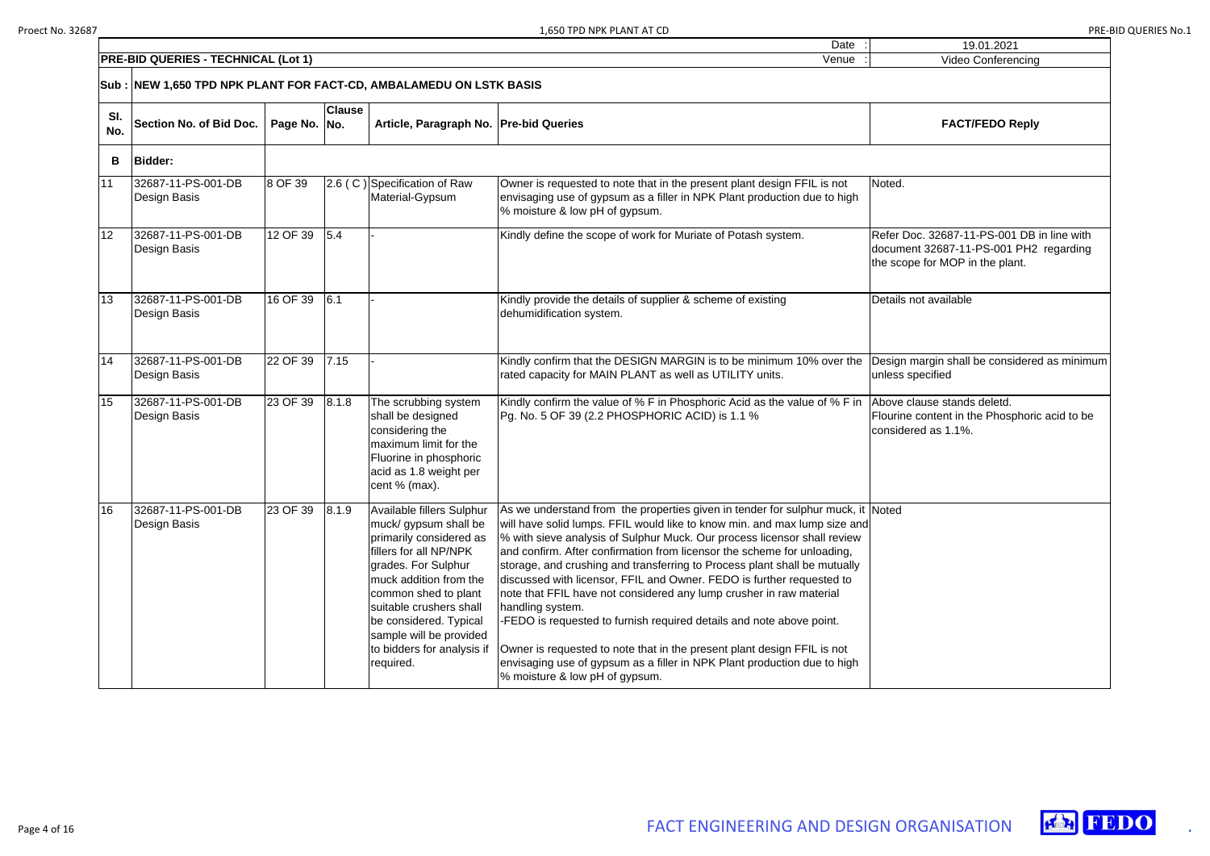| | | | | | Date : | 19.01.2021 |
|---|---|---|---|---|---|---|
| **PRE-BID QUERIES - TECHNICAL (Lot 1)** | | | | | Venue : | Video Conferencing |

**Sub : NEW 1,650 TPD NPK PLANT FOR FACT-CD, AMBALAMEDU ON LSTK BASIS**

| Sl. No. | Section No. of Bid Doc. | Page No. | Clause No. | Article, Paragraph No. | Pre-bid Queries | FACT/FEDO Reply |
|---|---|---|---|---|---|---|
| **B** | **Bidder:** | | | | | |
| 11 | 32687-11-PS-001-DB Design Basis | 8 OF 39 | 2.6 ( C ) | Specification of Raw Material-Gypsum | Owner is requested to note that in the present plant design FFIL is not envisaging use of gypsum as a filler in NPK Plant production due to high % moisture & low pH of gypsum. | Noted. |
| 12 | 32687-11-PS-001-DB Design Basis | 12 OF 39 | 5.4 | - | Kindly define the scope of work for Muriate of Potash system. | Refer Doc. 32687-11-PS-001 DB in line with document 32687-11-PS-001 PH2 regarding the scope for MOP in the plant. |
| 13 | 32687-11-PS-001-DB Design Basis | 16 OF 39 | 6.1 | - | Kindly provide the details of supplier & scheme of existing dehumidification system. | Details not available |
| 14 | 32687-11-PS-001-DB Design Basis | 22 OF 39 | 7.15 | - | Kindly confirm that the DESIGN MARGIN is to be minimum 10% over the rated capacity for MAIN PLANT as well as UTILITY units. | Design margin shall be considered as minimum unless specified |
| 15 | 32687-11-PS-001-DB Design Basis | 23 OF 39 | 8.1.8 | The scrubbing system shall be designed considering the maximum limit for the Fluorine in phosphoric acid as 1.8 weight per cent % (max). | Kindly confirm the value of % F in Phosphoric Acid as the value of % F in Pg. No. 5 OF 39 (2.2 PHOSPHORIC ACID) is 1.1 % | Above clause stands deletd. Flourine content in the Phosphoric acid to be considered as 1.1%. |
| 16 | 32687-11-PS-001-DB Design Basis | 23 OF 39 | 8.1.9 | Available fillers Sulphur muck/ gypsum shall be primarily considered as fillers for all NP/NPK grades. For Sulphur muck addition from the common shed to plant suitable crushers shall be considered. Typical sample will be provided to bidders for analysis if required. | As we understand from the properties given in tender for sulphur muck, it will have solid lumps. FFIL would like to know min. and max lump size and % with sieve analysis of Sulphur Muck. Our process licensor shall review and confirm. After confirmation from licensor the scheme for unloading, storage, and crushing and transferring to Process plant shall be mutually discussed with licensor, FFIL and Owner. FEDO is further requested to note that FFIL have not considered any lump crusher in raw material handling system.<br>-FEDO is requested to furnish required details and note above point.<br><br>Owner is requested to note that in the present plant design FFIL is not envisaging use of gypsum as a filler in NPK Plant production due to high % moisture & low pH of gypsum. | Noted |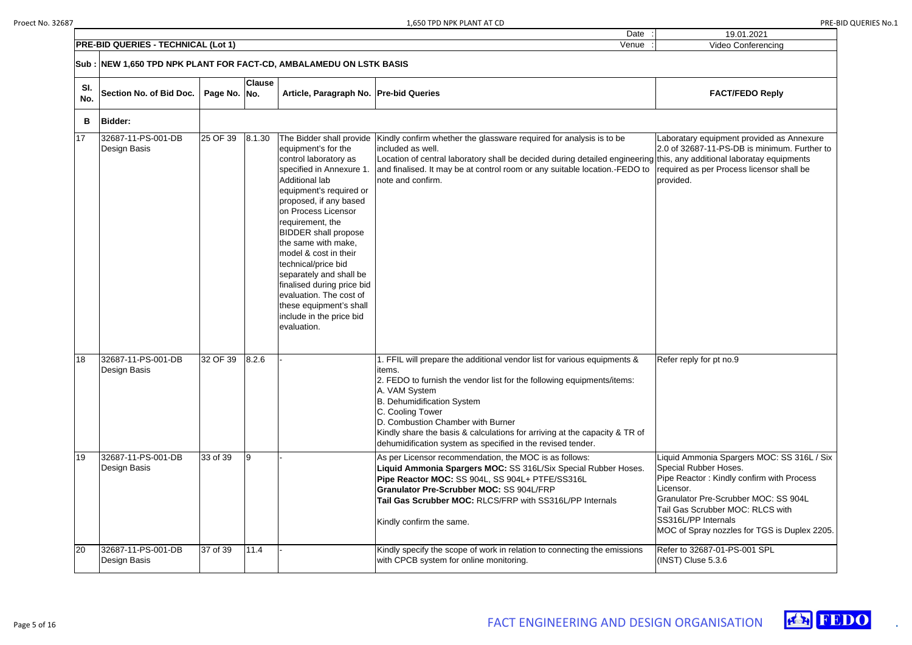| | | | | | Date : | 19.01.2021 |
|---|---|---|---|---|---|---|
| **PRE-BID QUERIES - TECHNICAL (Lot 1)** | | | | | Venue : | Video Conferencing |

**Sub : NEW 1,650 TPD NPK PLANT FOR FACT-CD, AMBALAMEDU ON LSTK BASIS**

| Sl. No. | Section No. of Bid Doc. | Page No. | Clause No. | Article, Paragraph No. | Pre-bid Queries | FACT/FEDO Reply |
|---|---|---|---|---|---|---|
| **B** | **Bidder:** | | | | | |
| 17 | 32687-11-PS-001-DB Design Basis | 25 OF 39 | 8.1.30 | The Bidder shall provide equipment's for the control laboratory as specified in Annexure 1. Additional lab equipment's required or proposed, if any based on Process Licensor requirement, the BIDDER shall propose the same with make, model & cost in their technical/price bid separately and shall be finalised during price bid evaluation. The cost of these equipment's shall include in the price bid evaluation. | Kindly confirm whether the glassware required for analysis is to be included as well.<br>Location of central laboratory shall be decided during detailed engineering and finalised. It may be at control room or any suitable location.-FEDO to note and confirm. | Laboratary equipment provided as Annexure 2.0 of 32687-11-PS-DB is minimum. Further to this, any additional laborataу equipments required as per Process licensor shall be provided. |
| 18 | 32687-11-PS-001-DB Design Basis | 32 OF 39 | 8.2.6 | - | 1. FFIL will prepare the additional vendor list for various equipments & items.<br>2. FEDO to furnish the vendor list for the following equipments/items:<br>A. VAM System<br>B. Dehumidification System<br>C. Cooling Tower<br>D. Combustion Chamber with Burner<br>Kindly share the basis & calculations for arriving at the capacity & TR of dehumidification system as specified in the revised tender. | Refer reply for pt no.9 |
| 19 | 32687-11-PS-001-DB Design Basis | 33 of 39 | 9 | - | As per Licensor recommendation, the MOC is as follows:<br>**Liquid Ammonia Spargers MOC:** SS 316L/Six Special Rubber Hoses.<br>**Pipe Reactor MOC:** SS 904L, SS 904L+ PTFE/SS316L<br>**Granulator Pre-Scrubber MOC:** SS 904L/FRP<br>**Tail Gas Scrubber MOC:** RLCS/FRP with SS316L/PP Internals<br><br>Kindly confirm the same. | Liquid Ammonia Spargers MOC: SS 316L / Six Special Rubber Hoses.<br>Pipe Reactor : Kindly confirm with Process Licensor.<br>Granulator Pre-Scrubber MOC: SS 904L<br>Tail Gas Scrubber MOC: RLCS with SS316L/PP Internals<br>MOC of Spray nozzles for TGS is Duplex 2205. |
| 20 | 32687-11-PS-001-DB Design Basis | 37 of 39 | 11.4 | - | Kindly specify the scope of work in relation to connecting the emissions with CPCB system for online monitoring. | Refer to 32687-01-PS-001 SPL (INST) Cluse 5.3.6 |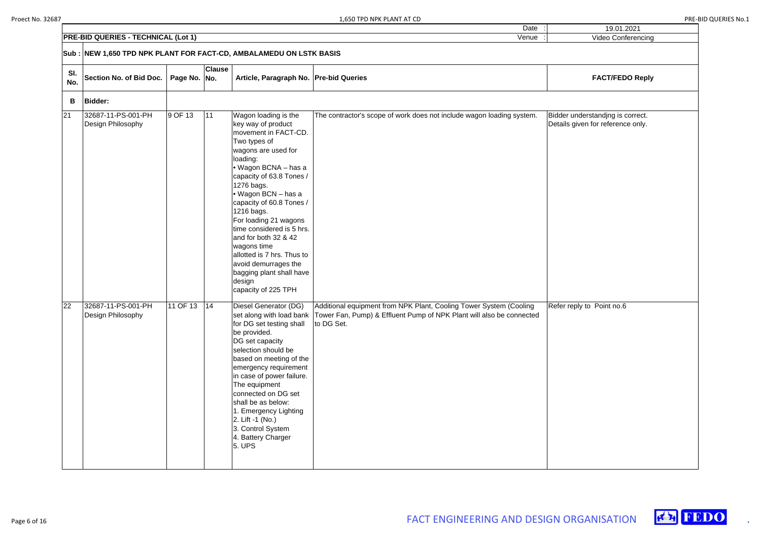| | | Date : | 19.01.2021 |
|---|---|---|---|
| **PRE-BID QUERIES - TECHNICAL (Lot 1)** | | Venue : | Video Conferencing |

**Sub : NEW 1,650 TPD NPK PLANT FOR FACT-CD, AMBALAMEDU ON LSTK BASIS**

| Sl. No. | Section No. of Bid Doc. | Page No. | Clause No. | Article, Paragraph No. | Pre-bid Queries | FACT/FEDO Reply |
|---|---|---|---|---|---|---|
| **B** | **Bidder:** | | | | | |
| 21 | 32687-11-PS-001-PH Design Philosophy | 9 OF 13 | 11 | Wagon loading is the key way of product movement in FACT-CD. Two types of wagons are used for loading:<br>• Wagon BCNA – has a capacity of 63.8 Tones / 1276 bags.<br>• Wagon BCN – has a capacity of 60.8 Tones / 1216 bags.<br>For loading 21 wagons time considered is 5 hrs. and for both 32 & 42 wagons time allotted is 7 hrs. Thus to avoid demurrages the bagging plant shall have design capacity of 225 TPH | The contractor's scope of work does not include wagon loading system. | Bidder understandjng is correct. Details given for reference only. |
| 22 | 32687-11-PS-001-PH Design Philosophy | 11 OF 13 | 14 | Diesel Generator (DG) set along with load bank for DG set testing shall be provided.<br>DG set capacity selection should be based on meeting of the emergency requirement in case of power failure. The equipment connected on DG set shall be as below:<br>1. Emergency Lighting<br>2. Lift -1 (No.)<br>3. Control System<br>4. Battery Charger<br>5. UPS | Additional equipment from NPK Plant, Cooling Tower System (Cooling Tower Fan, Pump) & Effluent Pump of NPK Plant will also be connected to DG Set. | Refer reply to Point no.6 |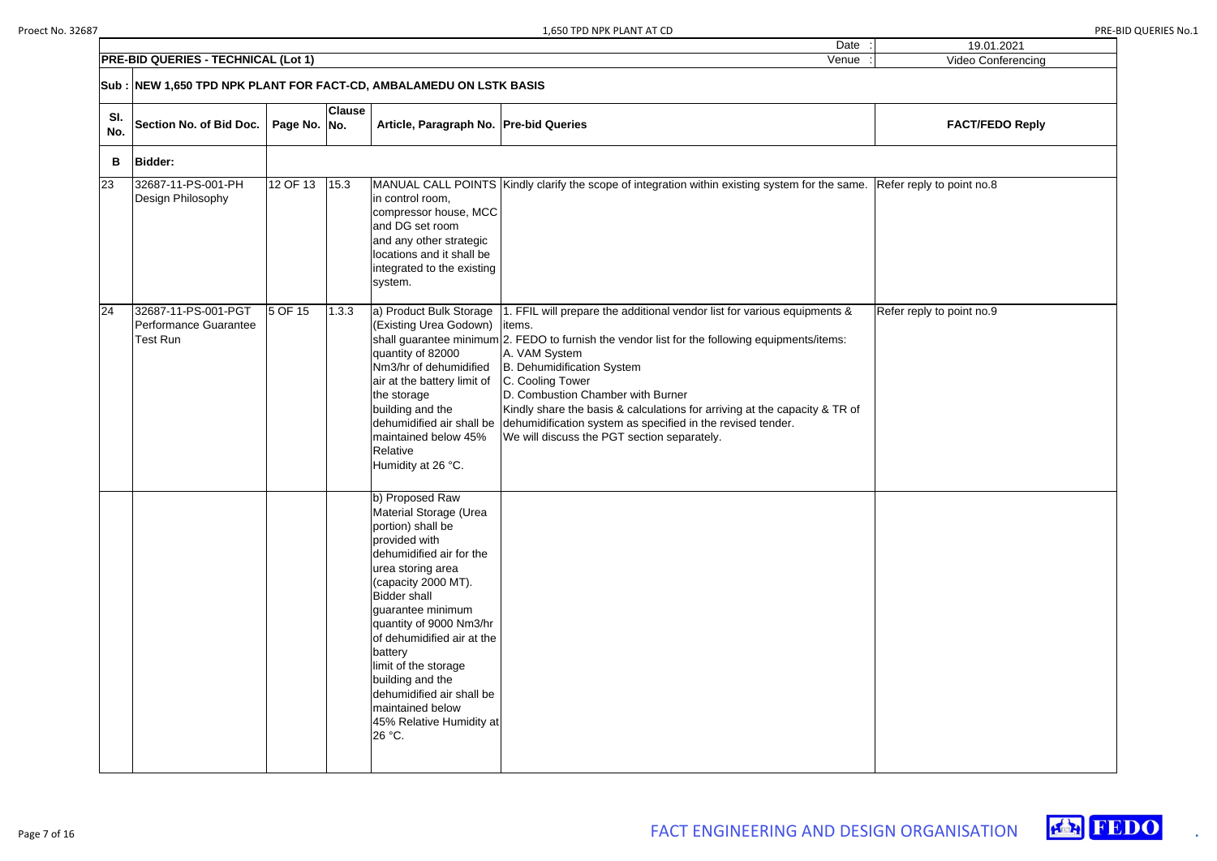| | | | | Date : | 19.01.2021 |
|---|---|---|---|---|---|
| **PRE-BID QUERIES - TECHNICAL (Lot 1)** | | | | Venue : | Video Conferencing |

**Sub : NEW 1,650 TPD NPK PLANT FOR FACT-CD, AMBALAMEDU ON LSTK BASIS**

| Sl. No. | Section No. of Bid Doc. | Page No. | Clause No. | Article, Paragraph No. | Pre-bid Queries | FACT/FEDO Reply |
|---|---|---|---|---|---|---|
| **B** | **Bidder:** | | | | | |
| 23 | 32687-11-PS-001-PH Design Philosophy | 12 OF 13 | 15.3 | MANUAL CALL POINTS in control room, compressor house, MCC and DG set room and any other strategic locations and it shall be integrated to the existing system. | Kindly clarify the scope of integration within existing system for the same. | Refer reply to point no.8 |
| 24 | 32687-11-PS-001-PGT Performance Guarantee Test Run | 5 OF 15 | 1.3.3 | a) Product Bulk Storage (Existing Urea Godown) shall guarantee minimum quantity of 82000 Nm3/hr of dehumidified air at the battery limit of the storage building and the dehumidified air shall be maintained below 45% Relative Humidity at 26 °C. | 1. FFIL will prepare the additional vendor list for various equipments & items.<br>2. FEDO to furnish the vendor list for the following equipments/items:<br>A. VAM System<br>B. Dehumidification System<br>C. Cooling Tower<br>D. Combustion Chamber with Burner<br>Kindly share the basis & calculations for arriving at the capacity & TR of dehumidification system as specified in the revised tender.<br>We will discuss the PGT section separately. | Refer reply to point no.9 |
| | | | | b) Proposed Raw Material Storage (Urea portion) shall be provided with dehumidified air for the urea storing area (capacity 2000 MT). Bidder shall guarantee minimum quantity of 9000 Nm3/hr of dehumidified air at the battery limit of the storage building and the dehumidified air shall be maintained below 45% Relative Humidity at 26 °C. | | |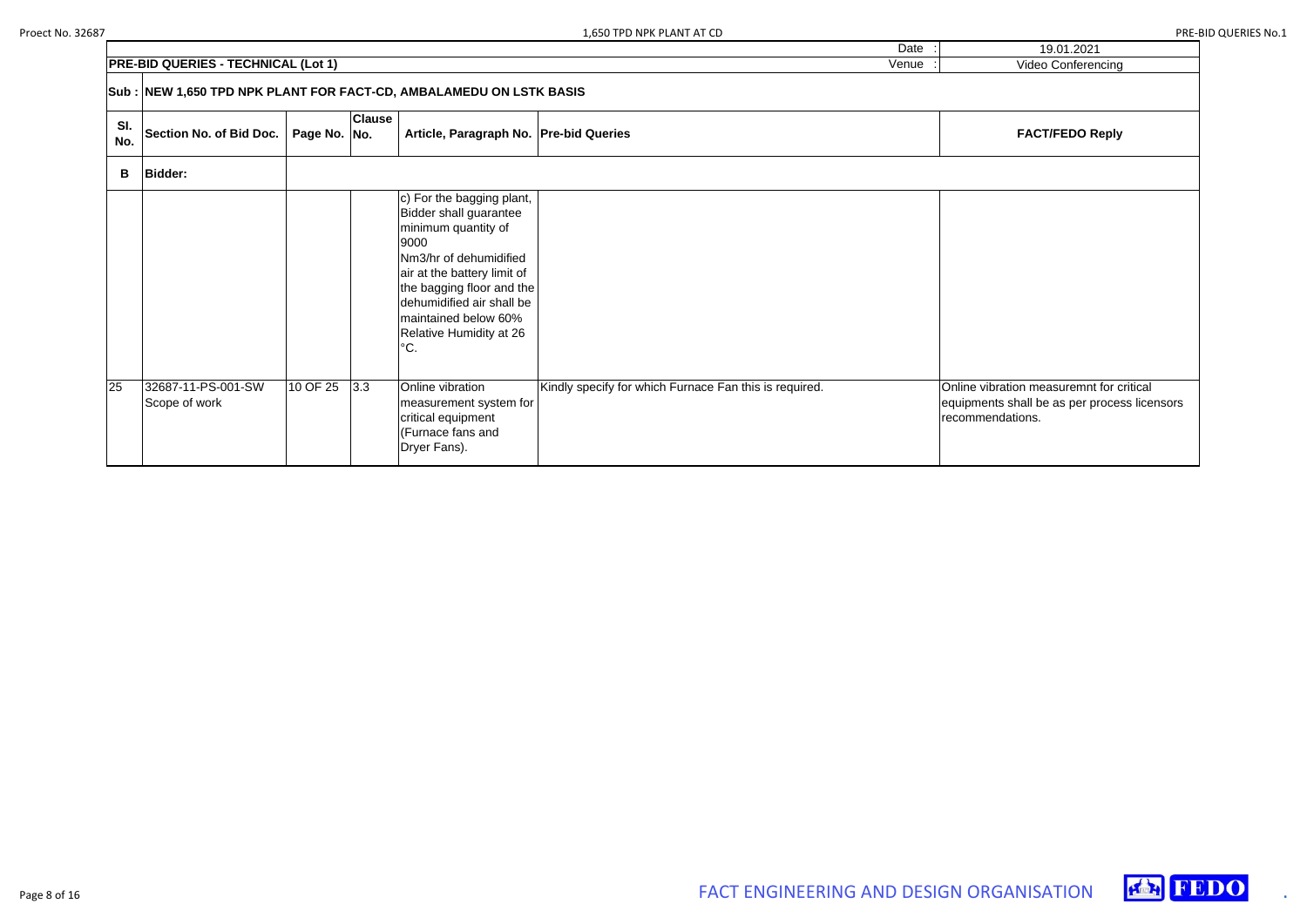| | | | | Date : | 19.01.2021 |
|---|---|---|---|---|---|
| **PRE-BID QUERIES - TECHNICAL (Lot 1)** | | | | Venue : | Video Conferencing |

**Sub : NEW 1,650 TPD NPK PLANT FOR FACT-CD, AMBALAMEDU ON LSTK BASIS**

| Sl. No. | Section No. of Bid Doc. | Page No. | Clause No. | Article, Paragraph No. | Pre-bid Queries | FACT/FEDO Reply |
|---|---|---|---|---|---|---|
| **B** | **Bidder:** | | | | | |
| | | | | c) For the bagging plant, Bidder shall guarantee minimum quantity of 9000 Nm3/hr of dehumidified air at the battery limit of the bagging floor and the dehumidified air shall be maintained below 60% Relative Humidity at 26 °C. | | |
| 25 | 32687-11-PS-001-SW Scope of work | 10 OF 25 | 3.3 | Online vibration measurement system for critical equipment (Furnace fans and Dryer Fans). | Kindly specify for which Furnace Fan this is required. | Online vibration measuremnt for critical equipments shall be as per process licensors recommendations. |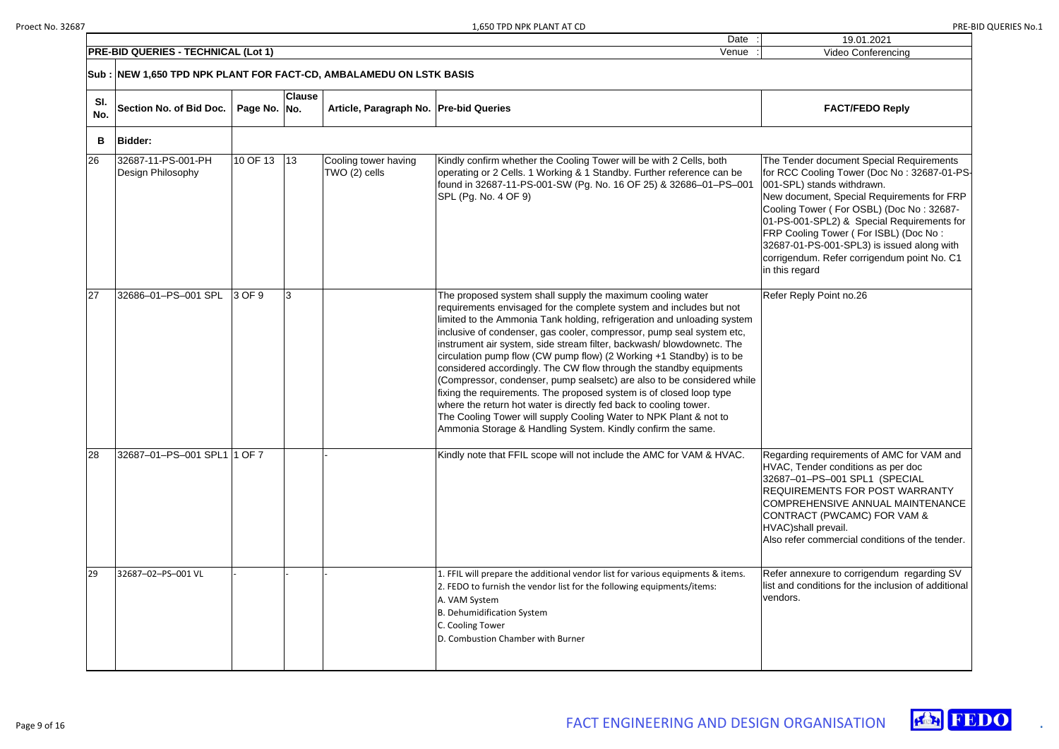| | | | | Date : | 19.01.2021 |
|---|---|---|---|---|---|
| **PRE-BID QUERIES - TECHNICAL (Lot 1)** | | | | Venue : | Video Conferencing |

**Sub : NEW 1,650 TPD NPK PLANT FOR FACT-CD, AMBALAMEDU ON LSTK BASIS**

| Sl. No. | Section No. of Bid Doc. | Page No. | Clause No. | Article, Paragraph No. | Pre-bid Queries | FACT/FEDO Reply |
|---|---|---|---|---|---|---|
| **B** | **Bidder:** | | | | | |
| 26 | 32687-11-PS-001-PH Design Philosophy | 10 OF 13 | 13 | Cooling tower having TWO (2) cells | Kindly confirm whether the Cooling Tower will be with 2 Cells, both operating or 2 Cells. 1 Working & 1 Standby. Further reference can be found in 32687-11-PS-001-SW (Pg. No. 16 OF 25) & 32686–01–PS–001 SPL (Pg. No. 4 OF 9) | The Tender document Special Requirements for RCC Cooling Tower (Doc No : 32687-01-PS-001-SPL) stands withdrawn. New document, Special Requirements for FRP Cooling Tower ( For OSBL) (Doc No : 32687-01-PS-001-SPL2) & Special Requirements for FRP Cooling Tower ( For ISBL) (Doc No : 32687-01-PS-001-SPL3) is issued along with corrigendum. Refer corrigendum point No. C1 in this regard |
| 27 | 32686–01–PS–001 SPL | 3 OF 9 | 3 | | The proposed system shall supply the maximum cooling water requirements envisaged for the complete system and includes but not limited to the Ammonia Tank holding, refrigeration and unloading system inclusive of condenser, gas cooler, compressor, pump seal system etc, instrument air system, side stream filter, backwash/ blowdownetc. The circulation pump flow (CW pump flow) (2 Working +1 Standby) is to be considered accordingly. The CW flow through the standby equipments (Compressor, condenser, pump sealsetc) are also to be considered while fixing the requirements. The proposed system is of closed loop type where the return hot water is directly fed back to cooling tower. The Cooling Tower will supply Cooling Water to NPK Plant & not to Ammonia Storage & Handling System. Kindly confirm the same. | Refer Reply Point no.26 |
| 28 | 32687–01–PS–001 SPL1 | 1 OF 7 | | - | Kindly note that FFIL scope will not include the AMC for VAM & HVAC. | Regarding requirements of AMC for VAM and HVAC, Tender conditions as per doc 32687–01–PS–001 SPL1 (SPECIAL REQUIREMENTS FOR POST WARRANTY COMPREHENSIVE ANNUAL MAINTENANCE CONTRACT (PWCAMC) FOR VAM & HVAC)shall prevail. Also refer commercial conditions of the tender. |
| 29 | 32687–02–PS–001 VL | - | - | - | 1. FFIL will prepare the additional vendor list for various equipments & items.<br>2. FEDO to furnish the vendor list for the following equipments/items:<br>A. VAM System<br>B. Dehumidification System<br>C. Cooling Tower<br>D. Combustion Chamber with Burner | Refer annexure to corrigendum regarding SV list and conditions for the inclusion of additional vendors. |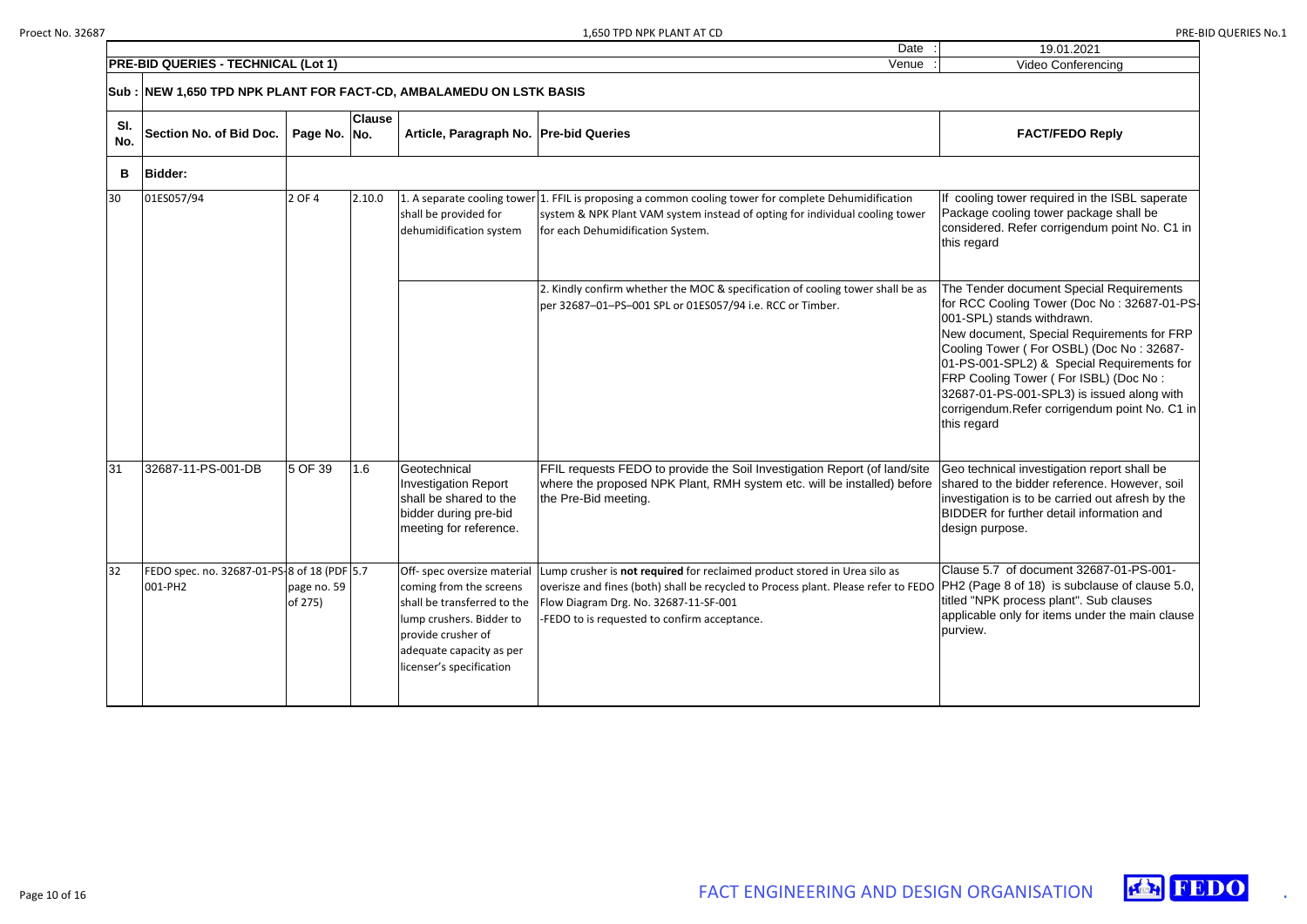| Date : | 19.01.2021 |
|---|---|
| Venue : | Video Conferencing |

**PRE-BID QUERIES - TECHNICAL (Lot 1)**

**Sub : NEW 1,650 TPD NPK PLANT FOR FACT-CD, AMBALAMEDU ON LSTK BASIS**

| Sl. No. | Section No. of Bid Doc. | Page No. | Clause No. | Article, Paragraph No. | Pre-bid Queries | FACT/FEDO Reply |
|---|---|---|---|---|---|---|
| **B** | **Bidder:** | | | | | |
| 30 | 01ES057/94 | 2 OF 4 | 2.10.0 | 1. A separate cooling tower shall be provided for dehumidification system | 1. FFIL is proposing a common cooling tower for complete Dehumidification system & NPK Plant VAM system instead of opting for individual cooling tower for each Dehumidification System. | If cooling tower required in the ISBL saperate Package cooling tower package shall be considered. Refer corrigendum point No. C1 in this regard |
| | | | | | 2. Kindly confirm whether the MOC & specification of cooling tower shall be as per 32687–01–PS–001 SPL or 01ES057/94 i.e. RCC or Timber. | The Tender document Special Requirements for RCC Cooling Tower (Doc No : 32687-01-PS-001-SPL) stands withdrawn. New document, Special Requirements for FRP Cooling Tower ( For OSBL) (Doc No : 32687-01-PS-001-SPL2) & Special Requirements for FRP Cooling Tower ( For ISBL) (Doc No : 32687-01-PS-001-SPL3) is issued along with corrigendum.Refer corrigendum point No. C1 in this regard |
| 31 | 32687-11-PS-001-DB | 5 OF 39 | 1.6 | Geotechnical Investigation Report shall be shared to the bidder during pre-bid meeting for reference. | FFIL requests FEDO to provide the Soil Investigation Report (of land/site where the proposed NPK Plant, RMH system etc. will be installed) before the Pre-Bid meeting. | Geo technical investigation report shall be shared to the bidder reference. However, soil investigation is to be carried out afresh by the BIDDER for further detail information and design purpose. |
| 32 | FEDO spec. no. 32687-01-PS-001-PH2 | 8 of 18 (PDF page no. 59 of 275) | 5.7 | Off- spec oversize material coming from the screens shall be transferred to the lump crushers. Bidder to provide crusher of adequate capacity as per licenser's specification | Lump crusher is **not required** for reclaimed product stored in Urea silo as oversize and fines (both) shall be recycled to Process plant. Please refer to FEDO Flow Diagram Drg. No. 32687-11-SF-001<br>-FEDO to is requested to confirm acceptance. | Clause 5.7 of document 32687-01-PS-001-PH2 (Page 8 of 18) is subclause of clause 5.0, titled "NPK process plant". Sub clauses applicable only for items under the main clause purview. |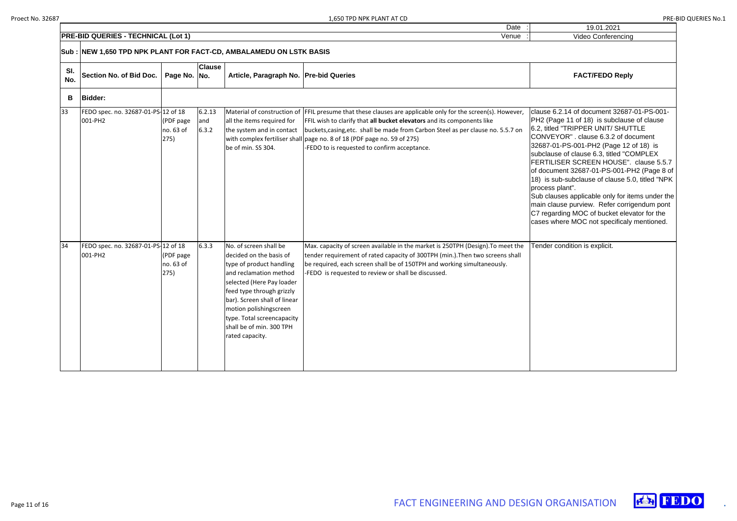| Date : | 19.01.2021 |
|---|---|
| Venue : | Video Conferencing |

**PRE-BID QUERIES - TECHNICAL (Lot 1)**

**Sub : NEW 1,650 TPD NPK PLANT FOR FACT-CD, AMBALAMEDU ON LSTK BASIS**

| Sl. No. | Section No. of Bid Doc. | Page No. | Clause No. | Article, Paragraph No. | Pre-bid Queries | FACT/FEDO Reply |
|---|---|---|---|---|---|---|
| **B** | **Bidder:** | | | | | |
| 33 | FEDO spec. no. 32687-01-PS-001-PH2 | 12 of 18 (PDF page no. 63 of 275) | 6.2.13 and 6.3.2 | Material of construction of all the items required for the system and in contact with complex fertiliser shall be of min. SS 304. | FFIL presume that these clauses are applicable only for the screen(s). However, FFIL wish to clarify that **all bucket elevators** and its components like buckets,casing,etc. shall be made from Carbon Steel as per clause no. 5.5.7 on page no. 8 of 18 (PDF page no. 59 of 275)<br>-FEDO to is requested to confirm acceptance. | clause 6.2.14 of document 32687-01-PS-001-PH2 (Page 11 of 18) is subclause of clause 6.2, titled "TRIPPER UNIT/ SHUTTLE CONVEYOR" . clause 6.3.2 of document 32687-01-PS-001-PH2 (Page 12 of 18) is subclause of clause 6.3, titled "COMPLEX FERTILISER SCREEN HOUSE". clause 5.5.7 of document 32687-01-PS-001-PH2 (Page 8 of 18) is sub-subclause of clause 5.0, titled "NPK process plant".<br>Sub clauses applicable only for items under the main clause purview. Refer corrigendum pont C7 regarding MOC of bucket elevator for the cases where MOC not specificaly mentioned. |
| 34 | FEDO spec. no. 32687-01-PS-001-PH2 | 12 of 18 (PDF page no. 63 of 275) | 6.3.3 | No. of screen shall be decided on the basis of type of product handling and reclamation method selected (Here Pay loader feed type through grizzly bar). Screen shall of linear motion polishingscreen type. Total screencapacity shall be of min. 300 TPH rated capacity. | Max. capacity of screen available in the market is 250TPH (Design).To meet the tender requirement of rated capacity of 300TPH (min.).Then two screens shall be required, each screen shall be of 150TPH and working simultaneously.<br>-FEDO is requested to review or shall be discussed. | Tender condition is explicit. |

FACT ENGINEERING AND DESIGN ORGANISATION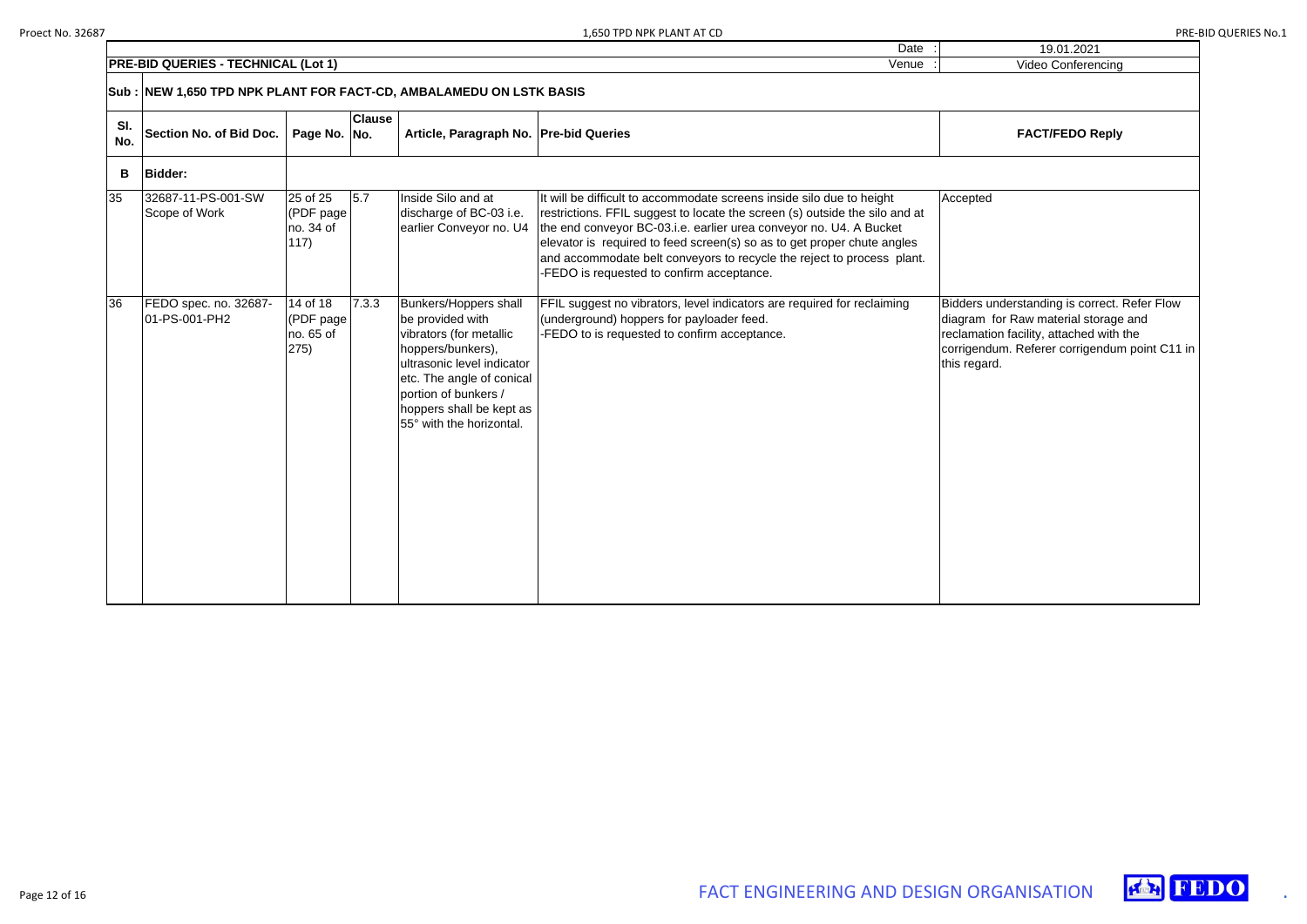| | | | | | Date : | 19.01.2021 |
|---|---|---|---|---|---|---|
| **PRE-BID QUERIES - TECHNICAL (Lot 1)** | | | | | Venue : | Video Conferencing |

**Sub : NEW 1,650 TPD NPK PLANT FOR FACT-CD, AMBALAMEDU ON LSTK BASIS**

| Sl. No. | Section No. of Bid Doc. | Page No. | Clause No. | Article, Paragraph No. | Pre-bid Queries | FACT/FEDO Reply |
|---|---|---|---|---|---|---|
| **B** | **Bidder:** | | | | | |
| 35 | 32687-11-PS-001-SW Scope of Work | 25 of 25 (PDF page no. 34 of 117) | 5.7 | Inside Silo and at discharge of BC-03 i.e. earlier Conveyor no. U4 | It will be difficult to accommodate screens inside silo due to height restrictions. FFIL suggest to locate the screen (s) outside the silo and at the end conveyor BC-03.i.e. earlier urea conveyor no. U4. A Bucket elevator is required to feed screen(s) so as to get proper chute angles and accommodate belt conveyors to recycle the reject to process plant.<br>-FEDO is requested to confirm acceptance. | Accepted |
| 36 | FEDO spec. no. 32687-01-PS-001-PH2 | 14 of 18 (PDF page no. 65 of 275) | 7.3.3 | Bunkers/Hoppers shall be provided with vibrators (for metallic hoppers/bunkers), ultrasonic level indicator etc. The angle of conical portion of bunkers / hoppers shall be kept as 55° with the horizontal. | FFIL suggest no vibrators, level indicators are required for reclaiming (underground) hoppers for payloader feed.<br>-FEDO to is requested to confirm acceptance. | Bidders understanding is correct. Refer Flow diagram for Raw material storage and reclamation facility, attached with the corrigendum. Referer corrigendum point C11 in this regard. |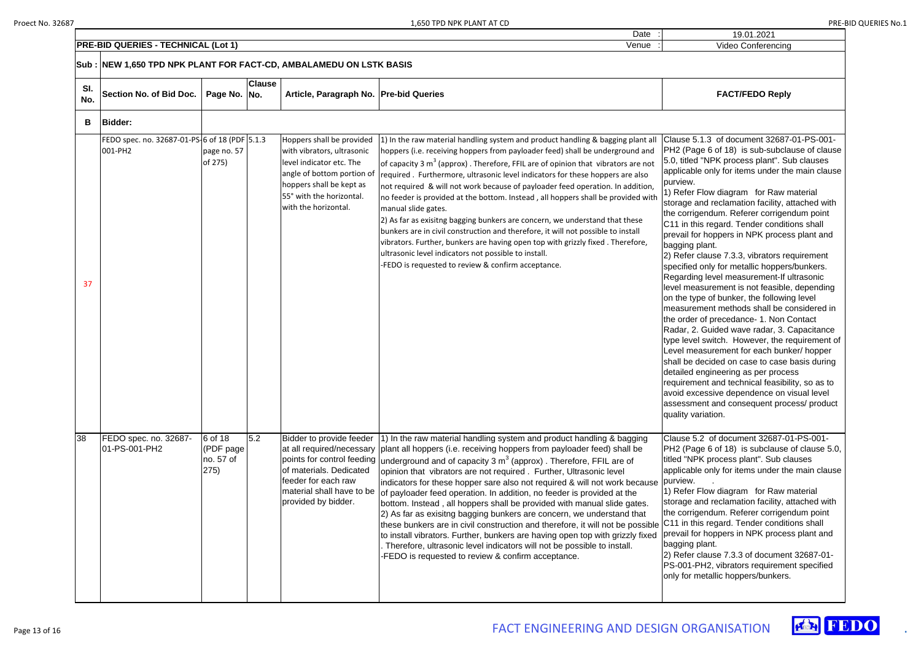| | | | | | | Date : | 19.01.2021 |
|---|---|---|---|---|---|---|---|
| **PRE-BID QUERIES - TECHNICAL (Lot 1)** | | | | | | Venue : | Video Conferencing |

**Sub : NEW 1,650 TPD NPK PLANT FOR FACT-CD, AMBALAMEDU ON LSTK BASIS**

| Sl. No. | Section No. of Bid Doc. | Page No. | Clause No. | Article, Paragraph No. | Pre-bid Queries | FACT/FEDO Reply |
|---|---|---|---|---|---|---|
| **B** | **Bidder:** | | | | | |
| 37 | FEDO spec. no. 32687-01-PS-001-PH2 | 6 of 18 (PDF page no. 57 of 275) | 5.1.3 | Hoppers shall be provided with vibrators, ultrasonic level indicator etc. The angle of bottom portion of hoppers shall be kept as 55° with the horizontal. with the horizontal. | 1) In the raw material handling system and product handling & bagging plant all hoppers (i.e. receiving hoppers from payloader feed) shall be underground and of capacity 3 $m^3$ (approx) . Therefore, FFIL are of opinion that vibrators are not required . Furthermore, ultrasonic level indicators for these hoppers are also not required & will not work because of payloader feed operation. In addition, no feeder is provided at the bottom. Instead , all hoppers shall be provided with manual slide gates.<br>2) As far as exisitng bagging bunkers are concern, we understand that these bunkers are in civil construction and therefore, it will not possible to install vibrators. Further, bunkers are having open top with grizzly fixed . Therefore, ultrasonic level indicators not possible to install.<br>-FEDO is requested to review & confirm acceptance. | Clause 5.1.3 of document 32687-01-PS-001-PH2 (Page 6 of 18) is sub-subclause of clause 5.0, titled "NPK process plant". Sub clauses applicable only for items under the main clause purview.<br>1) Refer Flow diagram for Raw material storage and reclamation facility, attached with the corrigendum. Referer corrigendum point C11 in this regard. Tender conditions shall prevail for hoppers in NPK process plant and bagging plant.<br>2) Refer clause 7.3.3, vibrators requirement specified only for metallic hoppers/bunkers. Regarding level measurement-If ultrasonic level measurement is not feasible, depending on the type of bunker, the following level measurement methods shall be considered in the order of precedance- 1. Non Contact Radar, 2. Guided wave radar, 3. Capacitance type level switch. However, the requirement of Level measurement for each bunker/ hopper shall be decided on case to case basis during detailed engineering as per process requirement and technical feasibility, so as to avoid excessive dependence on visual level assessment and consequent process/ product quality variation. |
| 38 | FEDO spec. no. 32687-01-PS-001-PH2 | 6 of 18 (PDF page no. 57 of 275) | 5.2 | Bidder to provide feeder at all required/necessary points for control feeding of materials. Dedicated feeder for each raw material shall have to be provided by bidder. | 1) In the raw material handling system and product handling & bagging plant all hoppers (i.e. receiving hoppers from payloader feed) shall be underground and of capacity 3 $m^3$ (approx) . Therefore, FFIL are of opinion that vibrators are not required . Further, Ultrasonic level indicators for these hopper sare also not required & will not work because of payloader feed operation. In addition, no feeder is provided at the bottom. Instead , all hoppers shall be provided with manual slide gates.<br>2) As far as exisitng bagging bunkers are concern, we understand that these bunkers are in civil construction and therefore, it will not be possible to install vibrators. Further, bunkers are having open top with grizzly fixed . Therefore, ultrasonic level indicators will not be possible to install.<br>-FEDO is requested to review & confirm acceptance. | Clause 5.2 of document 32687-01-PS-001-PH2 (Page 6 of 18) is subclause of clause 5.0, titled "NPK process plant". Sub clauses applicable only for items under the main clause purview.<br>1) Refer Flow diagram for Raw material storage and reclamation facility, attached with the corrigendum. Referer corrigendum point C11 in this regard. Tender conditions shall prevail for hoppers in NPK process plant and bagging plant.<br>2) Refer clause 7.3.3 of document 32687-01-PS-001-PH2, vibrators requirement specified only for metallic hoppers/bunkers. |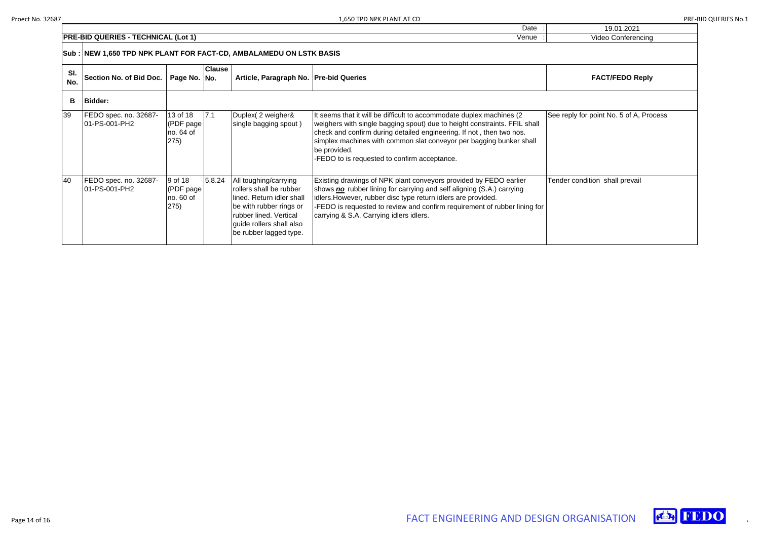| | | | | | Date : | 19.01.2021 |
|---|---|---|---|---|---|---|
| **PRE-BID QUERIES - TECHNICAL (Lot 1)** | | | | | Venue : | Video Conferencing |

**Sub : NEW 1,650 TPD NPK PLANT FOR FACT-CD, AMBALAMEDU ON LSTK BASIS**

| Sl. No. | Section No. of Bid Doc. | Page No. | Clause No. | Article, Paragraph No. | Pre-bid Queries | FACT/FEDO Reply |
|---|---|---|---|---|---|---|
| **B** | **Bidder:** | | | | | |
| 39 | FEDO spec. no. 32687-01-PS-001-PH2 | 13 of 18 (PDF page no. 64 of 275) | 7.1 | Duplex( 2 weigher& single bagging spout ) | It seems that it will be difficult to accommodate duplex machines (2 weighers with single bagging spout) due to height constraints. FFIL shall check and confirm during detailed engineering. If not , then two nos. simplex machines with common slat conveyor per bagging bunker shall be provided.<br>-FEDO to is requested to confirm acceptance. | See reply for point No. 5 of A, Process |
| 40 | FEDO spec. no. 32687-01-PS-001-PH2 | 9 of 18 (PDF page no. 60 of 275) | 5.8.24 | All toughing/carrying rollers shall be rubber lined. Return idler shall be with rubber rings or rubber lined. Vertical guide rollers shall also be rubber lagged type. | Existing drawings of NPK plant conveyors provided by FEDO earlier shows ***no*** rubber lining for carrying and self aligning (S.A.) carrying idlers.However, rubber disc type return idlers are provided.<br>-FEDO is requested to review and confirm requirement of rubber lining for carrying & S.A. Carrying idlers idlers. | Tender condition shall prevail |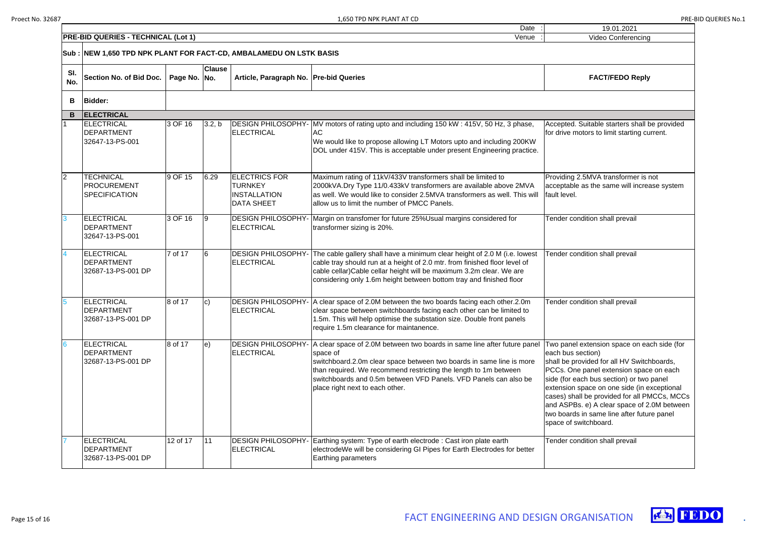| | | | | Date : | 19.01.2021 |
|---|---|---|---|---|---|
| **PRE-BID QUERIES - TECHNICAL (Lot 1)** | | | | Venue : | Video Conferencing |

**Sub : NEW 1,650 TPD NPK PLANT FOR FACT-CD, AMBALAMEDU ON LSTK BASIS**

| Sl. No. | Section No. of Bid Doc. | Page No. | Clause No. | Article, Paragraph No. | Pre-bid Queries | FACT/FEDO Reply |
|---|---|---|---|---|---|---|
| **B** | **Bidder:** | | | | | |
| **B** | **ELECTRICAL** | | | | | |
| 1 | ELECTRICAL DEPARTMENT 32647-13-PS-001 | 3 OF 16 | 3.2, b | DESIGN PHILOSOPHY-ELECTRICAL | MV motors of rating upto and including 150 kW : 415V, 50 Hz, 3 phase, AC<br>We would like to propose allowing LT Motors upto and including 200KW DOL under 415V. This is acceptable under present Engineering practice. | Accepted. Suitable starters shall be provided for drive motors to limit starting current. |
| 2 | TECHNICAL PROCUREMENT SPECIFICATION | 9 OF 15 | 6.29 | ELECTRICS FOR TURNKEY INSTALLATION DATA SHEET | Maximum rating of 11kV/433V transformers shall be limited to 2000kVA.Dry Type 11/0.433kV transformers are available above 2MVA as well. We would like to consider 2.5MVA transformers as well. This will allow us to limit the number of PMCC Panels. | Providing 2.5MVA transformer is not acceptable as the same will increase system fault level. |
| 3 | ELECTRICAL DEPARTMENT 32647-13-PS-001 | 3 OF 16 | 9 | DESIGN PHILOSOPHY-ELECTRICAL | Margin on transfomer for future 25%Usual margins considered for transformer sizing is 20%. | Tender condition shall prevail |
| 4 | ELECTRICAL DEPARTMENT 32687-13-PS-001 DP | 7 of 17 | 6 | DESIGN PHILOSOPHY-ELECTRICAL | The cable gallery shall have a minimum clear height of 2.0 M (i.e. lowest cable tray should run at a height of 2.0 mtr. from finished floor level of cable cellar)Cable cellar height will be maximum 3.2m clear. We are considering only 1.6m height between bottom tray and finished floor | Tender condition shall prevail |
| 5 | ELECTRICAL DEPARTMENT 32687-13-PS-001 DP | 8 of 17 | c) | DESIGN PHILOSOPHY-ELECTRICAL | A clear space of 2.0M between the two boards facing each other.2.0m clear space between switchboards facing each other can be limited to 1.5m. This will help optimise the substation size. Double front panels require 1.5m clearance for maintanence. | Tender condition shall prevail |
| 6 | ELECTRICAL DEPARTMENT 32687-13-PS-001 DP | 8 of 17 | e) | DESIGN PHILOSOPHY-ELECTRICAL | A clear space of 2.0M between two boards in same line after future panel space of<br>switchboard.2.0m clear space between two boards in same line is more than required. We recommend restricting the length to 1m between switchboards and 0.5m between VFD Panels. VFD Panels can also be place right next to each other. | Two panel extension space on each side (for each bus section)<br>shall be provided for all HV Switchboards, PCCs. One panel extension space on each side (for each bus section) or two panel extension space on one side (in exceptional cases) shall be provided for all PMCCs, MCCs and ASPBs. e) A clear space of 2.0M between two boards in same line after future panel space of switchboard. |
| 7 | ELECTRICAL DEPARTMENT 32687-13-PS-001 DP | 12 of 17 | 11 | DESIGN PHILOSOPHY-ELECTRICAL | Earthing system: Type of earth electrode : Cast iron plate earth electrodeWe will be considering GI Pipes for Earth Electrodes for better Earthing parameters | Tender condition shall prevail |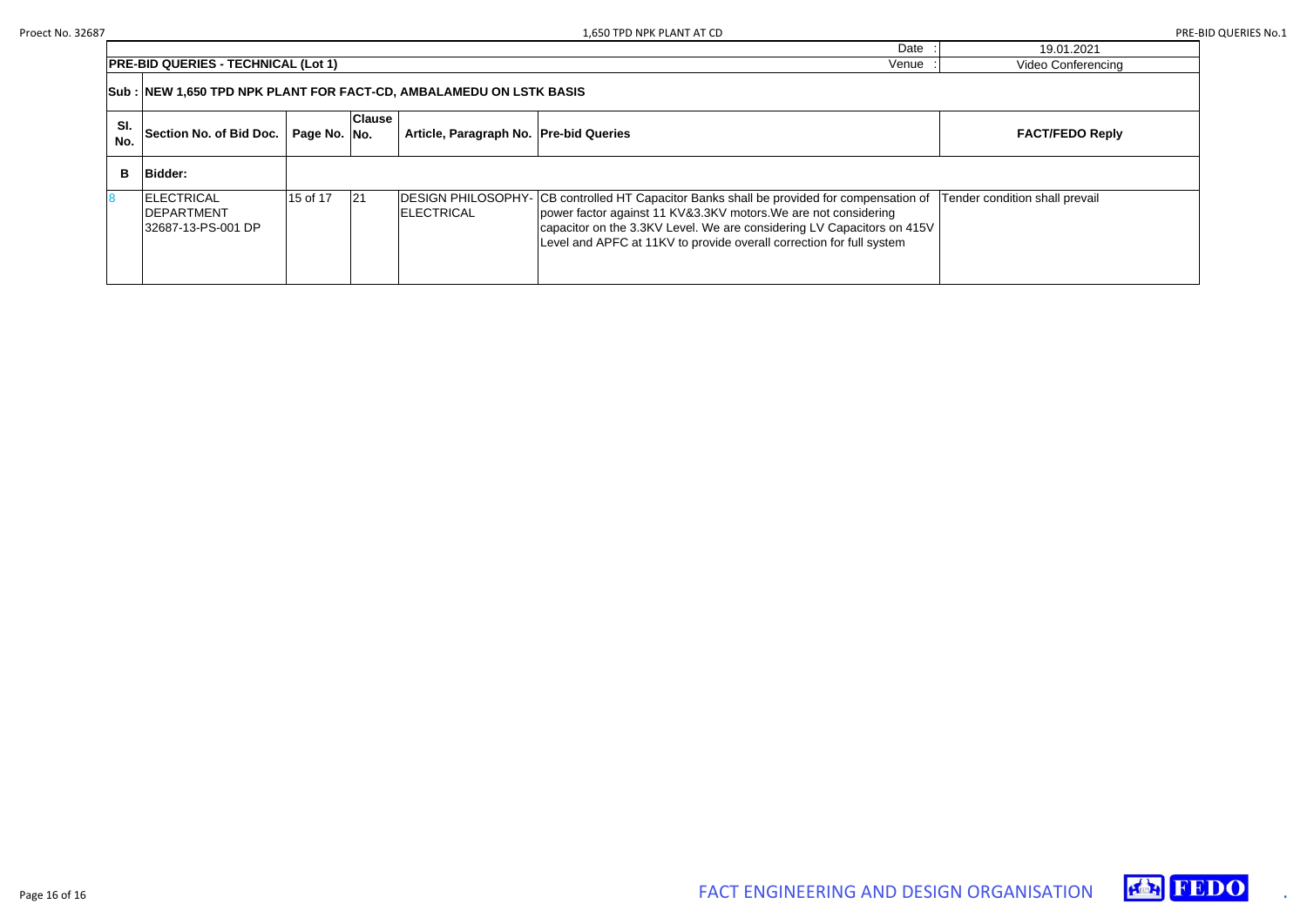| | | | | | Date : | 19.01.2021 |
|---|---|---|---|---|---|---|
| **PRE-BID QUERIES - TECHNICAL (Lot 1)** | | | | | Venue : | Video Conferencing |

**Sub : NEW 1,650 TPD NPK PLANT FOR FACT-CD, AMBALAMEDU ON LSTK BASIS**

| Sl. No. | Section No. of Bid Doc. | Page No. | Clause No. | Article, Paragraph No. | Pre-bid Queries | FACT/FEDO Reply |
|---|---|---|---|---|---|---|
| **B** | **Bidder:** | | | | | |
| 8 | ELECTRICAL DEPARTMENT 32687-13-PS-001 DP | 15 of 17 | 21 | DESIGN PHILOSOPHY-ELECTRICAL | CB controlled HT Capacitor Banks shall be provided for compensation of power factor against 11 KV&3.3KV motors.We are not considering capacitor on the 3.3KV Level. We are considering LV Capacitors on 415V Level and APFC at 11KV to provide overall correction for full system | Tender condition shall prevail |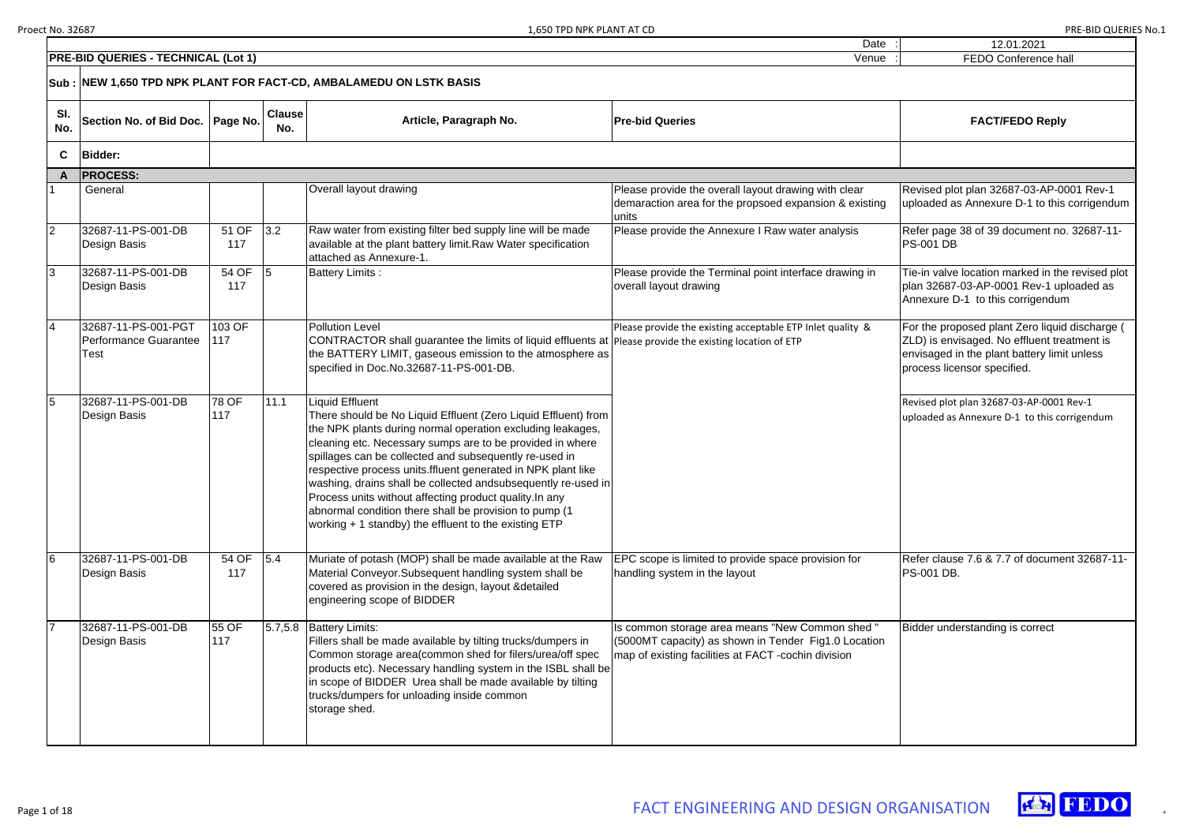| | | | | | Date : | 12.01.2021 |
|---|---|---|---|---|---|---|
| **PRE-BID QUERIES - TECHNICAL (Lot 1)** | | | | | Venue : | FEDO Conference hall |

**Sub : NEW 1,650 TPD NPK PLANT FOR FACT-CD, AMBALAMEDU ON LSTK BASIS**

| Sl. No. | Section No. of Bid Doc. | Page No. | Clause No. | Article, Paragraph No. | Pre-bid Queries | FACT/FEDO Reply |
|---|---|---|---|---|---|---|
| **C** | **Bidder:** | | | | | |
| **A** | **PROCESS:** | | | | | |
| 1 | General | | | Overall layout drawing | Please provide the overall layout drawing with clear demaraction area for the propsoed expansion & existing units | Revised plot plan 32687-03-AP-0001 Rev-1 uploaded as Annexure D-1 to this corrigendum |
| 2 | 32687-11-PS-001-DB Design Basis | 51 OF 117 | 3.2 | Raw water from existing filter bed supply line will be made available at the plant battery limit.Raw Water specification attached as Annexure-1. | Please provide the Annexure I Raw water analysis | Refer page 38 of 39 document no. 32687-11-PS-001 DB |
| 3 | 32687-11-PS-001-DB Design Basis | 54 OF 117 | 5 | Battery Limits : | Please provide the Terminal point interface drawing in overall layout drawing | Tie-in valve location marked in the revised plot plan 32687-03-AP-0001 Rev-1 uploaded as Annexure D-1 to this corrigendum |
| 4 | 32687-11-PS-001-PGT Performance Guarantee Test | 103 OF 117 | | Pollution Level<br>CONTRACTOR shall guarantee the limits of liquid effluents at the BATTERY LIMIT, gaseous emission to the atmosphere as specified in Doc.No.32687-11-PS-001-DB. | Please provide the existing acceptable ETP Inlet quality & Please provide the existing location of ETP | For the proposed plant Zero liquid discharge ( ZLD) is envisaged. No effluent treatment is envisaged in the plant battery limit unless process licensor specified. |
| 5 | 32687-11-PS-001-DB Design Basis | 78 OF 117 | 11.1 | Liquid Effluent<br>There should be No Liquid Effluent (Zero Liquid Effluent) from the NPK plants during normal operation excluding leakages, cleaning etc. Necessary sumps are to be provided in where spillages can be collected and subsequently re-used in respective process units.ffluent generated in NPK plant like washing, drains shall be collected andsubsequently re-used in Process units without affecting product quality.In any abnormal condition there shall be provision to pump (1 working + 1 standby) the effluent to the existing ETP | | Revised plot plan 32687-03-AP-0001 Rev-1 uploaded as Annexure D-1 to this corrigendum |
| 6 | 32687-11-PS-001-DB Design Basis | 54 OF 117 | 5.4 | Muriate of potash (MOP) shall be made available at the Raw Material Conveyor.Subsequent handling system shall be covered as provision in the design, layout &detailed engineering scope of BIDDER | EPC scope is limited to provide space provision for handling system in the layout | Refer clause 7.6 & 7.7 of document 32687-11-PS-001 DB. |
| 7 | 32687-11-PS-001-DB Design Basis | 55 OF 117 | 5.7,5.8 | Battery Limits:<br>Fillers shall be made available by tilting trucks/dumpers in Common storage area(common shed for filers/urea/off spec products etc). Necessary handling system in the ISBL shall be in scope of BIDDER Urea shall be made available by tilting trucks/dumpers for unloading inside common storage shed. | Is common storage area means "New Common shed " (5000MT capacity) as shown in Tender Fig1.0 Location map of existing facilities at FACT -cochin division | Bidder understanding is correct |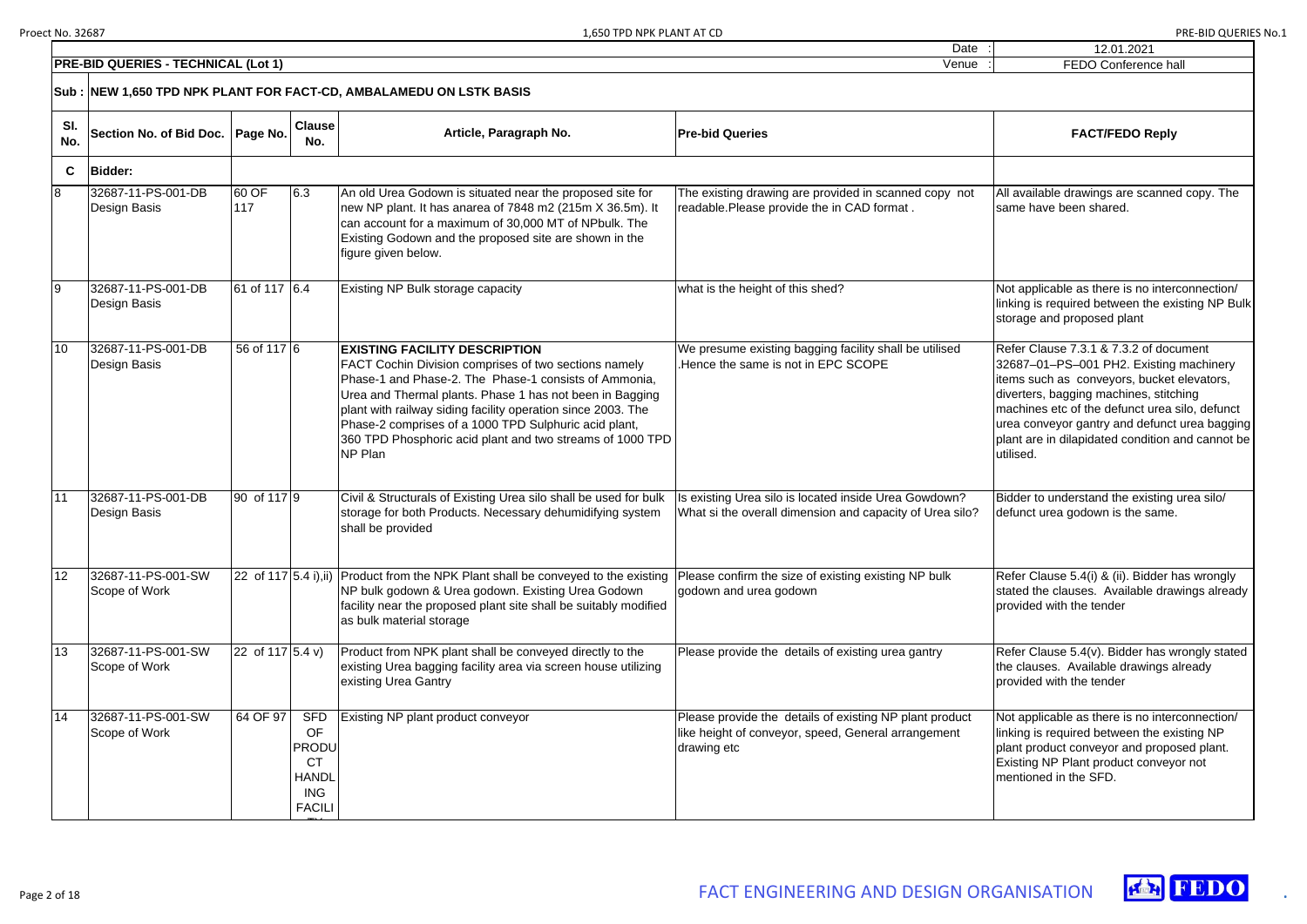| | | Date : | 12.01.2021 |
|---|---|---|---|
| **PRE-BID QUERIES - TECHNICAL (Lot 1)** | | Venue : | FEDO Conference hall |

**Sub : NEW 1,650 TPD NPK PLANT FOR FACT-CD, AMBALAMEDU ON LSTK BASIS**

| Sl. No. | Section No. of Bid Doc. | Page No. | Clause No. | Article, Paragraph No. | Pre-bid Queries | FACT/FEDO Reply |
|---|---|---|---|---|---|---|
| **C** | **Bidder:** | | | | | |
| 8 | 32687-11-PS-001-DB Design Basis | 60 OF 117 | 6.3 | An old Urea Godown is situated near the proposed site for new NP plant. It has anarea of 7848 m2 (215m X 36.5m). It can account for a maximum of 30,000 MT of NPbulk. The Existing Godown and the proposed site are shown in the figure given below. | The existing drawing are provided in scanned copy not readable.Please provide the in CAD format . | All available drawings are scanned copy. The same have been shared. |
| 9 | 32687-11-PS-001-DB Design Basis | 61 of 117 | 6.4 | Existing NP Bulk storage capacity | what is the height of this shed? | Not applicable as there is no interconnection/ linking is required between the existing NP Bulk storage and proposed plant |
| 10 | 32687-11-PS-001-DB Design Basis | 56 of 117 | 6 | **EXISTING FACILITY DESCRIPTION** FACT Cochin Division comprises of two sections namely Phase-1 and Phase-2. The Phase-1 consists of Ammonia, Urea and Thermal plants. Phase 1 has not been in Bagging plant with railway siding facility operation since 2003. The Phase-2 comprises of a 1000 TPD Sulphuric acid plant, 360 TPD Phosphoric acid plant and two streams of 1000 TPD NP Plan | We presume existing bagging facility shall be utilised .Hence the same is not in EPC SCOPE | Refer Clause 7.3.1 & 7.3.2 of document 32687–01–PS–001 PH2. Existing machinery items such as conveyors, bucket elevators, diverters, bagging machines, stitching machines etc of the defunct urea silo, defunct urea conveyor gantry and defunct urea bagging plant are in dilapidated condition and cannot be utilised. |
| 11 | 32687-11-PS-001-DB Design Basis | 90 of 117 | 9 | Civil & Structurals of Existing Urea silo shall be used for bulk storage for both Products. Necessary dehumidifying system shall be provided | Is existing Urea silo is located inside Urea Gowdown? What si the overall dimension and capacity of Urea silo? | Bidder to understand the existing urea silo/ defunct urea godown is the same. |
| 12 | 32687-11-PS-001-SW Scope of Work | 22 of 117 | 5.4 i),ii) | Product from the NPK Plant shall be conveyed to the existing NP bulk godown & Urea godown. Existing Urea Godown facility near the proposed plant site shall be suitably modified as bulk material storage | Please confirm the size of existing existing NP bulk godown and urea godown | Refer Clause 5.4(i) & (ii). Bidder has wrongly stated the clauses. Available drawings already provided with the tender |
| 13 | 32687-11-PS-001-SW Scope of Work | 22 of 117 | 5.4 v) | Product from NPK plant shall be conveyed directly to the existing Urea bagging facility area via screen house utilizing existing Urea Gantry | Please provide the details of existing urea gantry | Refer Clause 5.4(v). Bidder has wrongly stated the clauses. Available drawings already provided with the tender |
| 14 | 32687-11-PS-001-SW Scope of Work | 64 OF 97 | SFD OF PRODUCT HANDLING FACILITY | Existing NP plant product conveyor | Please provide the details of existing NP plant product like height of conveyor, speed, General arrangement drawing etc | Not applicable as there is no interconnection/ linking is required between the existing NP plant product conveyor and proposed plant. Existing NP Plant product conveyor not mentioned in the SFD. |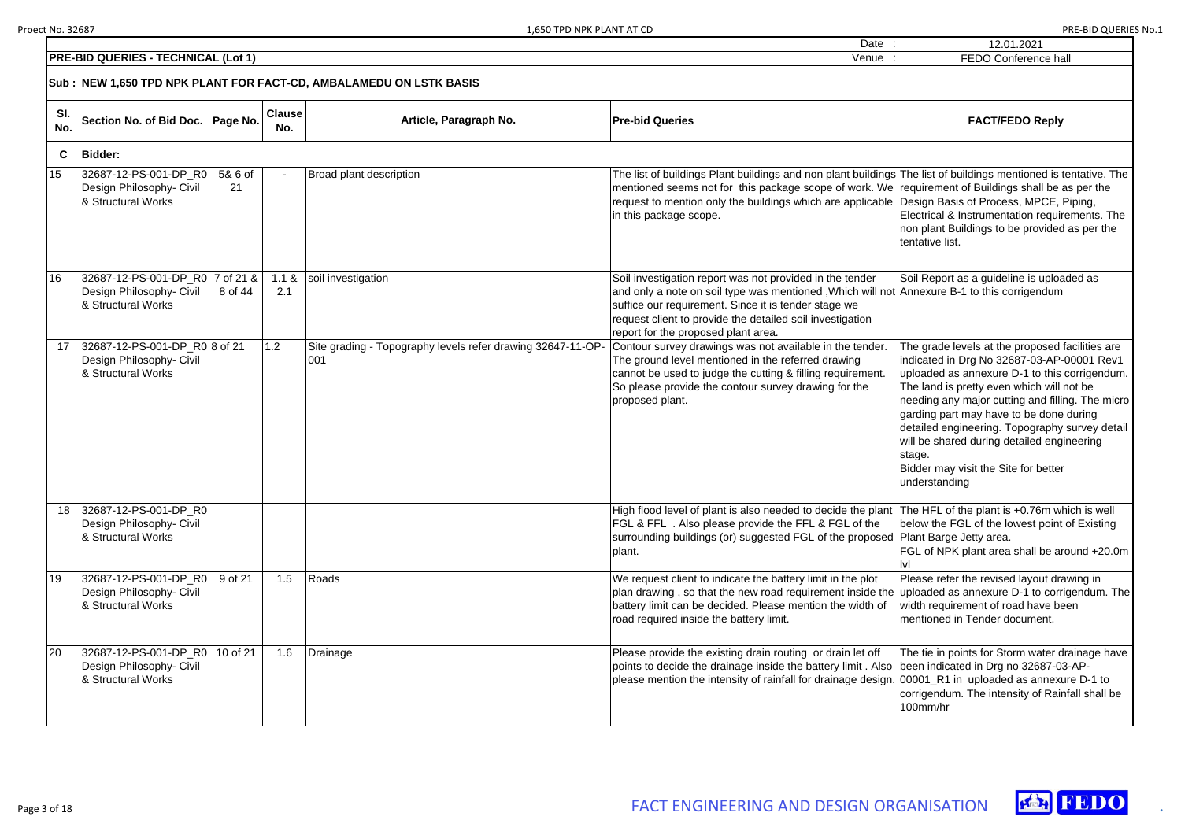**PRE-BID QUERIES - TECHNICAL (Lot 1)**

Date : 12.01.2021

Venue : FEDO Conference hall

**Sub : NEW 1,650 TPD NPK PLANT FOR FACT-CD, AMBALAMEDU ON LSTK BASIS**

| Sl. No. | Section No. of Bid Doc. | Page No. | Clause No. | Article, Paragraph No. | Pre-bid Queries | FACT/FEDO Reply |
|---|---|---|---|---|---|---|
| **C** | **Bidder:** | | | | | |
| 15 | 32687-12-PS-001-DP_R0 Design Philosophy- Civil & Structural Works | 5& 6 of 21 | - | Broad plant description | The list of buildings Plant buildings and non plant buildings mentioned seems not for this package scope of work. We request to mention only the buildings which are applicable in this package scope. | The list of buildings mentioned is tentative. The requirement of Buildings shall be as per the Design Basis of Process, MPCE, Piping, Electrical & Instrumentation requirements. The non plant Buildings to be provided as per the tentative list. |
| 16 | 32687-12-PS-001-DP_R0 Design Philosophy- Civil & Structural Works | 7 of 21 & 8 of 44 | 1.1 & 2.1 | soil investigation | Soil investigation report was not provided in the tender and only a note on soil type was mentioned ,Which will not suffice our requirement. Since it is tender stage we request client to provide the detailed soil investigation report for the proposed plant area. | Soil Report as a guideline is uploaded as Annexure B-1 to this corrigendum |
| 17 | 32687-12-PS-001-DP_R0 Design Philosophy- Civil & Structural Works | 8 of 21 | 1.2 | Site grading - Topography levels refer drawing 32647-11-OP-001 | Contour survey drawings was not available in the tender. The ground level mentioned in the referred drawing cannot be used to judge the cutting & filling requirement. So please provide the contour survey drawing for the proposed plant. | The grade levels at the proposed facilities are indicated in Drg No 32687-03-AP-00001 Rev1 uploaded as annexure D-1 to this corrigendum. The land is pretty even which will not be needing any major cutting and filling. The micro garding part may have to be done during detailed engineering. Topography survey detail will be shared during detailed engineering stage.<br>Bidder may visit the Site for better understanding |
| 18 | 32687-12-PS-001-DP_R0 Design Philosophy- Civil & Structural Works | | | | High flood level of plant is also needed to decide the plant FGL & FFL . Also please provide the FFL & FGL of the surrounding buildings (or) suggested FGL of the proposed plant. | The HFL of the plant is +0.76m which is well below the FGL of the lowest point of Existing Plant Barge Jetty area.<br>FGL of NPK plant area shall be around +20.0m lvl |
| 19 | 32687-12-PS-001-DP_R0 Design Philosophy- Civil & Structural Works | 9 of 21 | 1.5 | Roads | We request client to indicate the battery limit in the plot plan drawing , so that the new road requirement inside the battery limit can be decided. Please mention the width of road required inside the battery limit. | Please refer the revised layout drawing in uploaded as annexure D-1 to corrigendum. The width requirement of road have been mentioned in Tender document. |
| 20 | 32687-12-PS-001-DP_R0 Design Philosophy- Civil & Structural Works | 10 of 21 | 1.6 | Drainage | Please provide the existing drain routing or drain let off points to decide the drainage inside the battery limit . Also please mention the intensity of rainfall for drainage design. | The tie in points for Storm water drainage have been indicated in Drg no 32687-03-AP-00001_R1 in uploaded as annexure D-1 to corrigendum. The intensity of Rainfall shall be 100mm/hr |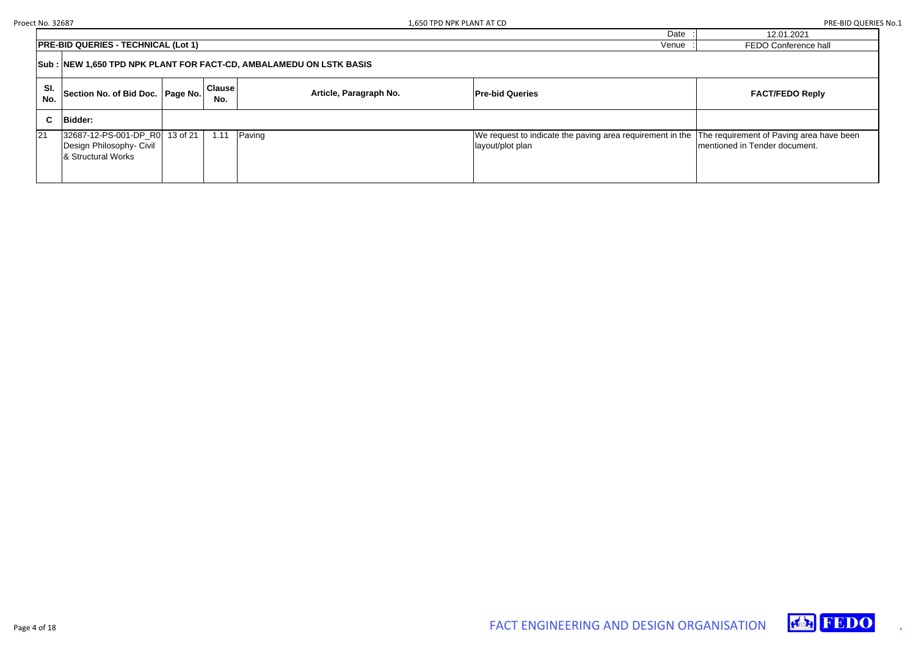| | | | | | Date : | 12.01.2021 |
|---|---|---|---|---|---|---|
| **PRE-BID QUERIES - TECHNICAL (Lot 1)** | | | | | Venue : | FEDO Conference hall |

**Sub : NEW 1,650 TPD NPK PLANT FOR FACT-CD, AMBALAMEDU ON LSTK BASIS**

| Sl. No. | Section No. of Bid Doc. | Page No. | Clause No. | Article, Paragraph No. | Pre-bid Queries | FACT/FEDO Reply |
|---|---|---|---|---|---|---|
| **C** | **Bidder:** | | | | | |
| 21 | 32687-12-PS-001-DP_R0 Design Philosophy- Civil & Structural Works | 13 of 21 | 1.11 | Paving | We request to indicate the paving area requirement in the layout/plot plan | The requirement of Paving area have been mentioned in Tender document. |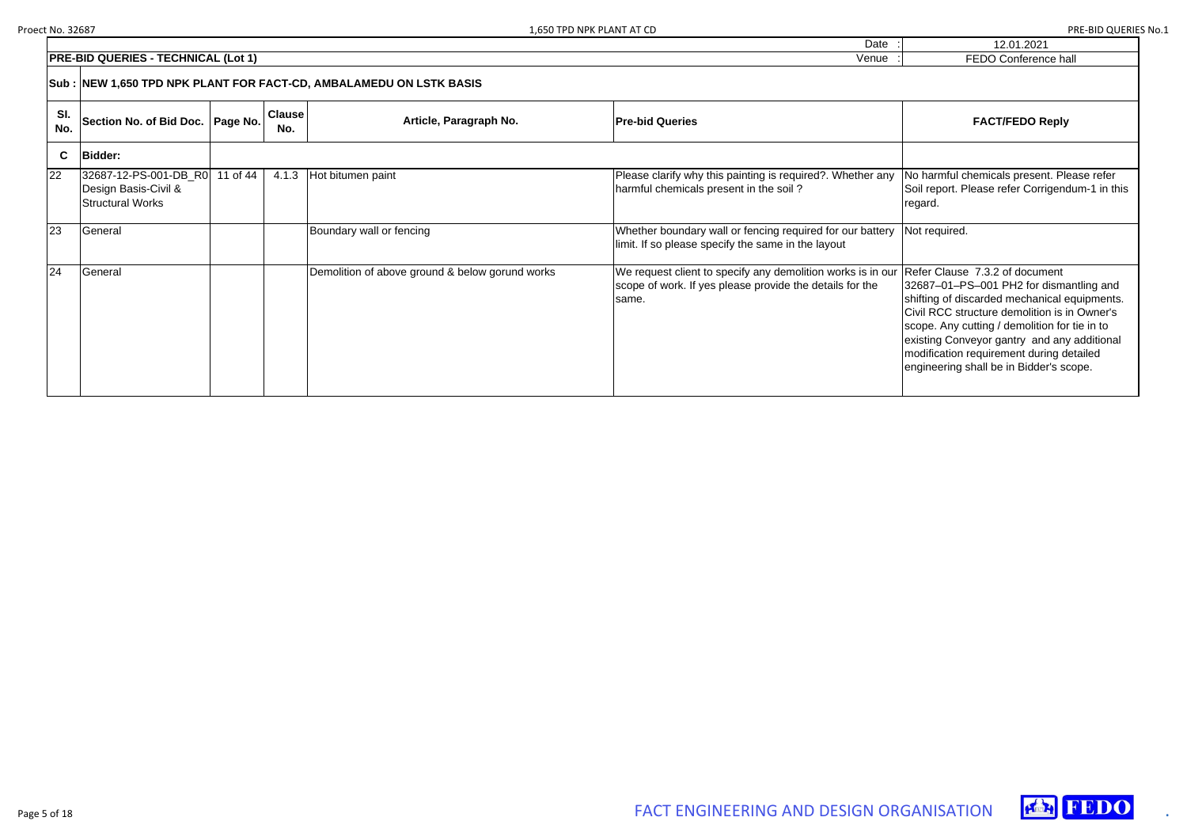| | | | | | Date : | 12.01.2021 |
|---|---|---|---|---|---|---|
| **PRE-BID QUERIES - TECHNICAL (Lot 1)** | | | | | Venue : | FEDO Conference hall |

**Sub : NEW 1,650 TPD NPK PLANT FOR FACT-CD, AMBALAMEDU ON LSTK BASIS**

| Sl. No. | Section No. of Bid Doc. | Page No. | Clause No. | Article, Paragraph No. | Pre-bid Queries | FACT/FEDO Reply |
|---|---|---|---|---|---|---|
| **C** | **Bidder:** | | | | | |
| 22 | 32687-12-PS-001-DB_R0 Design Basis-Civil & Structural Works | 11 of 44 | 4.1.3 | Hot bitumen paint | Please clarify why this painting is required?. Whether any harmful chemicals present in the soil ? | No harmful chemicals present. Please refer Soil report. Please refer Corrigendum-1 in this regard. |
| 23 | General | | | Boundary wall or fencing | Whether boundary wall or fencing required for our battery limit. If so please specify the same in the layout | Not required. |
| 24 | General | | | Demolition of above ground & below gorund works | We request client to specify any demolition works is in our scope of work. If yes please provide the details for the same. | Refer Clause 7.3.2 of document 32687–01–PS–001 PH2 for dismantling and shifting of discarded mechanical equipments. Civil RCC structure demolition is in Owner's scope. Any cutting / demolition for tie in to existing Conveyor gantry and any additional modification requirement during detailed engineering shall be in Bidder's scope. |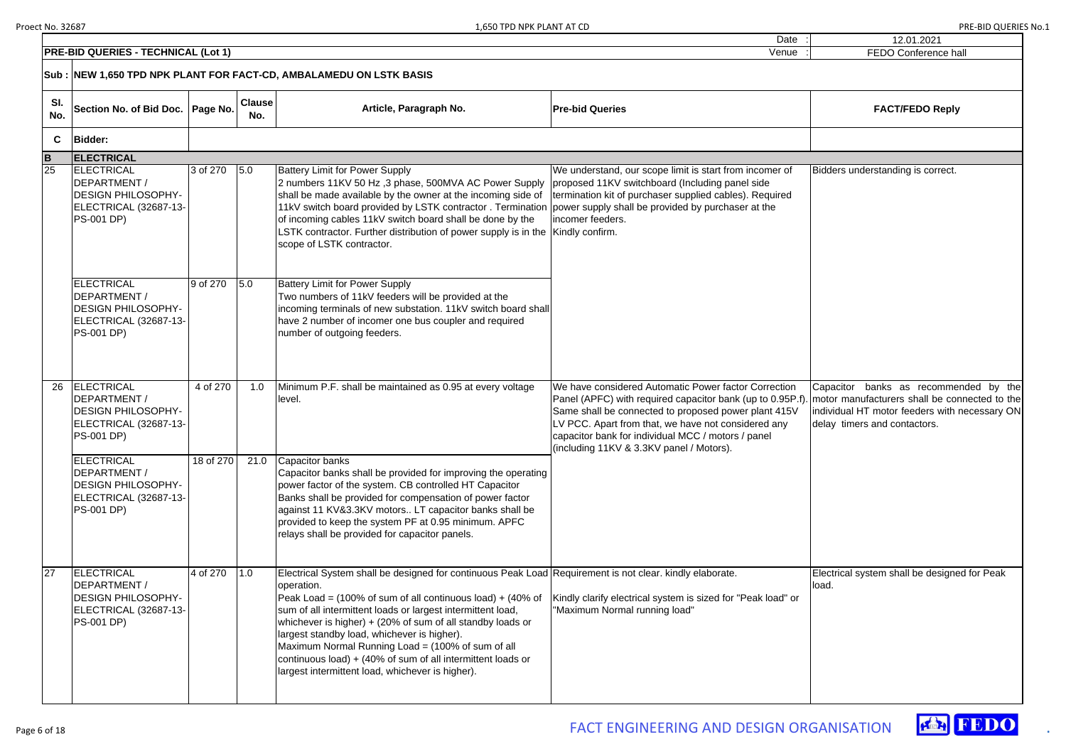| | | | | Date : | 12.01.2021 |
|---|---|---|---|---|---|
| **PRE-BID QUERIES - TECHNICAL (Lot 1)** | | | | Venue : | FEDO Conference hall |

**Sub : NEW 1,650 TPD NPK PLANT FOR FACT-CD, AMBALAMEDU ON LSTK BASIS**

| Sl. No. | Section No. of Bid Doc. | Page No. | Clause No. | Article, Paragraph No. | Pre-bid Queries | FACT/FEDO Reply |
|---|---|---|---|---|---|---|
| **C** | **Bidder:** | | | | | |
| **B** | **ELECTRICAL** | | | | | |
| 25 | ELECTRICAL DEPARTMENT / DESIGN PHILOSOPHY-ELECTRICAL (32687-13-PS-001 DP) | 3 of 270 | 5.0 | Battery Limit for Power Supply<br>2 numbers 11KV 50 Hz ,3 phase, 500MVA AC Power Supply shall be made available by the owner at the incoming side of 11kV switch board provided by LSTK contractor . Termination of incoming cables 11kV switch board shall be done by the LSTK contractor. Further distribution of power supply is in the scope of LSTK contractor. | We understand, our scope limit is start from incomer of proposed 11KV switchboard (Including panel side termination kit of purchaser supplied cables). Required power supply shall be provided by purchaser at the incomer feeders.<br>Kindly confirm. | Bidders understanding is correct. |
| | ELECTRICAL DEPARTMENT / DESIGN PHILOSOPHY-ELECTRICAL (32687-13-PS-001 DP) | 9 of 270 | 5.0 | Battery Limit for Power Supply<br>Two numbers of 11kV feeders will be provided at the incoming terminals of new substation. 11kV switch board shall have 2 number of incomer one bus coupler and required number of outgoing feeders. | | |
| 26 | ELECTRICAL DEPARTMENT / DESIGN PHILOSOPHY-ELECTRICAL (32687-13-PS-001 DP) | 4 of 270 | 1.0 | Minimum P.F. shall be maintained as 0.95 at every voltage level. | We have considered Automatic Power factor Correction Panel (APFC) with required capacitor bank (up to 0.95P.f). Same shall be connected to proposed power plant 415V LV PCC. Apart from that, we have not considered any capacitor bank for individual MCC / motors / panel (including 11KV & 3.3KV panel / Motors). | Capacitor banks as recommended by the motor manufacturers shall be connected to the individual HT motor feeders with necessary ON delay timers and contactors. |
| | ELECTRICAL DEPARTMENT / DESIGN PHILOSOPHY-ELECTRICAL (32687-13-PS-001 DP) | 18 of 270 | 21.0 | Capacitor banks<br>Capacitor banks shall be provided for improving the operating power factor of the system. CB controlled HT Capacitor Banks shall be provided for compensation of power factor against 11 KV&3.3KV motors.. LT capacitor banks shall be provided to keep the system PF at 0.95 minimum. APFC relays shall be provided for capacitor panels. | | |
| 27 | ELECTRICAL DEPARTMENT / DESIGN PHILOSOPHY-ELECTRICAL (32687-13-PS-001 DP) | 4 of 270 | 1.0 | Electrical System shall be designed for continuous Peak Load operation.<br>Peak Load = (100% of sum of all continuous load) + (40% of sum of all intermittent loads or largest intermittent load, whichever is higher) + (20% of sum of all standby loads or largest standby load, whichever is higher).<br>Maximum Normal Running Load = (100% of sum of all continuous load) + (40% of sum of all intermittent loads or largest intermittent load, whichever is higher). | Requirement is not clear. kindly elaborate.<br><br>Kindly clarify electrical system is sized for "Peak load" or "Maximum Normal running load" | Electrical system shall be designed for Peak load. |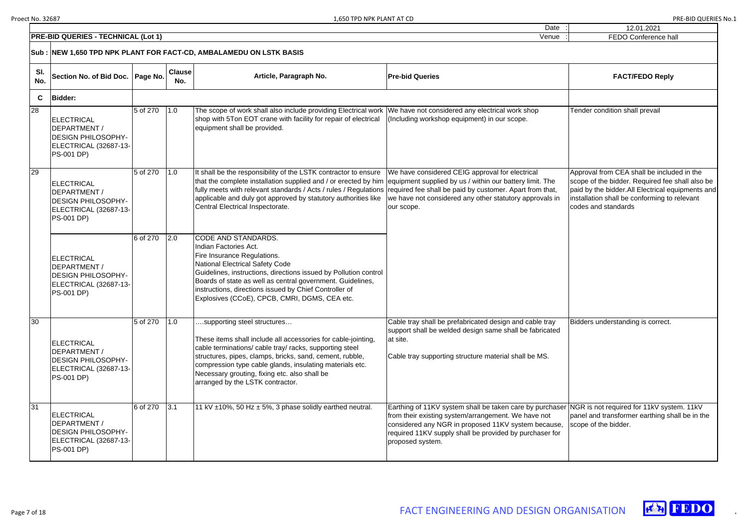| | | | | | Date : | 12.01.2021 |
|---|---|---|---|---|---|---|
| **PRE-BID QUERIES - TECHNICAL (Lot 1)** | | | | | Venue : | FEDO Conference hall |

**Sub : NEW 1,650 TPD NPK PLANT FOR FACT-CD, AMBALAMEDU ON LSTK BASIS**

| Sl. No. | Section No. of Bid Doc. | Page No. | Clause No. | Article, Paragraph No. | Pre-bid Queries | FACT/FEDO Reply |
|---|---|---|---|---|---|---|
| **C** | **Bidder:** | | | | | |
| 28 | ELECTRICAL DEPARTMENT / DESIGN PHILOSOPHY-ELECTRICAL (32687-13-PS-001 DP) | 5 of 270 | 1.0 | The scope of work shall also include providing Electrical work shop with 5Ton EOT crane with facility for repair of electrical equipment shall be provided. | We have not considered any electrical work shop (Including workshop equipment) in our scope. | Tender condition shall prevail |
| 29 | ELECTRICAL DEPARTMENT / DESIGN PHILOSOPHY-ELECTRICAL (32687-13-PS-001 DP) | 5 of 270 | 1.0 | It shall be the responsibility of the LSTK contractor to ensure that the complete installation supplied and / or erected by him fully meets with relevant standards / Acts / rules / Regulations applicable and duly got approved by statutory authorities like Central Electrical Inspectorate. | We have considered CEIG approval for electrical equipment supplied by us / within our battery limit. The required fee shall be paid by customer. Apart from that, we have not considered any other statutory approvals in our scope. | Approval from CEA shall be included in the scope of the bidder. Required fee shall also be paid by the bidder.All Electrical equipments and installation shall be conforming to relevant codes and standards |
| | ELECTRICAL DEPARTMENT / DESIGN PHILOSOPHY-ELECTRICAL (32687-13-PS-001 DP) | 6 of 270 | 2.0 | CODE AND STANDARDS.<br>Indian Factories Act.<br>Fire Insurance Regulations.<br>National Electrical Safety Code<br>Guidelines, instructions, directions issued by Pollution control Boards of state as well as central government. Guidelines, instructions, directions issued by Chief Controller of Explosives (CCoE), CPCB, CMRI, DGMS, CEA etc. | | |
| 30 | ELECTRICAL DEPARTMENT / DESIGN PHILOSOPHY-ELECTRICAL (32687-13-PS-001 DP) | 5 of 270 | 1.0 | ….supporting steel structures…<br><br>These items shall include all accessories for cable-jointing, cable terminations/ cable tray/ racks, supporting steel structures, pipes, clamps, bricks, sand, cement, rubble, compression type cable glands, insulating materials etc. Necessary grouting, fixing etc. also shall be arranged by the LSTK contractor. | Cable tray shall be prefabricated design and cable tray support shall be welded design same shall be fabricated at site.<br><br>Cable tray supporting structure material shall be MS. | Bidders understanding is correct. |
| 31 | ELECTRICAL DEPARTMENT / DESIGN PHILOSOPHY-ELECTRICAL (32687-13-PS-001 DP) | 6 of 270 | 3.1 | 11 kV ±10%, 50 Hz ± 5%, 3 phase solidly earthed neutral. | Earthing of 11KV system shall be taken care by purchaser from their existing system/arrangement. We have not considered any NGR in proposed 11KV system because, required 11KV supply shall be provided by purchaser for proposed system. | NGR is not required for 11kV system. 11kV panel and transformer earthing shall be in the scope of the bidder. |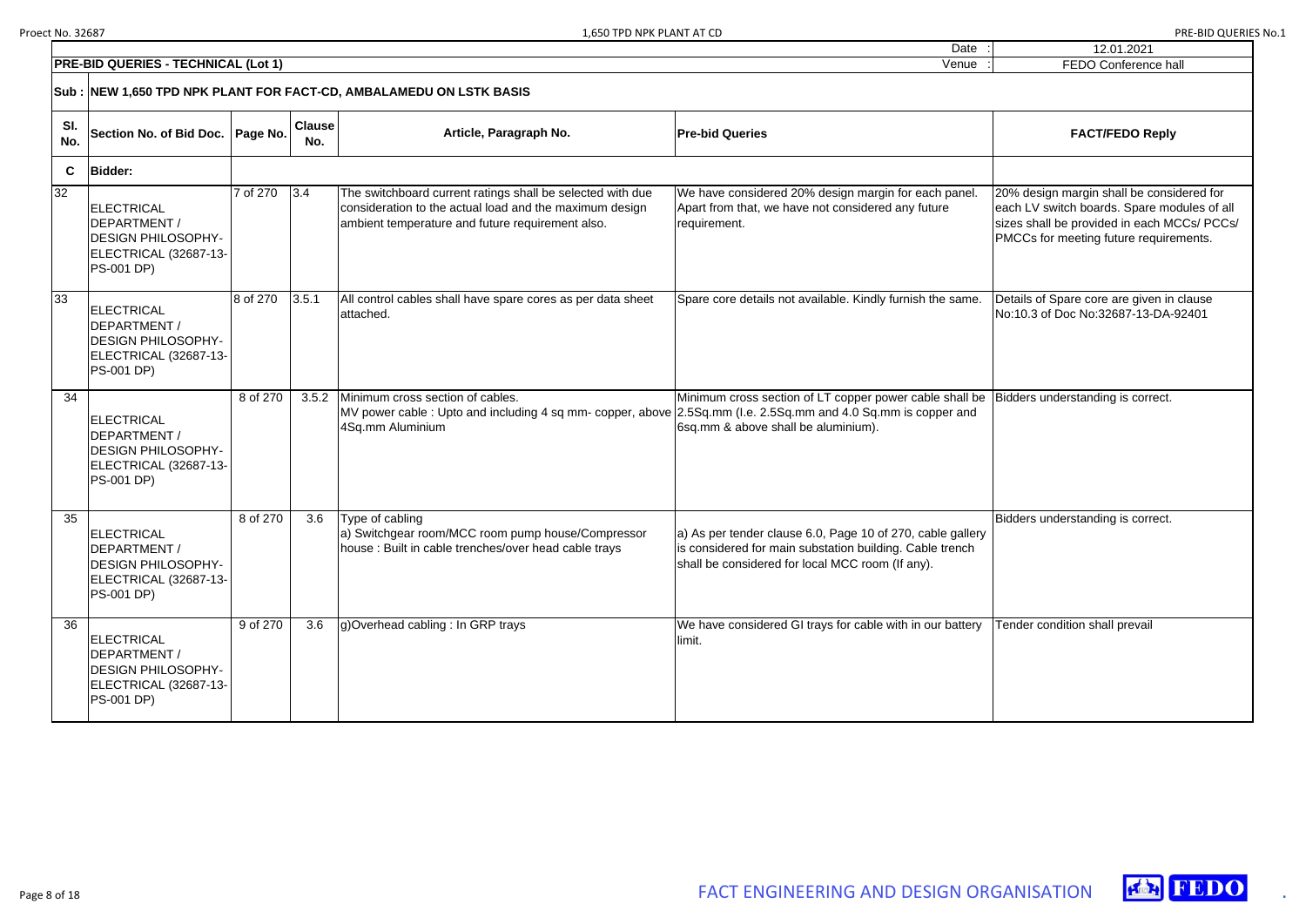| | | | | | Date : | 12.01.2021 |
|---|---|---|---|---|---|---|
| **PRE-BID QUERIES - TECHNICAL (Lot 1)** | | | | | Venue : | FEDO Conference hall |

**Sub : NEW 1,650 TPD NPK PLANT FOR FACT-CD, AMBALAMEDU ON LSTK BASIS**

| Sl. No. | Section No. of Bid Doc. | Page No. | Clause No. | Article, Paragraph No. | Pre-bid Queries | FACT/FEDO Reply |
|---|---|---|---|---|---|---|
| **C** | **Bidder:** | | | | | |
| 32 | ELECTRICAL DEPARTMENT / DESIGN PHILOSOPHY-ELECTRICAL (32687-13-PS-001 DP) | 7 of 270 | 3.4 | The switchboard current ratings shall be selected with due consideration to the actual load and the maximum design ambient temperature and future requirement also. | We have considered 20% design margin for each panel. Apart from that, we have not considered any future requirement. | 20% design margin shall be considered for each LV switch boards. Spare modules of all sizes shall be provided in each MCCs/ PCCs/ PMCCs for meeting future requirements. |
| 33 | ELECTRICAL DEPARTMENT / DESIGN PHILOSOPHY-ELECTRICAL (32687-13-PS-001 DP) | 8 of 270 | 3.5.1 | All control cables shall have spare cores as per data sheet attached. | Spare core details not available. Kindly furnish the same. | Details of Spare core are given in clause No:10.3 of Doc No:32687-13-DA-92401 |
| 34 | ELECTRICAL DEPARTMENT / DESIGN PHILOSOPHY-ELECTRICAL (32687-13-PS-001 DP) | 8 of 270 | 3.5.2 | Minimum cross section of cables.<br>MV power cable : Upto and including 4 sq mm- copper, above 4Sq.mm Aluminium | Minimum cross section of LT copper power cable shall be 2.5Sq.mm (I.e. 2.5Sq.mm and 4.0 Sq.mm is copper and 6sq.mm & above shall be aluminium). | Bidders understanding is correct. |
| 35 | ELECTRICAL DEPARTMENT / DESIGN PHILOSOPHY-ELECTRICAL (32687-13-PS-001 DP) | 8 of 270 | 3.6 | Type of cabling<br>a) Switchgear room/MCC room pump house/Compressor house : Built in cable trenches/over head cable trays | a) As per tender clause 6.0, Page 10 of 270, cable gallery is considered for main substation building. Cable trench shall be considered for local MCC room (If any). | Bidders understanding is correct. |
| 36 | ELECTRICAL DEPARTMENT / DESIGN PHILOSOPHY-ELECTRICAL (32687-13-PS-001 DP) | 9 of 270 | 3.6 | g)Overhead cabling : In GRP trays | We have considered GI trays for cable with in our battery limit. | Tender condition shall prevail |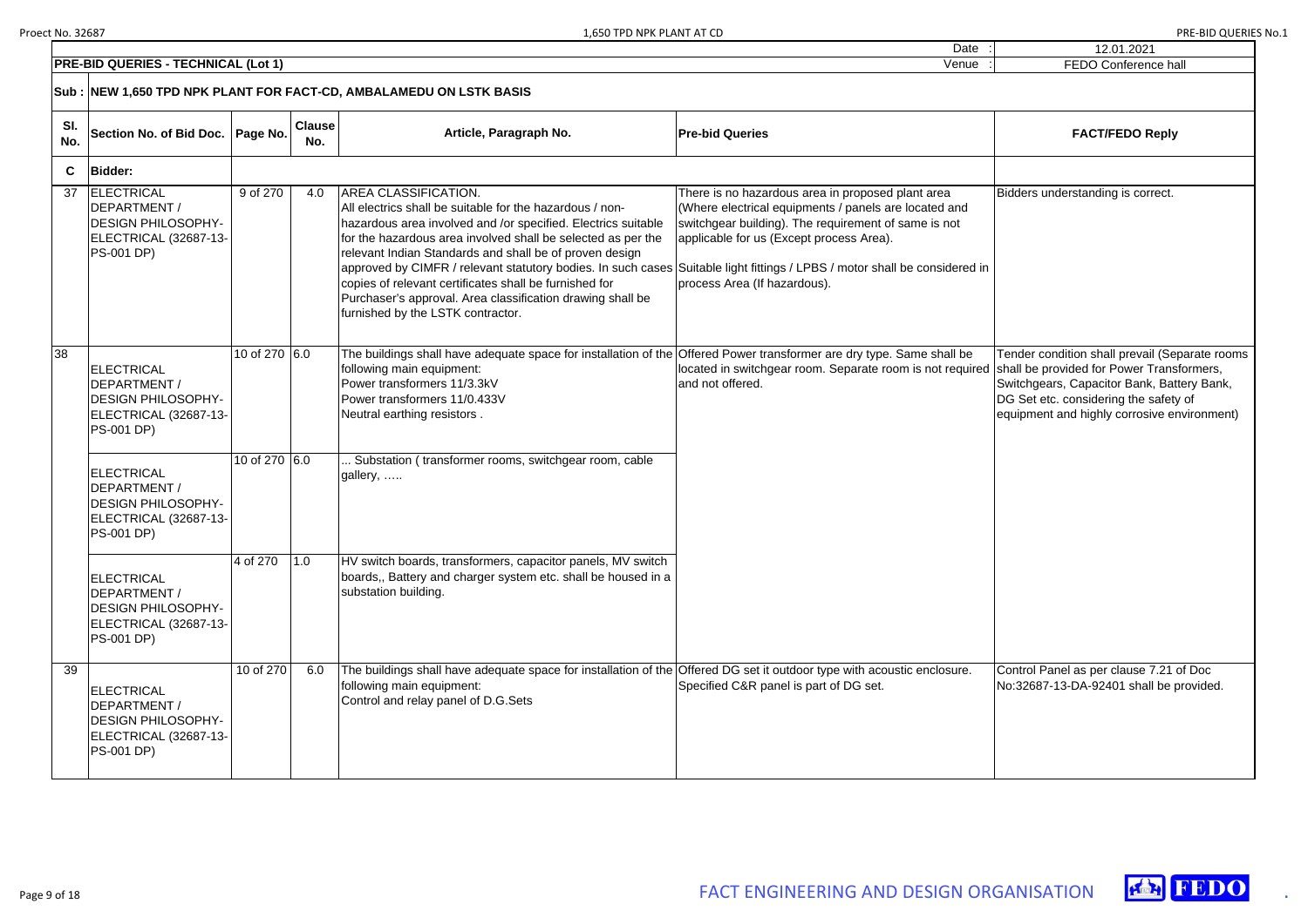| | | | | | Date : | 12.01.2021 |
|---|---|---|---|---|---|---|
| **PRE-BID QUERIES - TECHNICAL (Lot 1)** | | | | | Venue : | FEDO Conference hall |

**Sub : NEW 1,650 TPD NPK PLANT FOR FACT-CD, AMBALAMEDU ON LSTK BASIS**

| Sl. No. | Section No. of Bid Doc. | Page No. | Clause No. | Article, Paragraph No. | Pre-bid Queries | FACT/FEDO Reply |
|---|---|---|---|---|---|---|
| **C** | **Bidder:** | | | | | |
| 37 | ELECTRICAL DEPARTMENT / DESIGN PHILOSOPHY-ELECTRICAL (32687-13-PS-001 DP) | 9 of 270 | 4.0 | AREA CLASSIFICATION. All electrics shall be suitable for the hazardous / non-hazardous area involved and /or specified. Electrics suitable for the hazardous area involved shall be selected as per the relevant Indian Standards and shall be of proven design approved by CIMFR / relevant statutory bodies. In such cases copies of relevant certificates shall be furnished for Purchaser's approval. Area classification drawing shall be furnished by the LSTK contractor. | There is no hazardous area in proposed plant area (Where electrical equipments / panels are located and switchgear building). The requirement of same is not applicable for us (Except process Area). Suitable light fittings / LPBS / motor shall be considered in process Area (If hazardous). | Bidders understanding is correct. |
| 38 | ELECTRICAL DEPARTMENT / DESIGN PHILOSOPHY-ELECTRICAL (32687-13-PS-001 DP) | 10 of 270 | 6.0 | The buildings shall have adequate space for installation of the following main equipment: Power transformers 11/3.3kV Power transformers 11/0.433V Neutral earthing resistors . | Offered Power transformer are dry type. Same shall be located in switchgear room. Separate room is not required and not offered. | Tender condition shall prevail (Separate rooms shall be provided for Power Transformers, Switchgears, Capacitor Bank, Battery Bank, DG Set etc. considering the safety of equipment and highly corrosive environment) |
| | ELECTRICAL DEPARTMENT / DESIGN PHILOSOPHY-ELECTRICAL (32687-13-PS-001 DP) | 10 of 270 | 6.0 | ... Substation ( transformer rooms, switchgear room, cable gallery, ….. | | |
| | ELECTRICAL DEPARTMENT / DESIGN PHILOSOPHY-ELECTRICAL (32687-13-PS-001 DP) | 4 of 270 | 1.0 | HV switch boards, transformers, capacitor panels, MV switch boards,, Battery and charger system etc. shall be housed in a substation building. | | |
| 39 | ELECTRICAL DEPARTMENT / DESIGN PHILOSOPHY-ELECTRICAL (32687-13-PS-001 DP) | 10 of 270 | 6.0 | The buildings shall have adequate space for installation of the following main equipment: Control and relay panel of D.G.Sets | Offered DG set it outdoor type with acoustic enclosure. Specified C&R panel is part of DG set. | Control Panel as per clause 7.21 of Doc No:32687-13-DA-92401 shall be provided. |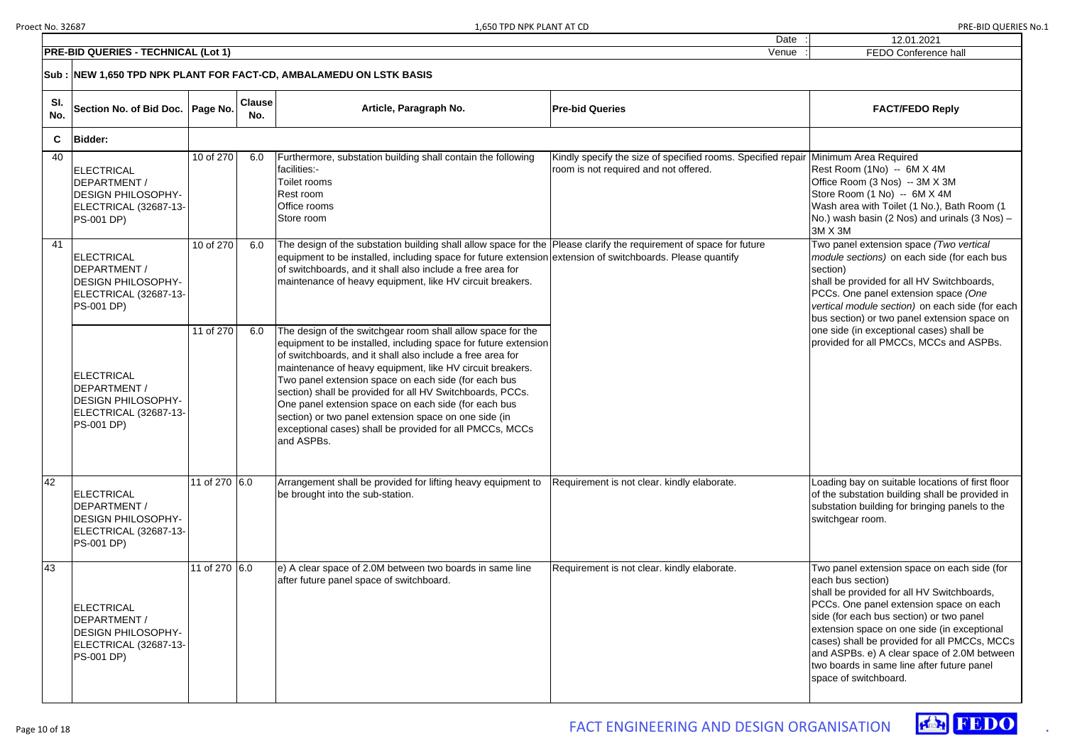| | | | | Date : | 12.01.2021 |
|---|---|---|---|---|---|
| **PRE-BID QUERIES - TECHNICAL (Lot 1)** | | | | Venue : | FEDO Conference hall |

**Sub : NEW 1,650 TPD NPK PLANT FOR FACT-CD, AMBALAMEDU ON LSTK BASIS**

| Sl. No. | Section No. of Bid Doc. | Page No. | Clause No. | Article, Paragraph No. | Pre-bid Queries | FACT/FEDO Reply |
|---|---|---|---|---|---|---|
| **C** | **Bidder:** | | | | | |
| 40 | ELECTRICAL DEPARTMENT / DESIGN PHILOSOPHY-ELECTRICAL (32687-13-PS-001 DP) | 10 of 270 | 6.0 | Furthermore, substation building shall contain the following facilities:-<br>Toilet rooms<br>Rest room<br>Office rooms<br>Store room | Kindly specify the size of specified rooms. Specified repair room is not required and not offered. | Minimum Area Required<br>Rest Room (1No) -- 6M X 4M<br>Office Room (3 Nos) -- 3M X 3M<br>Store Room (1 No) -- 6M X 4M<br>Wash area with Toilet (1 No.), Bath Room (1 No.) wash basin (2 Nos) and urinals (3 Nos) – 3M X 3M |
| 41 | ELECTRICAL DEPARTMENT / DESIGN PHILOSOPHY-ELECTRICAL (32687-13-PS-001 DP) | 10 of 270 | 6.0 | The design of the substation building shall allow space for the equipment to be installed, including space for future extension of switchboards, and it shall also include a free area for maintenance of heavy equipment, like HV circuit breakers. | Please clarify the requirement of space for future extension of switchboards. Please quantify | Two panel extension space *(Two vertical module sections)* on each side (for each bus section) shall be provided for all HV Switchboards, PCCs. One panel extension space *(One vertical module section)* on each side (for each bus section) or two panel extension space on one side (in exceptional cases) shall be provided for all PMCCs, MCCs and ASPBs. |
| | ELECTRICAL DEPARTMENT / DESIGN PHILOSOPHY-ELECTRICAL (32687-13-PS-001 DP) | 11 of 270 | 6.0 | The design of the switchgear room shall allow space for the equipment to be installed, including space for future extension of switchboards, and it shall also include a free area for maintenance of heavy equipment, like HV circuit breakers. Two panel extension space on each side (for each bus section) shall be provided for all HV Switchboards, PCCs. One panel extension space on each side (for each bus section) or two panel extension space on one side (in exceptional cases) shall be provided for all PMCCs, MCCs and ASPBs. | | |
| 42 | ELECTRICAL DEPARTMENT / DESIGN PHILOSOPHY-ELECTRICAL (32687-13-PS-001 DP) | 11 of 270 | 6.0 | Arrangement shall be provided for lifting heavy equipment to be brought into the sub-station. | Requirement is not clear. kindly elaborate. | Loading bay on suitable locations of first floor of the substation building shall be provided in substation building for bringing panels to the switchgear room. |
| 43 | ELECTRICAL DEPARTMENT / DESIGN PHILOSOPHY-ELECTRICAL (32687-13-PS-001 DP) | 11 of 270 | 6.0 | e) A clear space of 2.0M between two boards in same line after future panel space of switchboard. | Requirement is not clear. kindly elaborate. | Two panel extension space on each side (for each bus section) shall be provided for all HV Switchboards, PCCs. One panel extension space on each side (for each bus section) or two panel extension space on one side (in exceptional cases) shall be provided for all PMCCs, MCCs and ASPBs. e) A clear space of 2.0M between two boards in same line after future panel space of switchboard. |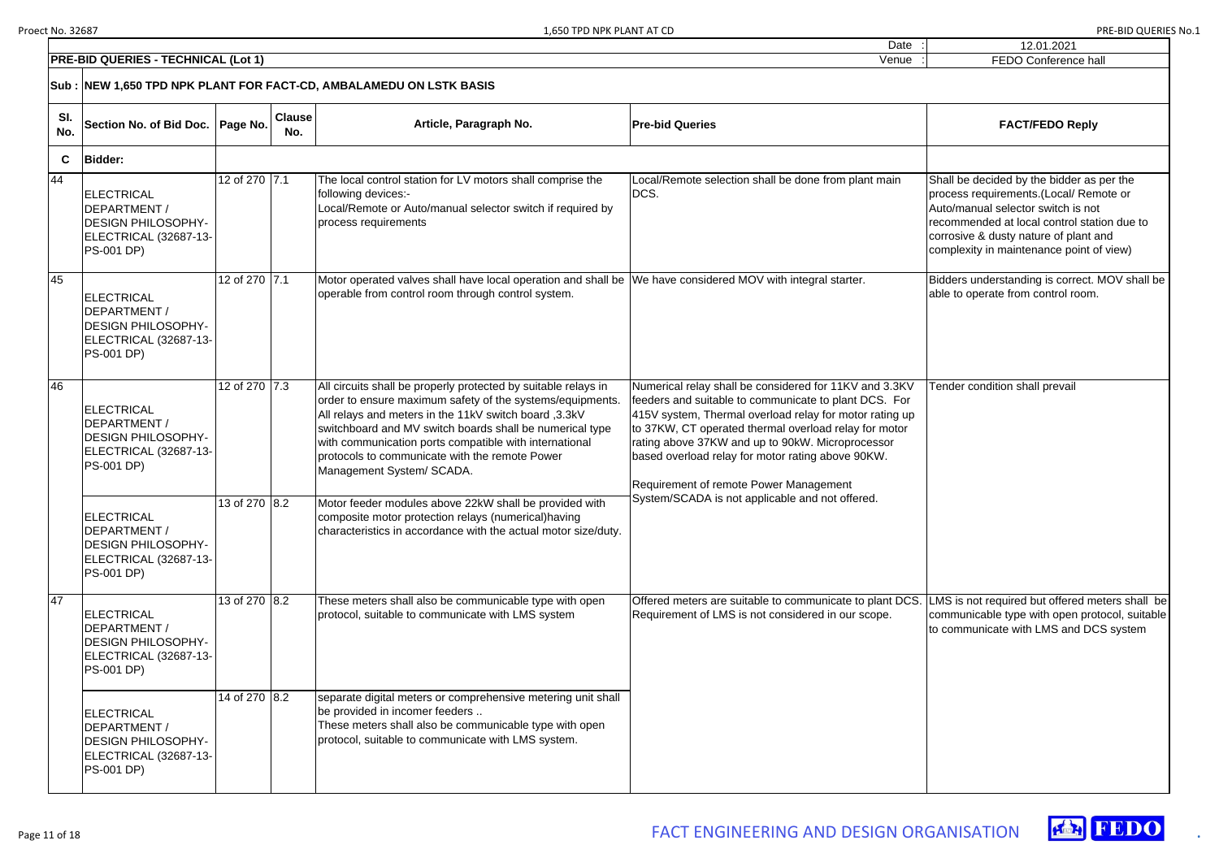| | | Date : | 12.01.2021 |
|---|---|---|---|
| **PRE-BID QUERIES - TECHNICAL (Lot 1)** | | Venue : | FEDO Conference hall |

**Sub : NEW 1,650 TPD NPK PLANT FOR FACT-CD, AMBALAMEDU ON LSTK BASIS**

| Sl. No. | Section No. of Bid Doc. | Page No. | Clause No. | Article, Paragraph No. | Pre-bid Queries | FACT/FEDO Reply |
|---|---|---|---|---|---|---|
| **C** | **Bidder:** | | | | | |
| 44 | ELECTRICAL DEPARTMENT / DESIGN PHILOSOPHY-ELECTRICAL (32687-13-PS-001 DP) | 12 of 270 | 7.1 | The local control station for LV motors shall comprise the following devices:-<br>Local/Remote or Auto/manual selector switch if required by process requirements | Local/Remote selection shall be done from plant main DCS. | Shall be decided by the bidder as per the process requirements.(Local/ Remote or Auto/manual selector switch is not recommended at local control station due to corrosive & dusty nature of plant and complexity in maintenance point of view) |
| 45 | ELECTRICAL DEPARTMENT / DESIGN PHILOSOPHY-ELECTRICAL (32687-13-PS-001 DP) | 12 of 270 | 7.1 | Motor operated valves shall have local operation and shall be operable from control room through control system. | We have considered MOV with integral starter. | Bidders understanding is correct. MOV shall be able to operate from control room. |
| 46 | ELECTRICAL DEPARTMENT / DESIGN PHILOSOPHY-ELECTRICAL (32687-13-PS-001 DP) | 12 of 270 | 7.3 | All circuits shall be properly protected by suitable relays in order to ensure maximum safety of the systems/equipments. All relays and meters in the 11kV switch board ,3.3kV switchboard and MV switch boards shall be numerical type with communication ports compatible with international protocols to communicate with the remote Power Management System/ SCADA. | Numerical relay shall be considered for 11KV and 3.3KV feeders and suitable to communicate to plant DCS. For 415V system, Thermal overload relay for motor rating up to 37KW, CT operated thermal overload relay for motor rating above 37KW and up to 90kW. Microprocessor based overload relay for motor rating above 90KW.<br><br>Requirement of remote Power Management System/SCADA is not applicable and not offered. | Tender condition shall prevail |
| | ELECTRICAL DEPARTMENT / DESIGN PHILOSOPHY-ELECTRICAL (32687-13-PS-001 DP) | 13 of 270 | 8.2 | Motor feeder modules above 22kW shall be provided with composite motor protection relays (numerical)having characteristics in accordance with the actual motor size/duty. | | |
| 47 | ELECTRICAL DEPARTMENT / DESIGN PHILOSOPHY-ELECTRICAL (32687-13-PS-001 DP) | 13 of 270 | 8.2 | These meters shall also be communicable type with open protocol, suitable to communicate with LMS system | Offered meters are suitable to communicate to plant DCS. Requirement of LMS is not considered in our scope. | LMS is not required but offered meters shall be communicable type with open protocol, suitable to communicate with LMS and DCS system |
| | ELECTRICAL DEPARTMENT / DESIGN PHILOSOPHY-ELECTRICAL (32687-13-PS-001 DP) | 14 of 270 | 8.2 | separate digital meters or comprehensive metering unit shall be provided in incomer feeders ..<br>These meters shall also be communicable type with open protocol, suitable to communicate with LMS system. | | |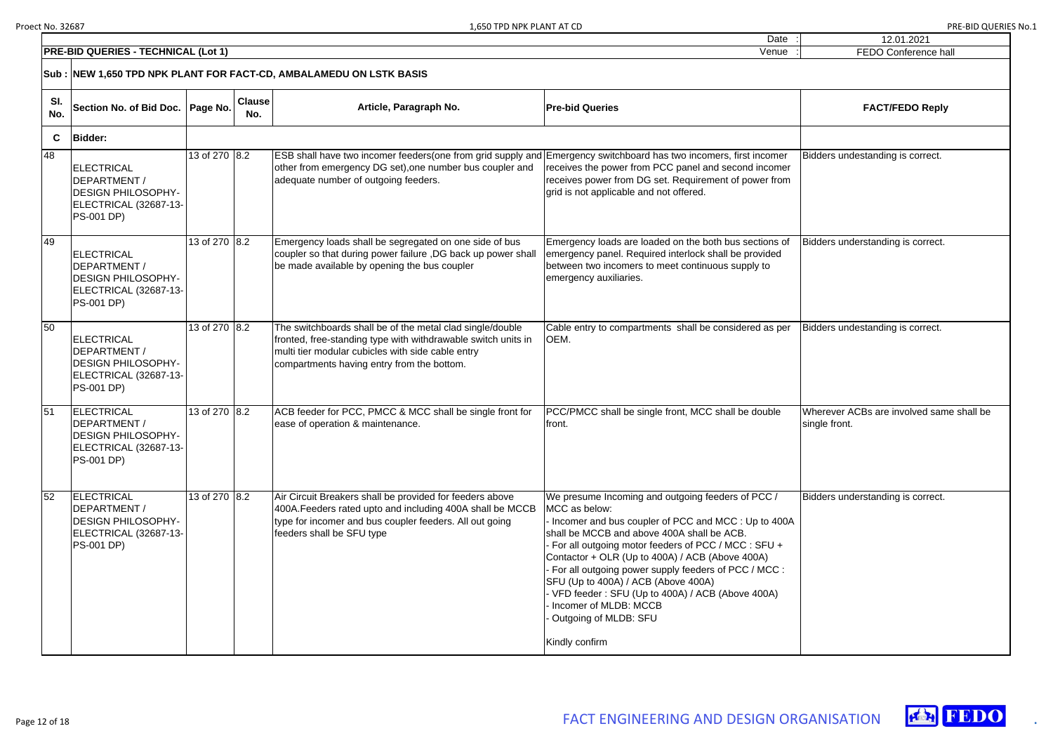**PRE-BID QUERIES - TECHNICAL (Lot 1)**

Date : 12.01.2021

Venue : FEDO Conference hall

**Sub : NEW 1,650 TPD NPK PLANT FOR FACT-CD, AMBALAMEDU ON LSTK BASIS**

| Sl. No. | Section No. of Bid Doc. | Page No. | Clause No. | Article, Paragraph No. | Pre-bid Queries | FACT/FEDO Reply |
|---|---|---|---|---|---|---|
| **C** | **Bidder:** | | | | | |
| 48 | ELECTRICAL DEPARTMENT / DESIGN PHILOSOPHY-ELECTRICAL (32687-13-PS-001 DP) | 13 of 270 | 8.2 | ESB shall have two incomer feeders(one from grid supply and other from emergency DG set),one number bus coupler and adequate number of outgoing feeders. | Emergency switchboard has two incomers, first incomer receives the power from PCC panel and second incomer receives power from DG set. Requirement of power from grid is not applicable and not offered. | Bidders undestanding is correct. |
| 49 | ELECTRICAL DEPARTMENT / DESIGN PHILOSOPHY-ELECTRICAL (32687-13-PS-001 DP) | 13 of 270 | 8.2 | Emergency loads shall be segregated on one side of bus coupler so that during power failure ,DG back up power shall be made available by opening the bus coupler | Emergency loads are loaded on the both bus sections of emergency panel. Required interlock shall be provided between two incomers to meet continuous supply to emergency auxiliaries. | Bidders understanding is correct. |
| 50 | ELECTRICAL DEPARTMENT / DESIGN PHILOSOPHY-ELECTRICAL (32687-13-PS-001 DP) | 13 of 270 | 8.2 | The switchboards shall be of the metal clad single/double fronted, free-standing type with withdrawable switch units in multi tier modular cubicles with side cable entry compartments having entry from the bottom. | Cable entry to compartments shall be considered as per OEM. | Bidders undestanding is correct. |
| 51 | ELECTRICAL DEPARTMENT / DESIGN PHILOSOPHY-ELECTRICAL (32687-13-PS-001 DP) | 13 of 270 | 8.2 | ACB feeder for PCC, PMCC & MCC shall be single front for ease of operation & maintenance. | PCC/PMCC shall be single front, MCC shall be double front. | Wherever ACBs are involved same shall be single front. |
| 52 | ELECTRICAL DEPARTMENT / DESIGN PHILOSOPHY-ELECTRICAL (32687-13-PS-001 DP) | 13 of 270 | 8.2 | Air Circuit Breakers shall be provided for feeders above 400A.Feeders rated upto and including 400A shall be MCCB type for incomer and bus coupler feeders. All out going feeders shall be SFU type | We presume Incoming and outgoing feeders of PCC / MCC as below:<br>- Incomer and bus coupler of PCC and MCC : Up to 400A shall be MCCB and above 400A shall be ACB.<br>- For all outgoing motor feeders of PCC / MCC : SFU + Contactor + OLR (Up to 400A) / ACB (Above 400A)<br>- For all outgoing power supply feeders of PCC / MCC : SFU (Up to 400A) / ACB (Above 400A)<br>- VFD feeder : SFU (Up to 400A) / ACB (Above 400A)<br>- Incomer of MLDB: MCCB<br>- Outgoing of MLDB: SFU<br><br>Kindly confirm | Bidders understanding is correct. |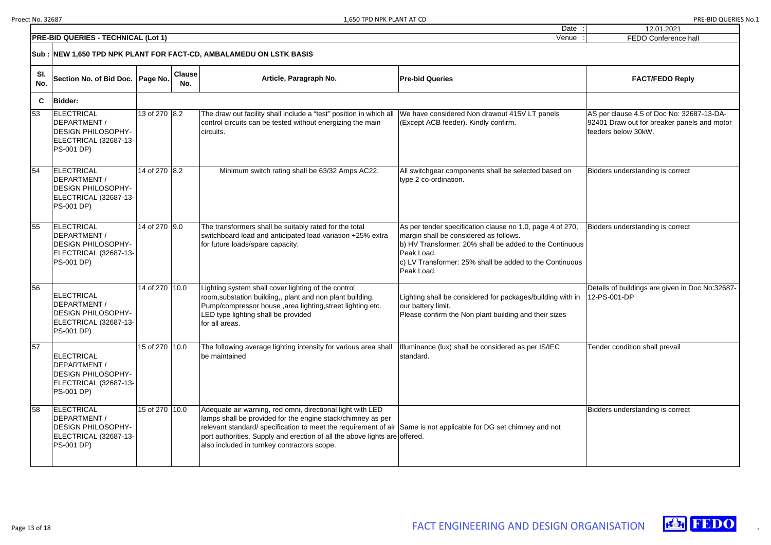| | | | | Date : | 12.01.2021 |
|---|---|---|---|---|---|
| **PRE-BID QUERIES - TECHNICAL (Lot 1)** | | | | Venue : | FEDO Conference hall |

**Sub : NEW 1,650 TPD NPK PLANT FOR FACT-CD, AMBALAMEDU ON LSTK BASIS**

| Sl. No. | Section No. of Bid Doc. | Page No. | Clause No. | Article, Paragraph No. | Pre-bid Queries | FACT/FEDO Reply |
|---|---|---|---|---|---|---|
| **C** | **Bidder:** | | | | | |
| 53 | ELECTRICAL DEPARTMENT / DESIGN PHILOSOPHY-ELECTRICAL (32687-13-PS-001 DP) | 13 of 270 | 8.2 | The draw out facility shall include a "test" position in which all control circuits can be tested without energizing the main circuits. | We have considered Non drawout 415V LT panels (Except ACB feeder). Kindly confirm. | AS per clause 4.5 of Doc No: 32687-13-DA-92401 Draw out for breaker panels and motor feeders below 30kW. |
| 54 | ELECTRICAL DEPARTMENT / DESIGN PHILOSOPHY-ELECTRICAL (32687-13-PS-001 DP) | 14 of 270 | 8.2 | Minimum switch rating shall be 63/32 Amps AC22. | All switchgear components shall be selected based on type 2 co-ordination. | Bidders understanding is correct |
| 55 | ELECTRICAL DEPARTMENT / DESIGN PHILOSOPHY-ELECTRICAL (32687-13-PS-001 DP) | 14 of 270 | 9.0 | The transformers shall be suitably rated for the total switchboard load and anticipated load variation +25% extra for future loads/spare capacity. | As per tender specification clause no 1.0, page 4 of 270, margin shall be considered as follows.<br>b) HV Transformer: 20% shall be added to the Continuous Peak Load.<br>c) LV Transformer: 25% shall be added to the Continuous Peak Load. | Bidders understanding is correct |
| 56 | ELECTRICAL DEPARTMENT / DESIGN PHILOSOPHY-ELECTRICAL (32687-13-PS-001 DP) | 14 of 270 | 10.0 | Lighting system shall cover lighting of the control room,substation building,, plant and non plant building, Pump/compressor house ,area lighting,street lighting etc. LED type lighting shall be provided for all areas. | Lighting shall be considered for packages/building with in our battery limit.<br>Please confirm the Non plant building and their sizes | Details of buildings are given in Doc No:32687-12-PS-001-DP |
| 57 | ELECTRICAL DEPARTMENT / DESIGN PHILOSOPHY-ELECTRICAL (32687-13-PS-001 DP) | 15 of 270 | 10.0 | The following average lighting intensity for various area shall be maintained | Illuminance (lux) shall be considered as per IS/IEC standard. | Tender condition shall prevail |
| 58 | ELECTRICAL DEPARTMENT / DESIGN PHILOSOPHY-ELECTRICAL (32687-13-PS-001 DP) | 15 of 270 | 10.0 | Adequate air warning, red omni, directional light with LED lamps shall be provided for the engine stack/chimney as per relevant standard/ specification to meet the requirement of air port authorities. Supply and erection of all the above lights are also included in turnkey contractors scope. | Same is not applicable for DG set chimney and not offered. | Bidders understanding is correct |

FACT ENGINEERING AND DESIGN ORGANISATION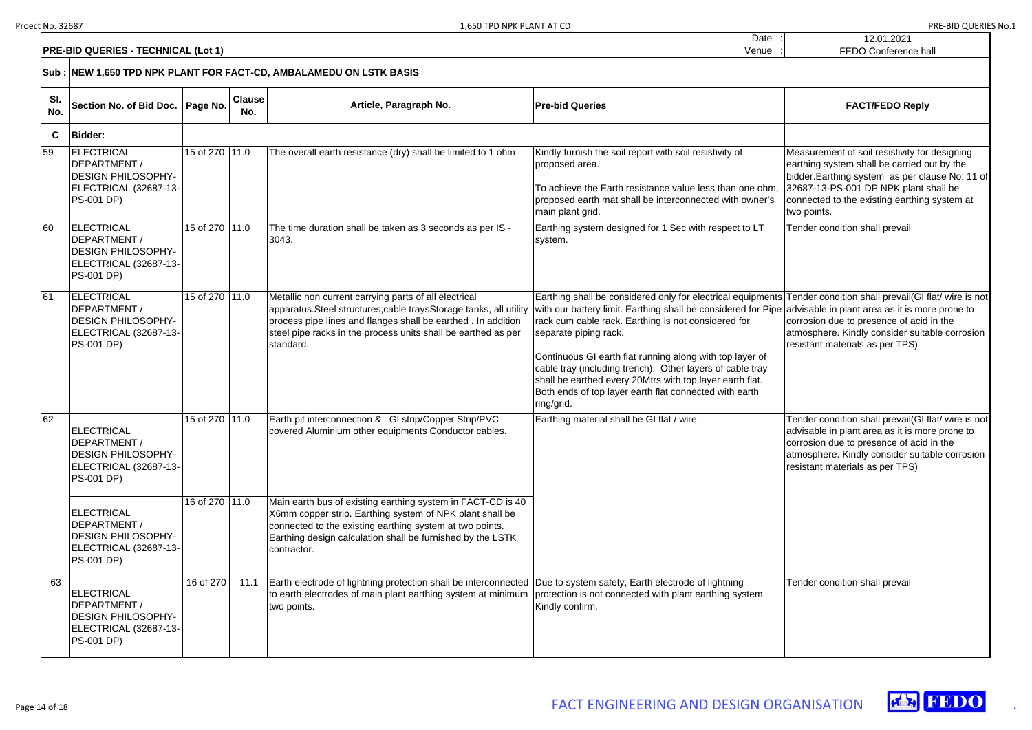| | | | | Date : | 12.01.2021 |
|---|---|---|---|---|---|
| **PRE-BID QUERIES - TECHNICAL (Lot 1)** | | | | Venue : | FEDO Conference hall |

**Sub : NEW 1,650 TPD NPK PLANT FOR FACT-CD, AMBALAMEDU ON LSTK BASIS**

| Sl. No. | Section No. of Bid Doc. | Page No. | Clause No. | Article, Paragraph No. | Pre-bid Queries | FACT/FEDO Reply |
|---|---|---|---|---|---|---|
| **C** | **Bidder:** | | | | | |
| 59 | ELECTRICAL DEPARTMENT / DESIGN PHILOSOPHY-ELECTRICAL (32687-13-PS-001 DP) | 15 of 270 | 11.0 | The overall earth resistance (dry) shall be limited to 1 ohm | Kindly furnish the soil report with soil resistivity of proposed area.<br><br>To achieve the Earth resistance value less than one ohm, proposed earth mat shall be interconnected with owner's main plant grid. | Measurement of soil resistivity for designing earthing system shall be carried out by the bidder.Earthing system as per clause No: 11 of 32687-13-PS-001 DP NPK plant shall be connected to the existing earthing system at two points. |
| 60 | ELECTRICAL DEPARTMENT / DESIGN PHILOSOPHY-ELECTRICAL (32687-13-PS-001 DP) | 15 of 270 | 11.0 | The time duration shall be taken as 3 seconds as per IS - 3043. | Earthing system designed for 1 Sec with respect to LT system. | Tender condition shall prevail |
| 61 | ELECTRICAL DEPARTMENT / DESIGN PHILOSOPHY-ELECTRICAL (32687-13-PS-001 DP) | 15 of 270 | 11.0 | Metallic non current carrying parts of all electrical apparatus.Steel structures,cable traysStorage tanks, all utility process pipe lines and flanges shall be earthed . In addition steel pipe racks in the process units shall be earthed as per standard. | Earthing shall be considered only for electrical equipments with our battery limit. Earthing shall be considered for Pipe rack cum cable rack. Earthing is not considered for separate piping rack.<br><br>Continuous GI earth flat running along with top layer of cable tray (including trench). Other layers of cable tray shall be earthed every 20Mtrs with top layer earth flat. Both ends of top layer earth flat connected with earth ring/grid. | Tender condition shall prevail(GI flat/ wire is not advisable in plant area as it is more prone to corrosion due to presence of acid in the atmosphere. Kindly consider suitable corrosion resistant materials as per TPS) |
| 62 | ELECTRICAL DEPARTMENT / DESIGN PHILOSOPHY-ELECTRICAL (32687-13-PS-001 DP) | 15 of 270 | 11.0 | Earth pit interconnection & : GI strip/Copper Strip/PVC covered Aluminium other equipments Conductor cables. | Earthing material shall be GI flat / wire. | Tender condition shall prevail(GI flat/ wire is not advisable in plant area as it is more prone to corrosion due to presence of acid in the atmosphere. Kindly consider suitable corrosion resistant materials as per TPS) |
| | ELECTRICAL DEPARTMENT / DESIGN PHILOSOPHY-ELECTRICAL (32687-13-PS-001 DP) | 16 of 270 | 11.0 | Main earth bus of existing earthing system in FACT-CD is 40 X6mm copper strip. Earthing system of NPK plant shall be connected to the existing earthing system at two points. Earthing design calculation shall be furnished by the LSTK contractor. | | |
| 63 | ELECTRICAL DEPARTMENT / DESIGN PHILOSOPHY-ELECTRICAL (32687-13-PS-001 DP) | 16 of 270 | 11.1 | Earth electrode of lightning protection shall be interconnected to earth electrodes of main plant earthing system at minimum two points. | Due to system safety, Earth electrode of lightning protection is not connected with plant earthing system. Kindly confirm. | Tender condition shall prevail |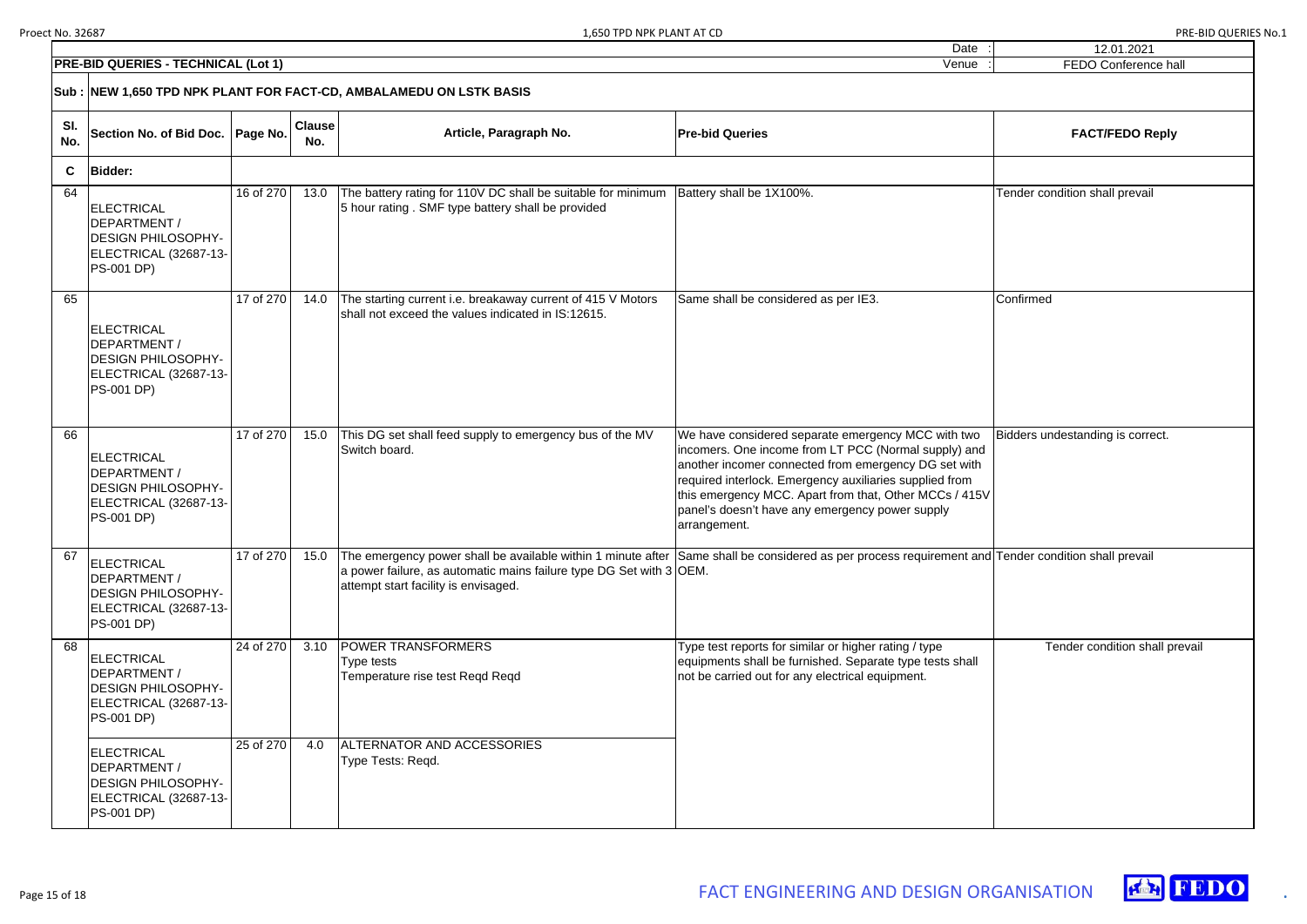| | | | | Date : | 12.01.2021 |
|---|---|---|---|---|---|
| **PRE-BID QUERIES - TECHNICAL (Lot 1)** | | | | Venue : | FEDO Conference hall |

**Sub : NEW 1,650 TPD NPK PLANT FOR FACT-CD, AMBALAMEDU ON LSTK BASIS**

| Sl. No. | Section No. of Bid Doc. | Page No. | Clause No. | Article, Paragraph No. | Pre-bid Queries | FACT/FEDO Reply |
|---|---|---|---|---|---|---|
| **C** | **Bidder:** | | | | | |
| 64 | ELECTRICAL DEPARTMENT / DESIGN PHILOSOPHY- ELECTRICAL (32687-13-PS-001 DP) | 16 of 270 | 13.0 | The battery rating for 110V DC shall be suitable for minimum 5 hour rating . SMF type battery shall be provided | Battery shall be 1X100%. | Tender condition shall prevail |
| 65 | ELECTRICAL DEPARTMENT / DESIGN PHILOSOPHY- ELECTRICAL (32687-13-PS-001 DP) | 17 of 270 | 14.0 | The starting current i.e. breakaway current of 415 V Motors shall not exceed the values indicated in IS:12615. | Same shall be considered as per IE3. | Confirmed |
| 66 | ELECTRICAL DEPARTMENT / DESIGN PHILOSOPHY- ELECTRICAL (32687-13-PS-001 DP) | 17 of 270 | 15.0 | This DG set shall feed supply to emergency bus of the MV Switch board. | We have considered separate emergency MCC with two incomers. One income from LT PCC (Normal supply) and another incomer connected from emergency DG set with required interlock. Emergency auxiliaries supplied from this emergency MCC. Apart from that, Other MCCs / 415V panel's doesn't have any emergency power supply arrangement. | Bidders undestanding is correct. |
| 67 | ELECTRICAL DEPARTMENT / DESIGN PHILOSOPHY- ELECTRICAL (32687-13-PS-001 DP) | 17 of 270 | 15.0 | The emergency power shall be available within 1 minute after a power failure, as automatic mains failure type DG Set with 3 attempt start facility is envisaged. | Same shall be considered as per process requirement and OEM. | Tender condition shall prevail |
| 68 | ELECTRICAL DEPARTMENT / DESIGN PHILOSOPHY- ELECTRICAL (32687-13-PS-001 DP) | 24 of 270 | 3.10 | POWER TRANSFORMERS<br>Type tests<br>Temperature rise test Reqd Reqd | Type test reports for similar or higher rating / type equipments shall be furnished. Separate type tests shall not be carried out for any electrical equipment. | Tender condition shall prevail |
| | ELECTRICAL DEPARTMENT / DESIGN PHILOSOPHY- ELECTRICAL (32687-13-PS-001 DP) | 25 of 270 | 4.0 | ALTERNATOR AND ACCESSORIES<br>Type Tests: Reqd. | | |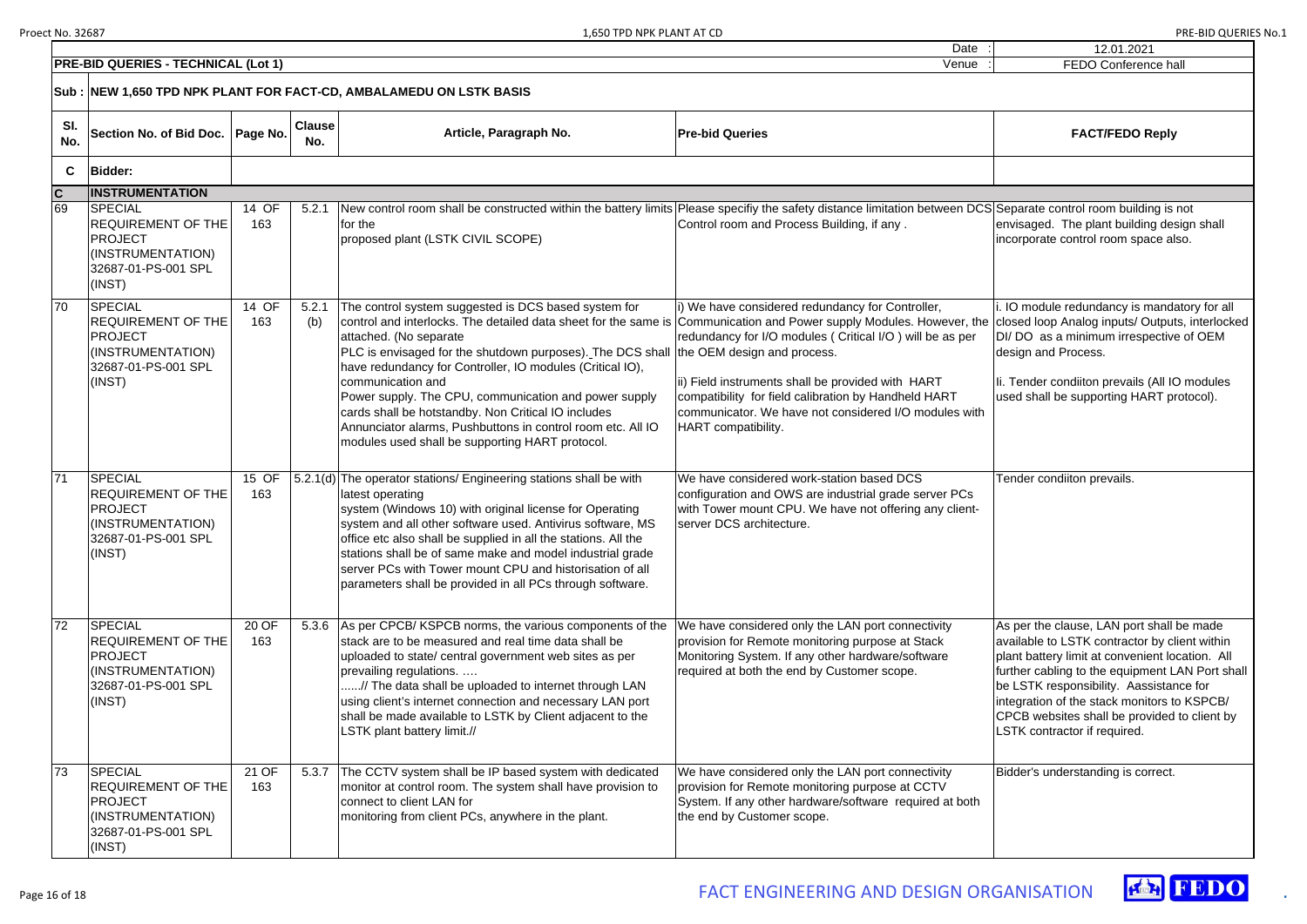| | | | |
|---|---|---|---|
| **PRE-BID QUERIES - TECHNICAL (Lot 1)** | | Date : | 12.01.2021 |
| | | Venue : | FEDO Conference hall |

**Sub : NEW 1,650 TPD NPK PLANT FOR FACT-CD, AMBALAMEDU ON LSTK BASIS**

| Sl. No. | Section No. of Bid Doc. | Page No. | Clause No. | Article, Paragraph No. | Pre-bid Queries | FACT/FEDO Reply |
|---|---|---|---|---|---|---|
| **C** | **Bidder:** | | | | | |
| **C** | **INSTRUMENTATION** | | | | | |
| 69 | SPECIAL REQUIREMENT OF THE PROJECT (INSTRUMENTATION) 32687-01-PS-001 SPL (INST) | 14 OF 163 | 5.2.1 | New control room shall be constructed within the battery limits for the proposed plant (LSTK CIVIL SCOPE) | Please specifiy the safety distance limitation between DCS Control room and Process Building, if any . | Separate control room building is not envisaged. The plant building design shall incorporate control room space also. |
| 70 | SPECIAL REQUIREMENT OF THE PROJECT (INSTRUMENTATION) 32687-01-PS-001 SPL (INST) | 14 OF 163 | 5.2.1 (b) | The control system suggested is DCS based system for control and interlocks. The detailed data sheet for the same is attached. (No separate PLC is envisaged for the shutdown purposes). The DCS shall have redundancy for Controller, IO modules (Critical IO), communication and Power supply. The CPU, communication and power supply cards shall be hotstandby. Non Critical IO includes Annunciator alarms, Pushbuttons in control room etc. All IO modules used shall be supporting HART protocol. | i) We have considered redundancy for Controller, Communication and Power supply Modules. However, the redundancy for I/O modules ( Critical I/O ) will be as per the OEM design and process.<br><br>ii) Field instruments shall be provided with HART compatibility for field calibration by Handheld HART communicator. We have not considered I/O modules with HART compatibility. | i. IO module redundancy is mandatory for all closed loop Analog inputs/ Outputs, interlocked DI/ DO as a minimum irrespective of OEM design and Process.<br><br>Ii. Tender condiiton prevails (All IO modules used shall be supporting HART protocol). |
| 71 | SPECIAL REQUIREMENT OF THE PROJECT (INSTRUMENTATION) 32687-01-PS-001 SPL (INST) | 15 OF 163 | 5.2.1(d) | The operator stations/ Engineering stations shall be with latest operating system (Windows 10) with original license for Operating system and all other software used. Antivirus software, MS office etc also shall be supplied in all the stations. All the stations shall be of same make and model industrial grade server PCs with Tower mount CPU and historisation of all parameters shall be provided in all PCs through software. | We have considered work-station based DCS configuration and OWS are industrial grade server PCs with Tower mount CPU. We have not offering any client-server DCS architecture. | Tender condiiton prevails. |
| 72 | SPECIAL REQUIREMENT OF THE PROJECT (INSTRUMENTATION) 32687-01-PS-001 SPL (INST) | 20 OF 163 | 5.3.6 | As per CPCB/ KSPCB norms, the various components of the stack are to be measured and real time data shall be uploaded to state/ central government web sites as per prevailing regulations. ….<br>......// The data shall be uploaded to internet through LAN using client's internet connection and necessary LAN port shall be made available to LSTK by Client adjacent to the LSTK plant battery limit.// | We have considered only the LAN port connectivity provision for Remote monitoring purpose at Stack Monitoring System. If any other hardware/software required at both the end by Customer scope. | As per the clause, LAN port shall be made available to LSTK contractor by client within plant battery limit at convenient location. All further cabling to the equipment LAN Port shall be LSTK responsibility. Aassistance for integration of the stack monitors to KSPCB/ CPCB websites shall be provided to client by LSTK contractor if required. |
| 73 | SPECIAL REQUIREMENT OF THE PROJECT (INSTRUMENTATION) 32687-01-PS-001 SPL (INST) | 21 OF 163 | 5.3.7 | The CCTV system shall be IP based system with dedicated monitor at control room. The system shall have provision to connect to client LAN for monitoring from client PCs, anywhere in the plant. | We have considered only the LAN port connectivity provision for Remote monitoring purpose at CCTV System. If any other hardware/software required at both the end by Customer scope. | Bidder's understanding is correct. |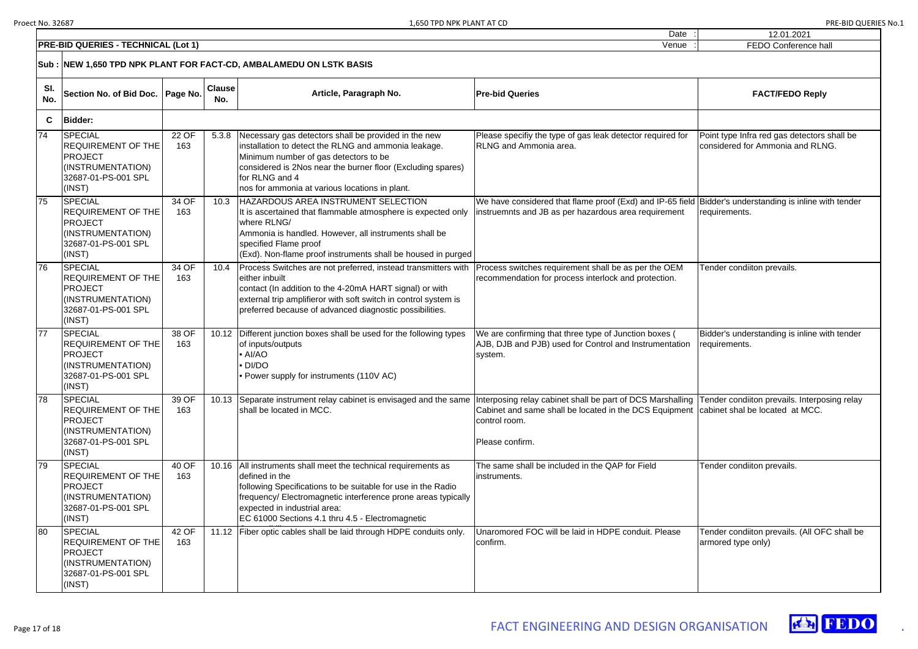| | | | | | | Date : | 12.01.2021 |
|---|---|---|---|---|---|---|---|
| **PRE-BID QUERIES - TECHNICAL (Lot 1)** | | | | | | Venue : | FEDO Conference hall |

**Sub : NEW 1,650 TPD NPK PLANT FOR FACT-CD, AMBALAMEDU ON LSTK BASIS**

| Sl. No. | Section No. of Bid Doc. | Page No. | Clause No. | Article, Paragraph No. | Pre-bid Queries | FACT/FEDO Reply |
|---|---|---|---|---|---|---|
| **C** | **Bidder:** | | | | | |
| 74 | SPECIAL REQUIREMENT OF THE PROJECT (INSTRUMENTATION) 32687-01-PS-001 SPL (INST) | 22 OF 163 | 5.3.8 | Necessary gas detectors shall be provided in the new installation to detect the RLNG and ammonia leakage. Minimum number of gas detectors to be considered is 2Nos near the burner floor (Excluding spares) for RLNG and 4 nos for ammonia at various locations in plant. | Please specifiy the type of gas leak detector required for RLNG and Ammonia area. | Point type Infra red gas detectors shall be considered for Ammonia and RLNG. |
| 75 | SPECIAL REQUIREMENT OF THE PROJECT (INSTRUMENTATION) 32687-01-PS-001 SPL (INST) | 34 OF 163 | 10.3 | HAZARDOUS AREA INSTRUMENT SELECTION It is ascertained that flammable atmosphere is expected only where RLNG/ Ammonia is handled. However, all instruments shall be specified Flame proof (Exd). Non-flame proof instruments shall be housed in purged | We have considered that flame proof (Exd) and IP-65 field instruemnts and JB as per hazardous area requirement | Bidder's understanding is inline with tender requirements. |
| 76 | SPECIAL REQUIREMENT OF THE PROJECT (INSTRUMENTATION) 32687-01-PS-001 SPL (INST) | 34 OF 163 | 10.4 | Process Switches are not preferred, instead transmitters with either inbuilt contact (In addition to the 4-20mA HART signal) or with external trip amplifieror with soft switch in control system is preferred because of advanced diagnostic possibilities. | Process switches requirement shall be as per the OEM recommendation for process interlock and protection. | Tender condiiton prevails. |
| 77 | SPECIAL REQUIREMENT OF THE PROJECT (INSTRUMENTATION) 32687-01-PS-001 SPL (INST) | 38 OF 163 | 10.12 | Different junction boxes shall be used for the following types of inputs/outputs<br>• AI/AO<br>• DI/DO<br>• Power supply for instruments (110V AC) | We are confirming that three type of Junction boxes ( AJB, DJB and PJB) used for Control and Instrumentation system. | Bidder's understanding is inline with tender requirements. |
| 78 | SPECIAL REQUIREMENT OF THE PROJECT (INSTRUMENTATION) 32687-01-PS-001 SPL (INST) | 39 OF 163 | 10.13 | Separate instrument relay cabinet is envisaged and the same shall be located in MCC. | Interposing relay cabinet shall be part of DCS Marshalling Cabinet and same shall be located in the DCS Equipment control room.<br><br>Please confirm. | Tender condiiton prevails. Interposing relay cabinet shal be located at MCC. |
| 79 | SPECIAL REQUIREMENT OF THE PROJECT (INSTRUMENTATION) 32687-01-PS-001 SPL (INST) | 40 OF 163 | 10.16 | All instruments shall meet the technical requirements as defined in the following Specifications to be suitable for use in the Radio frequency/ Electromagnetic interference prone areas typically expected in industrial area: EC 61000 Sections 4.1 thru 4.5 - Electromagnetic | The same shall be included in the QAP for Field instruments. | Tender condiiton prevails. |
| 80 | SPECIAL REQUIREMENT OF THE PROJECT (INSTRUMENTATION) 32687-01-PS-001 SPL (INST) | 42 OF 163 | 11.12 | Fiber optic cables shall be laid through HDPE conduits only. | Unaromored FOC will be laid in HDPE conduit. Please confirm. | Tender condiiton prevails. (All OFC shall be armored type only) |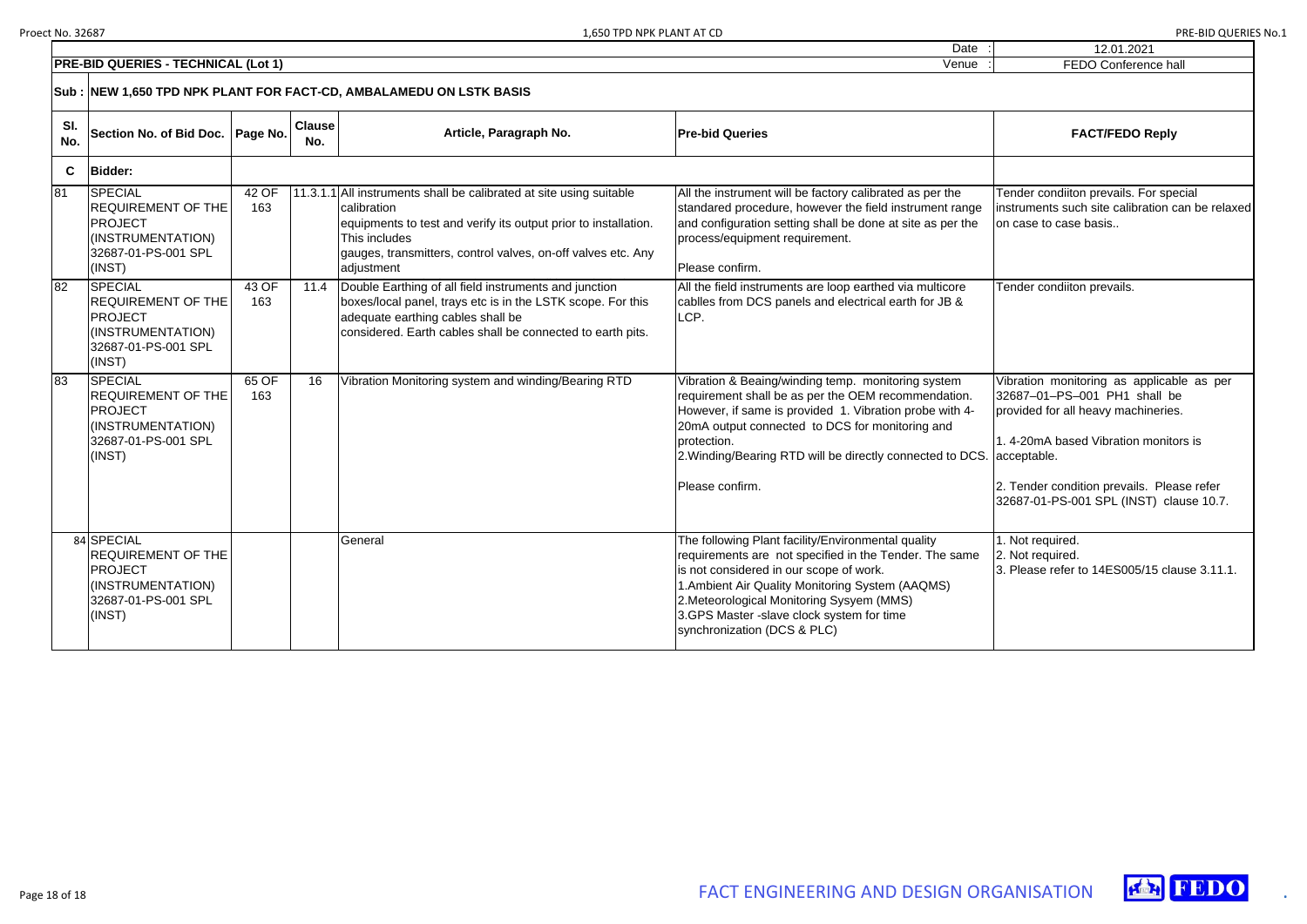| | | | | | Date : | 12.01.2021 |
|---|---|---|---|---|---|---|
| **PRE-BID QUERIES - TECHNICAL (Lot 1)** | | | | | Venue : | FEDO Conference hall |

**Sub : NEW 1,650 TPD NPK PLANT FOR FACT-CD, AMBALAMEDU ON LSTK BASIS**

| Sl. No. | Section No. of Bid Doc. | Page No. | Clause No. | Article, Paragraph No. | Pre-bid Queries | FACT/FEDO Reply |
|---|---|---|---|---|---|---|
| **C** | **Bidder:** | | | | | |
| 81 | SPECIAL REQUIREMENT OF THE PROJECT (INSTRUMENTATION) 32687-01-PS-001 SPL (INST) | 42 OF 163 | 11.3.1.1 | All instruments shall be calibrated at site using suitable calibration equipments to test and verify its output prior to installation. This includes gauges, transmitters, control valves, on-off valves etc. Any adjustment | All the instrument will be factory calibrated as per the standared procedure, however the field instrument range and configuration setting shall be done at site as per the process/equipment requirement.<br><br>Please confirm. | Tender condiiton prevails. For special instruments such site calibration can be relaxed on case to case basis.. |
| 82 | SPECIAL REQUIREMENT OF THE PROJECT (INSTRUMENTATION) 32687-01-PS-001 SPL (INST) | 43 OF 163 | 11.4 | Double Earthing of all field instruments and junction boxes/local panel, trays etc is in the LSTK scope. For this adequate earthing cables shall be considered. Earth cables shall be connected to earth pits. | All the field instruments are loop earthed via multicore cablles from DCS panels and electrical earth for JB & LCP. | Tender condiiton prevails. |
| 83 | SPECIAL REQUIREMENT OF THE PROJECT (INSTRUMENTATION) 32687-01-PS-001 SPL (INST) | 65 OF 163 | 16 | Vibration Monitoring system and winding/Bearing RTD | Vibration & Beaing/winding temp. monitoring system requirement shall be as per the OEM recommendation. However, if same is provided 1. Vibration probe with 4-20mA output connected to DCS for monitoring and protection.<br>2.Winding/Bearing RTD will be directly connected to DCS.<br><br>Please confirm. | Vibration monitoring as applicable as per 32687–01–PS–001 PH1 shall be provided for all heavy machineries.<br><br>1. 4-20mA based Vibration monitors is acceptable.<br><br>2. Tender condition prevails. Please refer 32687-01-PS-001 SPL (INST) clause 10.7. |
| 84 | SPECIAL REQUIREMENT OF THE PROJECT (INSTRUMENTATION) 32687-01-PS-001 SPL (INST) | | | General | The following Plant facility/Environmental quality requirements are not specified in the Tender. The same is not considered in our scope of work.<br>1.Ambient Air Quality Monitoring System (AAQMS)<br>2.Meteorological Monitoring Sysyem (MMS)<br>3.GPS Master -slave clock system for time synchronization (DCS & PLC) | 1. Not required.<br>2. Not required.<br>3. Please refer to 14ES005/15 clause 3.11.1. |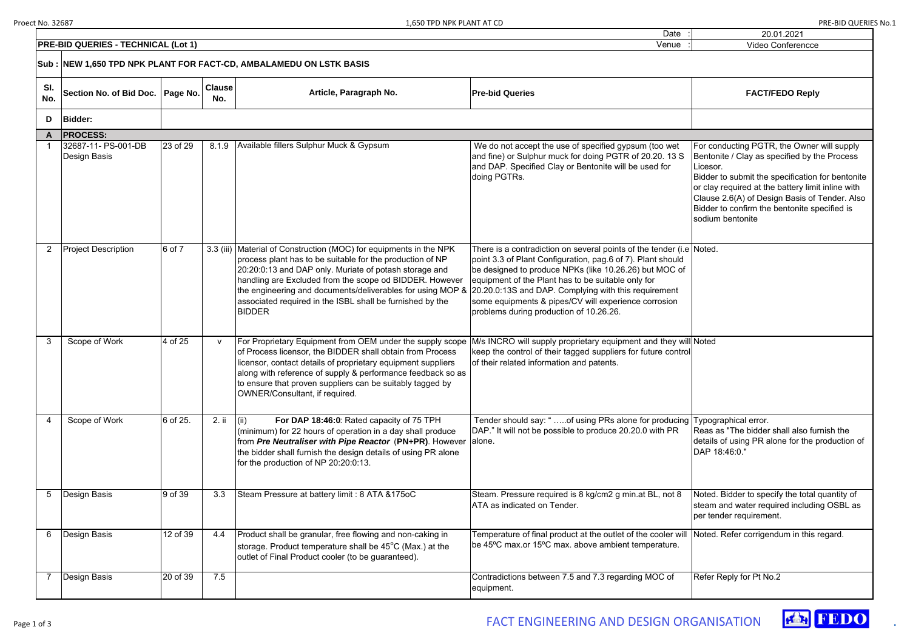| | | | | Date : | 20.01.2021 |
|---|---|---|---|---|---|
| **PRE-BID QUERIES - TECHNICAL (Lot 1)** | | | | Venue : | Video Conferencce |

**Sub : NEW 1,650 TPD NPK PLANT FOR FACT-CD, AMBALAMEDU ON LSTK BASIS**

| Sl. No. | Section No. of Bid Doc. | Page No. | Clause No. | Article, Paragraph No. | Pre-bid Queries | FACT/FEDO Reply |
|---|---|---|---|---|---|---|
| **D** | **Bidder:** | | | | | |
| **A** | **PROCESS:** | | | | | |
| 1 | 32687-11- PS-001-DB Design Basis | 23 of 29 | 8.1.9 | Available fillers Sulphur Muck & Gypsum | We do not accept the use of specified gypsum (too wet and fine) or Sulphur muck for doing PGTR of 20.20. 13 S and DAP. Specified Clay or Bentonite will be used for doing PGTRs. | For conducting PGTR, the Owner will supply Bentonite / Clay as specified by the Process Licesor. Bidder to submit the specification for bentonite or clay required at the battery limit inline with Clause 2.6(A) of Design Basis of Tender. Also Bidder to confirm the bentonite specified is sodium bentonite |
| 2 | Project Description | 6 of 7 | 3.3 (iii) | Material of Construction (MOC) for equipments in the NPK process plant has to be suitable for the production of NP 20:20:0:13 and DAP only. Muriate of potash storage and handling are Excluded from the scope od BIDDER. However the engineering and documents/deliverables for using MOP & associated required in the ISBL shall be furnished by the BIDDER | There is a contradiction on several points of the tender (i.e point 3.3 of Plant Configuration, pag.6 of 7). Plant should be designed to produce NPKs (like 10.26.26) but MOC of equipment of the Plant has to be suitable only for 20.20.0:13S and DAP. Complying with this requirement some equipments & pipes/CV will experience corrosion problems during production of 10.26.26. | Noted. |
| 3 | Scope of Work | 4 of 25 | v | For Proprietary Equipment from OEM under the supply scope of Process licensor, the BIDDER shall obtain from Process licensor, contact details of proprietary equipment suppliers along with reference of supply & performance feedback so as to ensure that proven suppliers can be suitably tagged by OWNER/Consultant, if required. | M/s INCRO will supply proprietary equipment and they will keep the control of their tagged suppliers for future control of their related information and patents. | Noted |
| 4 | Scope of Work | 6 of 25. | 2. ii | (ii) **For DAP 18:46:0**: Rated capacity of 75 TPH (minimum) for 22 hours of operation in a day shall produce from ***Pre Neutraliser with Pipe Reactor*** **(PN+PR)**. However the bidder shall furnish the design details of using PR alone for the production of NP 20:20:0:13. | Tender should say: " …..of using PRs alone for producing DAP." It will not be possible to produce 20.20.0 with PR alone. | Typographical error. Reas as "The bidder shall also furnish the details of using PR alone for the production of DAP 18:46:0." |
| 5 | Design Basis | 9 of 39 | 3.3 | Steam Pressure at battery limit : 8 ATA &175oC | Steam. Pressure required is 8 kg/cm2 g min.at BL, not 8 ATA as indicated on Tender. | Noted. Bidder to specify the total quantity of steam and water required including OSBL as per tender requirement. |
| 6 | Design Basis | 12 of 39 | 4.4 | Product shall be granular, free flowing and non-caking in storage. Product temperature shall be 45°C (Max.) at the outlet of Final Product cooler (to be guaranteed). | Temperature of final product at the outlet of the cooler will be 45ºC max.or 15ºC max. above ambient temperature. | Noted. Refer corrigendum in this regard. |
| 7 | Design Basis | 20 of 39 | 7.5 | | Contradictions between 7.5 and 7.3 regarding MOC of equipment. | Refer Reply for Pt No.2 |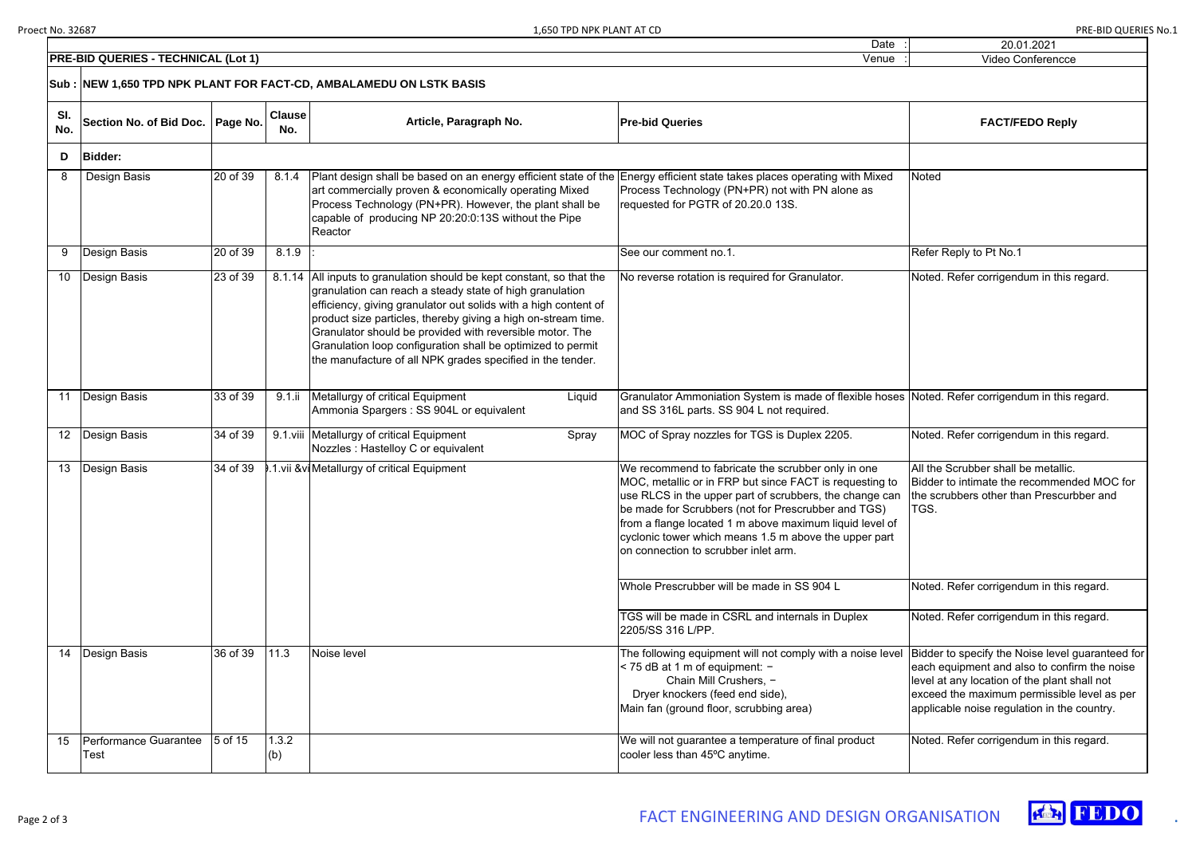| | | | | | Date : | 20.01.2021 |
|---|---|---|---|---|---|---|
| **PRE-BID QUERIES - TECHNICAL (Lot 1)** | | | | | Venue : | Video Conferencce |

**Sub : NEW 1,650 TPD NPK PLANT FOR FACT-CD, AMBALAMEDU ON LSTK BASIS**

| Sl. No. | Section No. of Bid Doc. | Page No. | Clause No. | Article, Paragraph No. | Pre-bid Queries | FACT/FEDO Reply |
|---|---|---|---|---|---|---|
| **D** | **Bidder:** | | | | | |
| 8 | Design Basis | 20 of 39 | 8.1.4 | Plant design shall be based on an energy efficient state of the art commercially proven & economically operating Mixed Process Technology (PN+PR). However, the plant shall be capable of producing NP 20:20:0:13S without the Pipe Reactor | Energy efficient state takes places operating with Mixed Process Technology (PN+PR) not with PN alone as requested for PGTR of 20.20.0 13S. | Noted |
| 9 | Design Basis | 20 of 39 | 8.1.9 | : | See our comment no.1. | Refer Reply to Pt No.1 |
| 10 | Design Basis | 23 of 39 | 8.1.14 | All inputs to granulation should be kept constant, so that the granulation can reach a steady state of high granulation efficiency, giving granulator out solids with a high content of product size particles, thereby giving a high on-stream time. Granulator should be provided with reversible motor. The Granulation loop configuration shall be optimized to permit the manufacture of all NPK grades specified in the tender. | No reverse rotation is required for Granulator. | Noted. Refer corrigendum in this regard. |
| 11 | Design Basis | 33 of 39 | 9.1.ii | Metallurgy of critical Equipment Liquid Ammonia Spargers : SS 904L or equivalent | Granulator Ammoniation System is made of flexible hoses and SS 316L parts. SS 904 L not required. | Noted. Refer corrigendum in this regard. |
| 12 | Design Basis | 34 of 39 | 9.1.viii | Metallurgy of critical Equipment Spray Nozzles : Hastelloy C or equivalent | MOC of Spray nozzles for TGS is Duplex 2205. | Noted. Refer corrigendum in this regard. |
| 13 | Design Basis | 34 of 39 | 9.1.vii &vi | Metallurgy of critical Equipment | We recommend to fabricate the scrubber only in one MOC, metallic or in FRP but since FACT is requesting to use RLCS in the upper part of scrubbers, the change can be made for Scrubbers (not for Prescrubber and TGS) from a flange located 1 m above maximum liquid level of cyclonic tower which means 1.5 m above the upper part on connection to scrubber inlet arm. | All the Scrubber shall be metallic. Bidder to intimate the recommended MOC for the scrubbers other than Prescurbber and TGS. |
| | | | | | Whole Prescrubber will be made in SS 904 L | Noted. Refer corrigendum in this regard. |
| | | | | | TGS will be made in CSRL and internals in Duplex 2205/SS 316 L/PP. | Noted. Refer corrigendum in this regard. |
| 14 | Design Basis | 36 of 39 | 11.3 | Noise level | The following equipment will not comply with a noise level < 75 dB at 1 m of equipment: − Chain Mill Crushers, − Dryer knockers (feed end side), Main fan (ground floor, scrubbing area) | Bidder to specify the Noise level guaranteed for each equipment and also to confirm the noise level at any location of the plant shall not exceed the maximum permissible level as per applicable noise regulation in the country. |
| 15 | Performance Guarantee Test | 5 of 15 | 1.3.2 (b) | | We will not guarantee a temperature of final product cooler less than 45ºC anytime. | Noted. Refer corrigendum in this regard. |

FACT ENGINEERING AND DESIGN ORGANISATION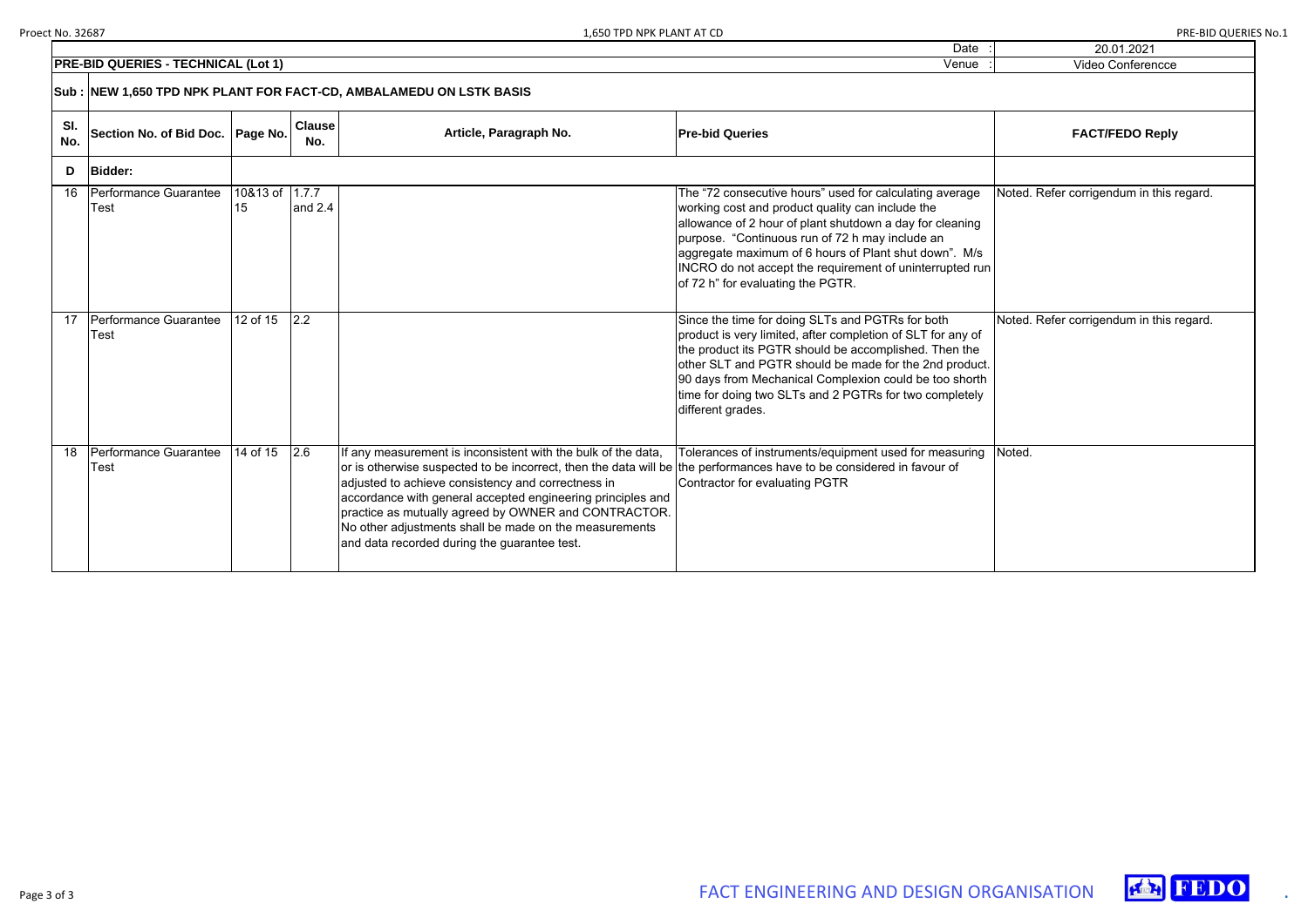| | | | | Date : | 20.01.2021 |
|---|---|---|---|---|---|
| **PRE-BID QUERIES - TECHNICAL (Lot 1)** | | | | Venue : | Video Conferencce |

**Sub : NEW 1,650 TPD NPK PLANT FOR FACT-CD, AMBALAMEDU ON LSTK BASIS**

| Sl. No. | Section No. of Bid Doc. | Page No. | Clause No. | Article, Paragraph No. | Pre-bid Queries | FACT/FEDO Reply |
|---|---|---|---|---|---|---|
| **D** | **Bidder:** | | | | | |
| 16 | Performance Guarantee Test | 10&13 of 15 | 1.7.7 and 2.4 | | The "72 consecutive hours" used for calculating average working cost and product quality can include the allowance of 2 hour of plant shutdown a day for cleaning purpose. "Continuous run of 72 h may include an aggregate maximum of 6 hours of Plant shut down". M/s INCRO do not accept the requirement of uninterrupted run of 72 h" for evaluating the PGTR. | Noted. Refer corrigendum in this regard. |
| 17 | Performance Guarantee Test | 12 of 15 | 2.2 | | Since the time for doing SLTs and PGTRs for both product is very limited, after completion of SLT for any of the product its PGTR should be accomplished. Then the other SLT and PGTR should be made for the 2nd product. 90 days from Mechanical Complexion could be too shorth time for doing two SLTs and 2 PGTRs for two completely different grades. | Noted. Refer corrigendum in this regard. |
| 18 | Performance Guarantee Test | 14 of 15 | 2.6 | If any measurement is inconsistent with the bulk of the data, or is otherwise suspected to be incorrect, then the data will be adjusted to achieve consistency and correctness in accordance with general accepted engineering principles and practice as mutually agreed by OWNER and CONTRACTOR. No other adjustments shall be made on the measurements and data recorded during the guarantee test. | Tolerances of instruments/equipment used for measuring the performances have to be considered in favour of Contractor for evaluating PGTR | Noted. |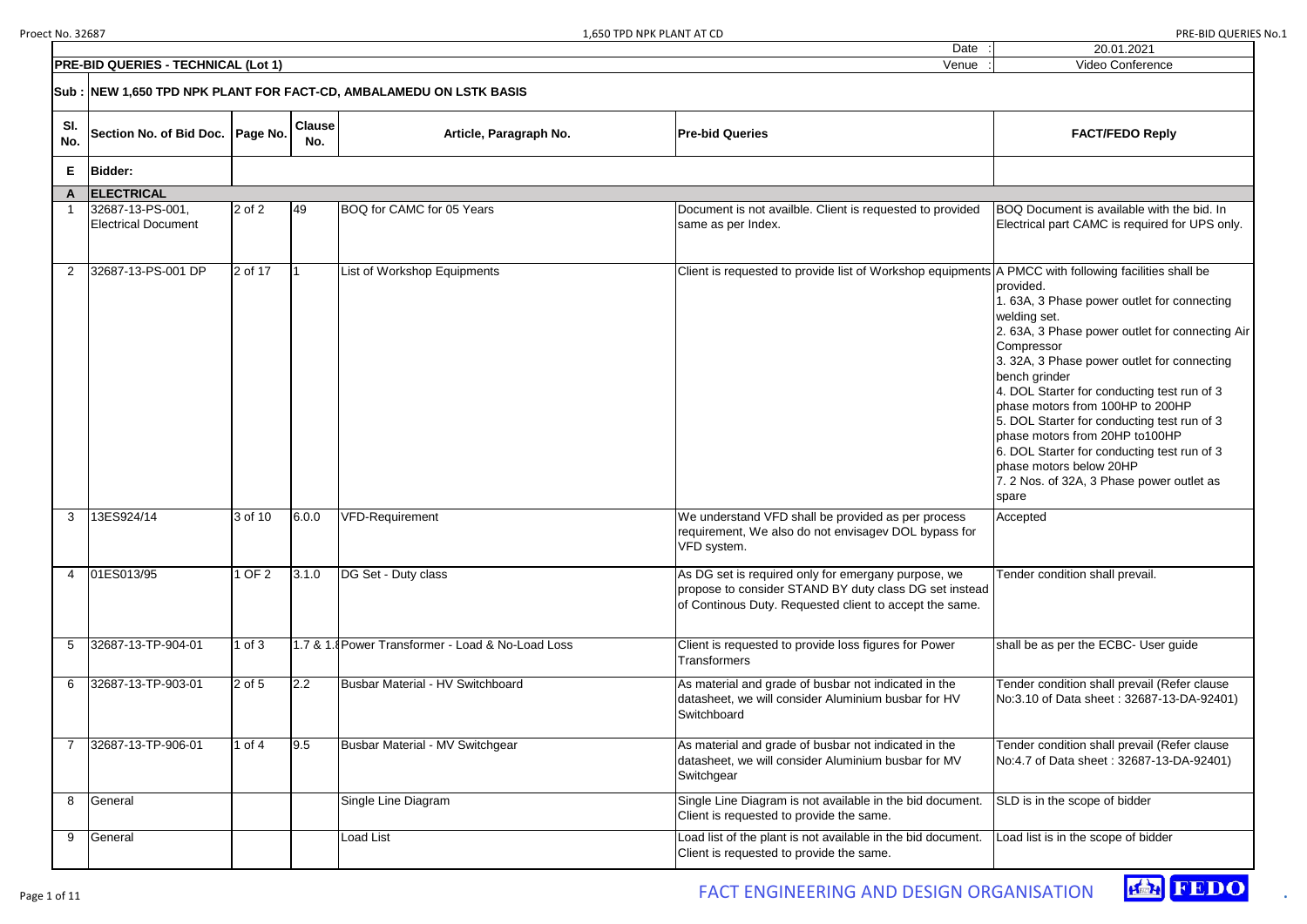| Date : | 20.01.2021 |
|---|---|
| Venue : | Video Conference |

**PRE-BID QUERIES - TECHNICAL (Lot 1)**

**Sub : NEW 1,650 TPD NPK PLANT FOR FACT-CD, AMBALAMEDU ON LSTK BASIS**

| Sl. No. | Section No. of Bid Doc. | Page No. | Clause No. | Article, Paragraph No. | Pre-bid Queries | FACT/FEDO Reply |
|---|---|---|---|---|---|---|
| **E** | **Bidder:** | | | | | |
| **A** | **ELECTRICAL** | | | | | |
| 1 | 32687-13-PS-001, Electrical Document | 2 of 2 | 49 | BOQ for CAMC for 05 Years | Document is not availble. Client is requested to provided same as per Index. | BOQ Document is available with the bid. In Electrical part CAMC is required for UPS only. |
| 2 | 32687-13-PS-001 DP | 2 of 17 | 1 | List of Workshop Equipments | Client is requested to provide list of Workshop equipments | A PMCC with following facilities shall be provided.<br>1. 63A, 3 Phase power outlet for connecting welding set.<br>2. 63A, 3 Phase power outlet for connecting Air Compressor<br>3. 32A, 3 Phase power outlet for connecting bench grinder<br>4. DOL Starter for conducting test run of 3 phase motors from 100HP to 200HP<br>5. DOL Starter for conducting test run of 3 phase motors from 20HP to100HP<br>6. DOL Starter for conducting test run of 3 phase motors below 20HP<br>7. 2 Nos. of 32A, 3 Phase power outlet as spare |
| 3 | 13ES924/14 | 3 of 10 | 6.0.0 | VFD-Requirement | We understand VFD shall be provided as per process requirement, We also do not envisagev DOL bypass for VFD system. | Accepted |
| 4 | 01ES013/95 | 1 OF 2 | 3.1.0 | DG Set - Duty class | As DG set is required only for emergany purpose, we propose to consider STAND BY duty class DG set instead of Continous Duty. Requested client to accept the same. | Tender condition shall prevail. |
| 5 | 32687-13-TP-904-01 | 1 of 3 | 1.7 & 1.8 | Power Transformer - Load & No-Load Loss | Client is requested to provide loss figures for Power Transformers | shall be as per the ECBC- User guide |
| 6 | 32687-13-TP-903-01 | 2 of 5 | 2.2 | Busbar Material - HV Switchboard | As material and grade of busbar not indicated in the datasheet, we will consider Aluminium busbar for HV Switchboard | Tender condition shall prevail (Refer clause No:3.10 of Data sheet : 32687-13-DA-92401) |
| 7 | 32687-13-TP-906-01 | 1 of 4 | 9.5 | Busbar Material - MV Switchgear | As material and grade of busbar not indicated in the datasheet, we will consider Aluminium busbar for MV Switchgear | Tender condition shall prevail (Refer clause No:4.7 of Data sheet : 32687-13-DA-92401) |
| 8 | General | | | Single Line Diagram | Single Line Diagram is not available in the bid document. Client is requested to provide the same. | SLD is in the scope of bidder |
| 9 | General | | | Load List | Load list of the plant is not available in the bid document. Client is requested to provide the same. | Load list is in the scope of bidder |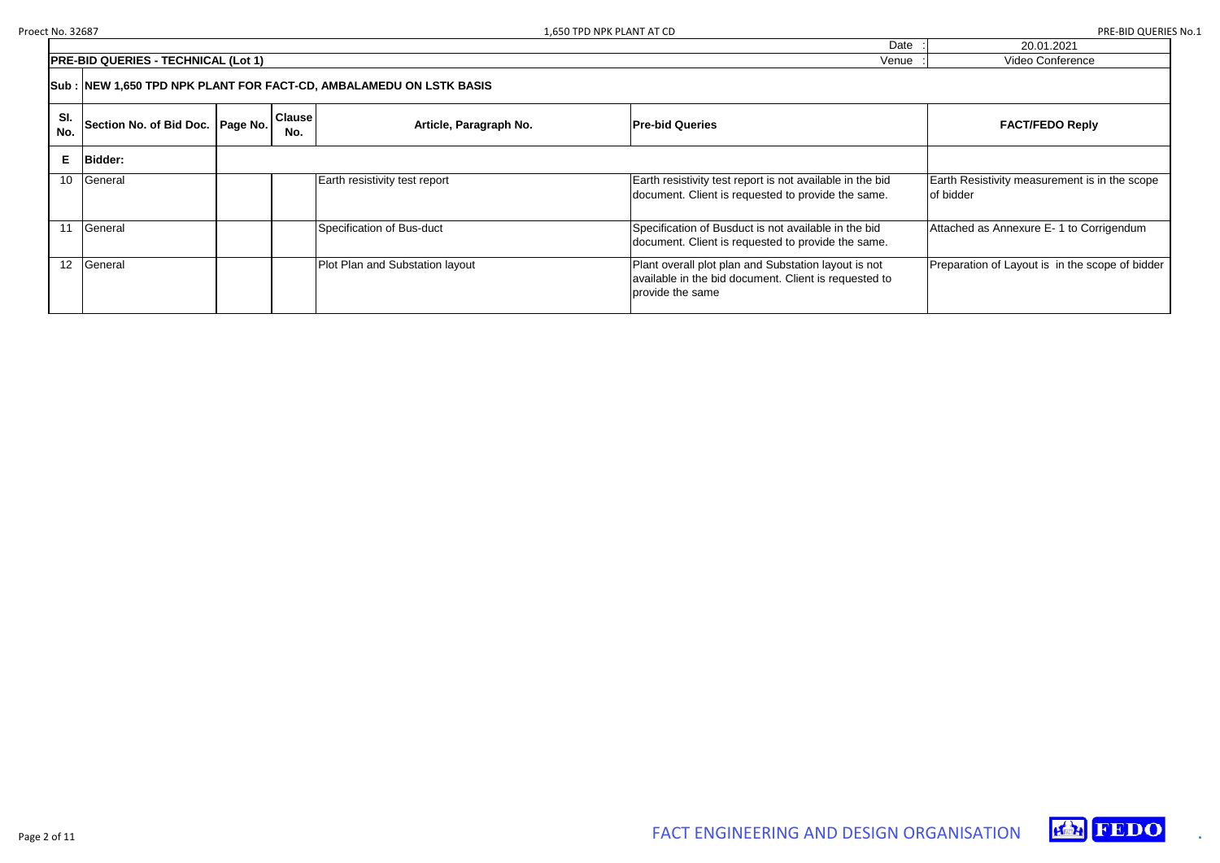| | | | | | Date : | 20.01.2021 |
|---|---|---|---|---|---|---|
| **PRE-BID QUERIES - TECHNICAL (Lot 1)** | | | | | Venue : | Video Conference |

**Sub : NEW 1,650 TPD NPK PLANT FOR FACT-CD, AMBALAMEDU ON LSTK BASIS**

| Sl. No. | Section No. of Bid Doc. | Page No. | Clause No. | Article, Paragraph No. | Pre-bid Queries | FACT/FEDO Reply |
|---|---|---|---|---|---|---|
| **E** | **Bidder:** | | | | | |
| 10 | General | | | Earth resistivity test report | Earth resistivity test report is not available in the bid document. Client is requested to provide the same. | Earth Resistivity measurement is in the scope of bidder |
| 11 | General | | | Specification of Bus-duct | Specification of Busduct is not available in the bid document. Client is requested to provide the same. | Attached as Annexure E- 1 to Corrigendum |
| 12 | General | | | Plot Plan and Substation layout | Plant overall plot plan and Substation layout is not available in the bid document. Client is requested to provide the same | Preparation of Layout is in the scope of bidder |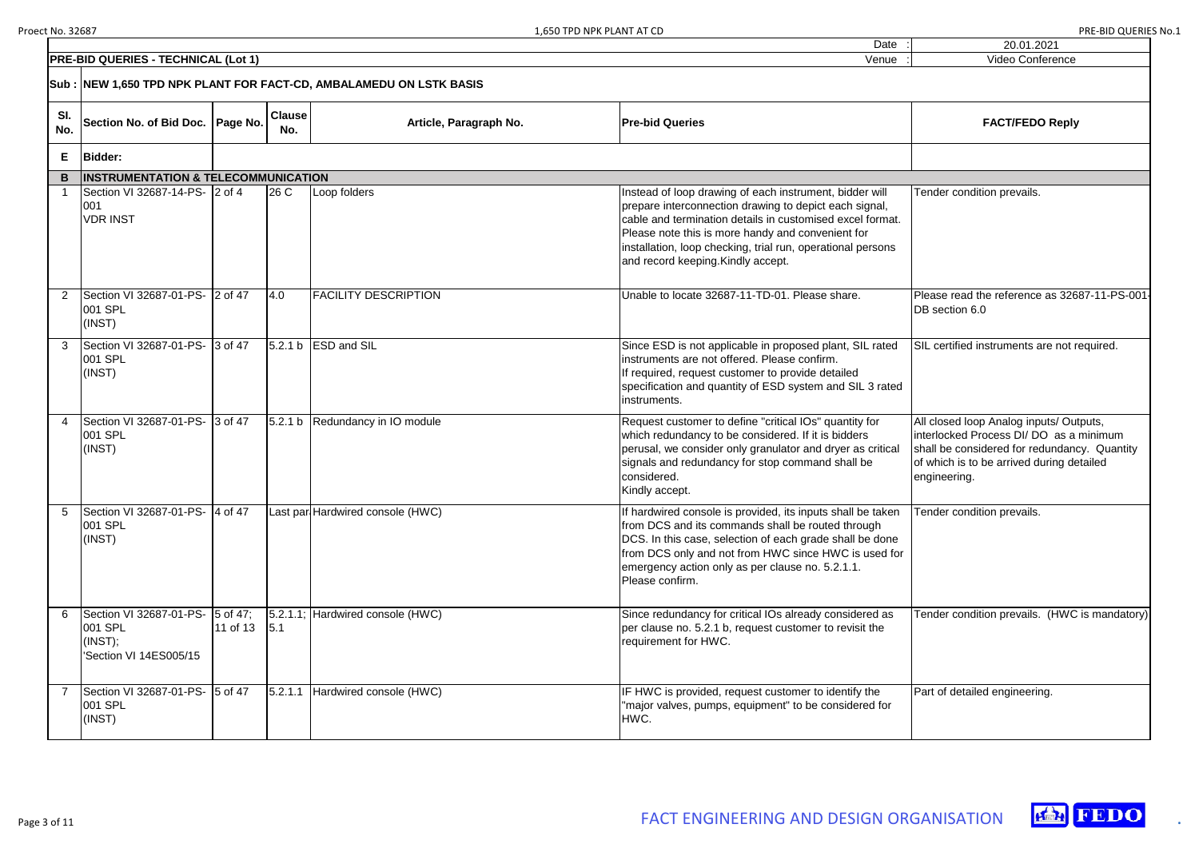| | | | | | Date : | 20.01.2021 |
|---|---|---|---|---|---|---|
| **PRE-BID QUERIES - TECHNICAL (Lot 1)** | | | | | Venue : | Video Conference |

**Sub : NEW 1,650 TPD NPK PLANT FOR FACT-CD, AMBALAMEDU ON LSTK BASIS**

| Sl. No. | Section No. of Bid Doc. | Page No. | Clause No. | Article, Paragraph No. | Pre-bid Queries | FACT/FEDO Reply |
|---|---|---|---|---|---|---|
| **E** | **Bidder:** | | | | | |
| **B** | **INSTRUMENTATION & TELECOMMUNICATION** | | | | | |
| 1 | Section VI 32687-14-PS-001 VDR INST | 2 of 4 | 26 C | Loop folders | Instead of loop drawing of each instrument, bidder will prepare interconnection drawing to depict each signal, cable and termination details in customised excel format. Please note this is more handy and convenient for installation, loop checking, trial run, operational persons and record keeping.Kindly accept. | Tender condition prevails. |
| 2 | Section VI 32687-01-PS-001 SPL (INST) | 2 of 47 | 4.0 | FACILITY DESCRIPTION | Unable to locate 32687-11-TD-01. Please share. | Please read the reference as 32687-11-PS-001-DB section 6.0 |
| 3 | Section VI 32687-01-PS-001 SPL (INST) | 3 of 47 | 5.2.1 b | ESD and SIL | Since ESD is not applicable in proposed plant, SIL rated instruments are not offered. Please confirm.<br>If required, request customer to provide detailed specification and quantity of ESD system and SIL 3 rated instruments. | SIL certified instruments are not required. |
| 4 | Section VI 32687-01-PS-001 SPL (INST) | 3 of 47 | 5.2.1 b | Redundancy in IO module | Request customer to define "critical IOs" quantity for which redundancy to be considered. If it is bidders perusal, we consider only granulator and dryer as critical signals and redundancy for stop command shall be considered.<br>Kindly accept. | All closed loop Analog inputs/ Outputs, interlocked Process DI/ DO as a minimum shall be considered for redundancy. Quantity of which is to be arrived during detailed engineering. |
| 5 | Section VI 32687-01-PS-001 SPL (INST) | 4 of 47 | Last par | Hardwired console (HWC) | If hardwired console is provided, its inputs shall be taken from DCS and its commands shall be routed through DCS. In this case, selection of each grade shall be done from DCS only and not from HWC since HWC is used for emergency action only as per clause no. 5.2.1.1.<br>Please confirm. | Tender condition prevails. |
| 6 | Section VI 32687-01-PS-001 SPL (INST);<br>'Section VI 14ES005/15 | 5 of 47;<br>11 of 13 | 5.2.1.1;<br>5.1 | Hardwired console (HWC) | Since redundancy for critical IOs already considered as per clause no. 5.2.1 b, request customer to revisit the requirement for HWC. | Tender condition prevails. (HWC is mandatory) |
| 7 | Section VI 32687-01-PS-001 SPL (INST) | 5 of 47 | 5.2.1.1 | Hardwired console (HWC) | IF HWC is provided, request customer to identify the "major valves, pumps, equipment" to be considered for HWC. | Part of detailed engineering. |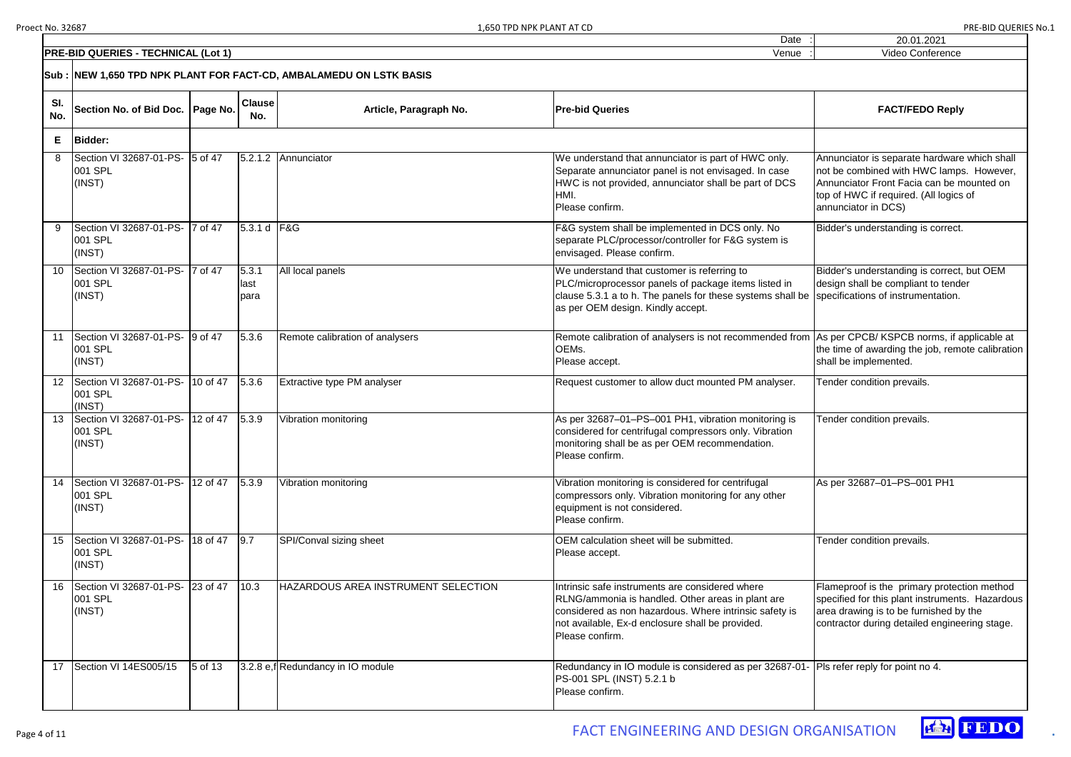| Date : | 20.01.2021 |
|---|---|
| Venue : | Video Conference |

**PRE-BID QUERIES - TECHNICAL (Lot 1)**

**Sub : NEW 1,650 TPD NPK PLANT FOR FACT-CD, AMBALAMEDU ON LSTK BASIS**

| Sl. No. | Section No. of Bid Doc. | Page No. | Clause No. | Article, Paragraph No. | Pre-bid Queries | FACT/FEDO Reply |
|---|---|---|---|---|---|---|
| **E** | **Bidder:** | | | | | |
| 8 | Section VI 32687-01-PS-001 SPL (INST) | 5 of 47 | 5.2.1.2 | Annunciator | We understand that annunciator is part of HWC only. Separate annunciator panel is not envisaged. In case HWC is not provided, annunciator shall be part of DCS HMI. Please confirm. | Annunciator is separate hardware which shall not be combined with HWC lamps. However, Annunciator Front Facia can be mounted on top of HWC if required. (All logics of annunciator in DCS) |
| 9 | Section VI 32687-01-PS-001 SPL (INST) | 7 of 47 | 5.3.1 d | F&G | F&G system shall be implemented in DCS only. No separate PLC/processor/controller for F&G system is envisaged. Please confirm. | Bidder's understanding is correct. |
| 10 | Section VI 32687-01-PS-001 SPL (INST) | 7 of 47 | 5.3.1 last para | All local panels | We understand that customer is referring to PLC/microprocessor panels of package items listed in clause 5.3.1 a to h. The panels for these systems shall be as per OEM design. Kindly accept. | Bidder's understanding is correct, but OEM design shall be compliant to tender specifications of instrumentation. |
| 11 | Section VI 32687-01-PS-001 SPL (INST) | 9 of 47 | 5.3.6 | Remote calibration of analysers | Remote calibration of analysers is not recommended from OEMs. Please accept. | As per CPCB/ KSPCB norms, if applicable at the time of awarding the job, remote calibration shall be implemented. |
| 12 | Section VI 32687-01-PS-001 SPL (INST) | 10 of 47 | 5.3.6 | Extractive type PM analyser | Request customer to allow duct mounted PM analyser. | Tender condition prevails. |
| 13 | Section VI 32687-01-PS-001 SPL (INST) | 12 of 47 | 5.3.9 | Vibration monitoring | As per 32687–01–PS–001 PH1, vibration monitoring is considered for centrifugal compressors only. Vibration monitoring shall be as per OEM recommendation. Please confirm. | Tender condition prevails. |
| 14 | Section VI 32687-01-PS-001 SPL (INST) | 12 of 47 | 5.3.9 | Vibration monitoring | Vibration monitoring is considered for centrifugal compressors only. Vibration monitoring for any other equipment is not considered. Please confirm. | As per 32687–01–PS–001 PH1 |
| 15 | Section VI 32687-01-PS-001 SPL (INST) | 18 of 47 | 9.7 | SPI/Conval sizing sheet | OEM calculation sheet will be submitted. Please accept. | Tender condition prevails. |
| 16 | Section VI 32687-01-PS-001 SPL (INST) | 23 of 47 | 10.3 | HAZARDOUS AREA INSTRUMENT SELECTION | Intrinsic safe instruments are considered where RLNG/ammonia is handled. Other areas in plant are considered as non hazardous. Where intrinsic safety is not available, Ex-d enclosure shall be provided. Please confirm. | Flameproof is the primary protection method specified for this plant instruments. Hazardous area drawing is to be furnished by the contractor during detailed engineering stage. |
| 17 | Section VI 14ES005/15 | 5 of 13 | 3.2.8 e,f | Redundancy in IO module | Redundancy in IO module is considered as per 32687-01-PS-001 SPL (INST) 5.2.1 b Please confirm. | Pls refer reply for point no 4. |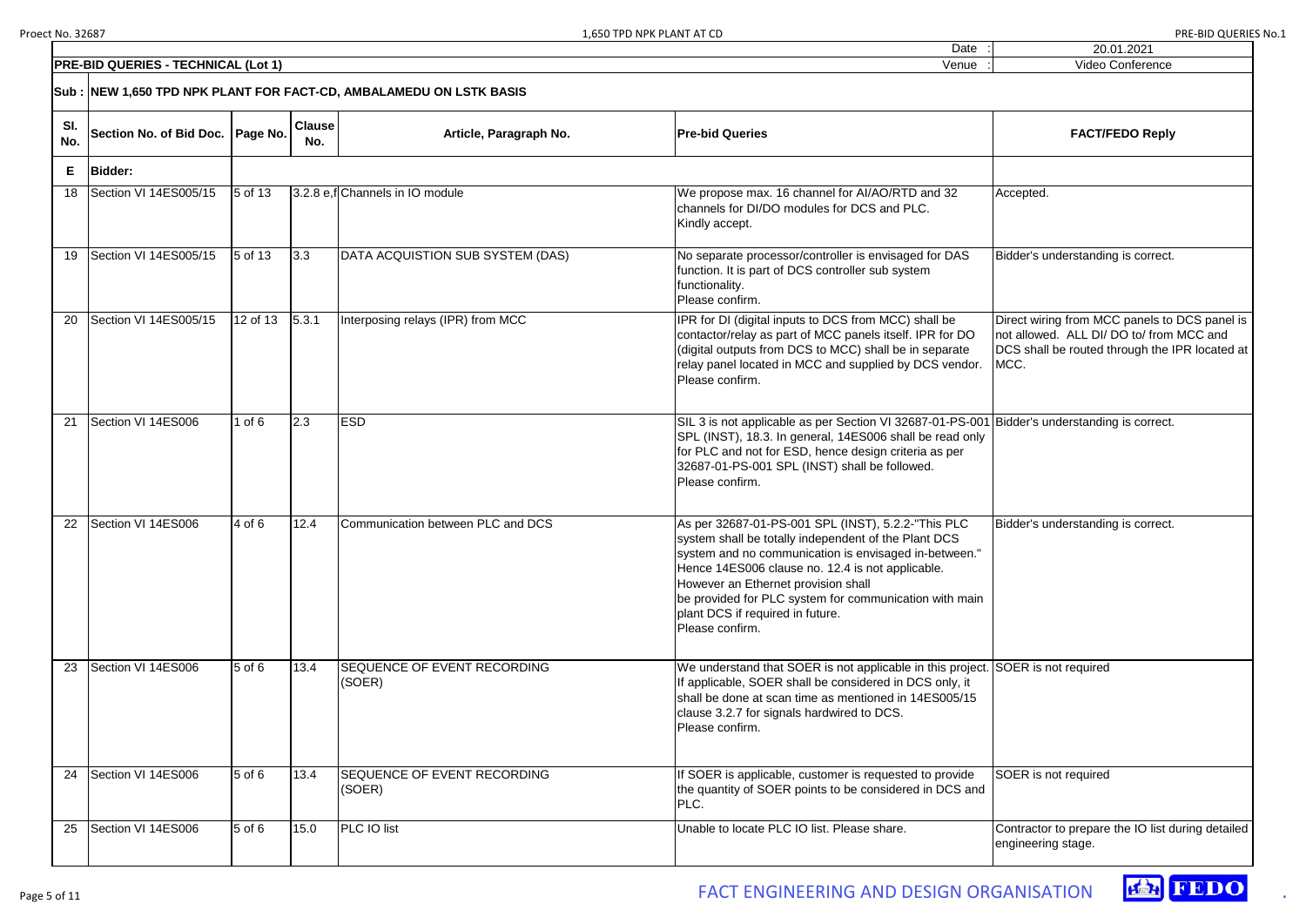| Date : | 20.01.2021 |
|---|---|
| Venue : | Video Conference |

**PRE-BID QUERIES - TECHNICAL (Lot 1)**

**Sub : NEW 1,650 TPD NPK PLANT FOR FACT-CD, AMBALAMEDU ON LSTK BASIS**

| Sl. No. | Section No. of Bid Doc. | Page No. | Clause No. | Article, Paragraph No. | Pre-bid Queries | FACT/FEDO Reply |
|---|---|---|---|---|---|---|
| **E** | **Bidder:** | | | | | |
| 18 | Section VI 14ES005/15 | 5 of 13 | 3.2.8 e,f | Channels in IO module | We propose max. 16 channel for AI/AO/RTD and 32 channels for DI/DO modules for DCS and PLC. Kindly accept. | Accepted. |
| 19 | Section VI 14ES005/15 | 5 of 13 | 3.3 | DATA ACQUISTION SUB SYSTEM (DAS) | No separate processor/controller is envisaged for DAS function. It is part of DCS controller sub system functionality. Please confirm. | Bidder's understanding is correct. |
| 20 | Section VI 14ES005/15 | 12 of 13 | 5.3.1 | Interposing relays (IPR) from MCC | IPR for DI (digital inputs to DCS from MCC) shall be contactor/relay as part of MCC panels itself. IPR for DO (digital outputs from DCS to MCC) shall be in separate relay panel located in MCC and supplied by DCS vendor. Please confirm. | Direct wiring from MCC panels to DCS panel is not allowed. ALL DI/ DO to/ from MCC and DCS shall be routed through the IPR located at MCC. |
| 21 | Section VI 14ES006 | 1 of 6 | 2.3 | ESD | SIL 3 is not applicable as per Section VI 32687-01-PS-001 SPL (INST), 18.3. In general, 14ES006 shall be read only for PLC and not for ESD, hence design criteria as per 32687-01-PS-001 SPL (INST) shall be followed. Please confirm. | Bidder's understanding is correct. |
| 22 | Section VI 14ES006 | 4 of 6 | 12.4 | Communication between PLC and DCS | As per 32687-01-PS-001 SPL (INST), 5.2.2-"This PLC system shall be totally independent of the Plant DCS system and no communication is envisaged in-between." Hence 14ES006 clause no. 12.4 is not applicable. However an Ethernet provision shall be provided for PLC system for communication with main plant DCS if required in future. Please confirm. | Bidder's understanding is correct. |
| 23 | Section VI 14ES006 | 5 of 6 | 13.4 | SEQUENCE OF EVENT RECORDING (SOER) | We understand that SOER is not applicable in this project. If applicable, SOER shall be considered in DCS only, it shall be done at scan time as mentioned in 14ES005/15 clause 3.2.7 for signals hardwired to DCS. Please confirm. | SOER is not required |
| 24 | Section VI 14ES006 | 5 of 6 | 13.4 | SEQUENCE OF EVENT RECORDING (SOER) | If SOER is applicable, customer is requested to provide the quantity of SOER points to be considered in DCS and PLC. | SOER is not required |
| 25 | Section VI 14ES006 | 5 of 6 | 15.0 | PLC IO list | Unable to locate PLC IO list. Please share. | Contractor to prepare the IO list during detailed engineering stage. |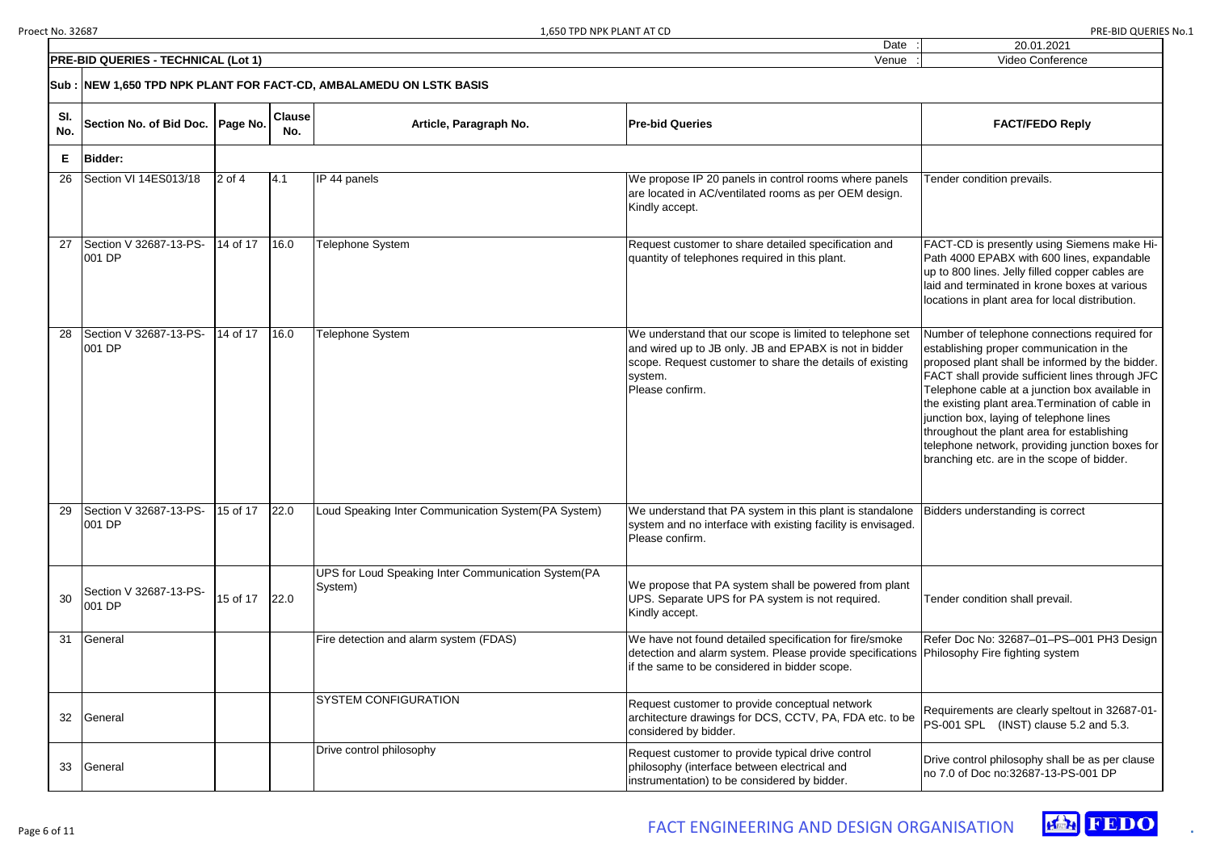| Date : | 20.01.2021 |
|---|---|
| Venue : | Video Conference |

**PRE-BID QUERIES - TECHNICAL (Lot 1)**

**Sub : NEW 1,650 TPD NPK PLANT FOR FACT-CD, AMBALAMEDU ON LSTK BASIS**

| Sl. No. | Section No. of Bid Doc. | Page No. | Clause No. | Article, Paragraph No. | Pre-bid Queries | FACT/FEDO Reply |
|---|---|---|---|---|---|---|
| **E** | **Bidder:** | | | | | |
| 26 | Section VI 14ES013/18 | 2 of 4 | 4.1 | IP 44 panels | We propose IP 20 panels in control rooms where panels are located in AC/ventilated rooms as per OEM design. Kindly accept. | Tender condition prevails. |
| 27 | Section V 32687-13-PS-001 DP | 14 of 17 | 16.0 | Telephone System | Request customer to share detailed specification and quantity of telephones required in this plant. | FACT-CD is presently using Siemens make Hi-Path 4000 EPABX with 600 lines, expandable up to 800 lines. Jelly filled copper cables are laid and terminated in krone boxes at various locations in plant area for local distribution. |
| 28 | Section V 32687-13-PS-001 DP | 14 of 17 | 16.0 | Telephone System | We understand that our scope is limited to telephone set and wired up to JB only. JB and EPABX is not in bidder scope. Request customer to share the details of existing system. Please confirm. | Number of telephone connections required for establishing proper communication in the proposed plant shall be informed by the bidder. FACT shall provide sufficient lines through JFC Telephone cable at a junction box available in the existing plant area.Termination of cable in junction box, laying of telephone lines throughout the plant area for establishing telephone network, providing junction boxes for branching etc. are in the scope of bidder. |
| 29 | Section V 32687-13-PS-001 DP | 15 of 17 | 22.0 | Loud Speaking Inter Communication System(PA System) | We understand that PA system in this plant is standalone system and no interface with existing facility is envisaged. Please confirm. | Bidders understanding is correct |
| 30 | Section V 32687-13-PS-001 DP | 15 of 17 | 22.0 | UPS for Loud Speaking Inter Communication System(PA System) | We propose that PA system shall be powered from plant UPS. Separate UPS for PA system is not required. Kindly accept. | Tender condition shall prevail. |
| 31 | General | | | Fire detection and alarm system (FDAS) | We have not found detailed specification for fire/smoke detection and alarm system. Please provide specifications if the same to be considered in bidder scope. | Refer Doc No: 32687–01–PS–001 PH3 Design Philosophy Fire fighting system |
| 32 | General | | | SYSTEM CONFIGURATION | Request customer to provide conceptual network architecture drawings for DCS, CCTV, PA, FDA etc. to be considered by bidder. | Requirements are clearly speltout in 32687-01-PS-001 SPL (INST) clause 5.2 and 5.3. |
| 33 | General | | | Drive control philosophy | Request customer to provide typical drive control philosophy (interface between electrical and instrumentation) to be considered by bidder. | Drive control philosophy shall be as per clause no 7.0 of Doc no:32687-13-PS-001 DP |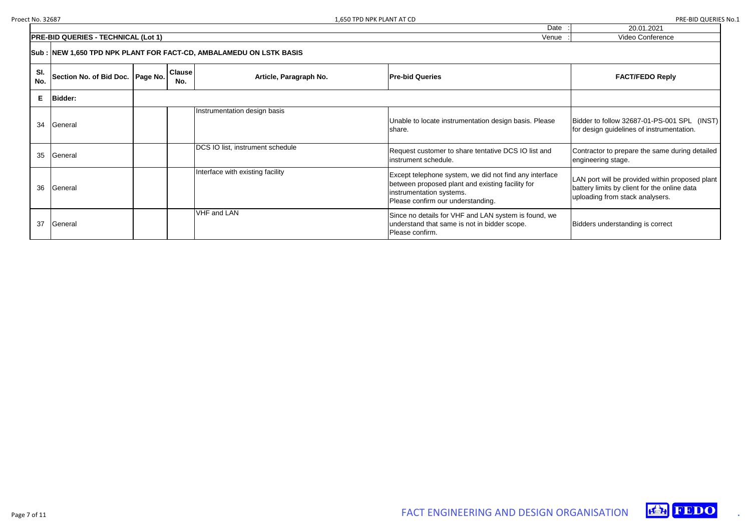| | | | | | Date : | 20.01.2021 |
|---|---|---|---|---|---|---|
| **PRE-BID QUERIES - TECHNICAL (Lot 1)** | | | | | Venue : | Video Conference |

**Sub : NEW 1,650 TPD NPK PLANT FOR FACT-CD, AMBALAMEDU ON LSTK BASIS**

| Sl. No. | Section No. of Bid Doc. | Page No. | Clause No. | Article, Paragraph No. | Pre-bid Queries | FACT/FEDO Reply |
|---|---|---|---|---|---|---|
| **E** | **Bidder:** | | | | | |
| 34 | General | | | Instrumentation design basis | Unable to locate instrumentation design basis. Please share. | Bidder to follow 32687-01-PS-001 SPL (INST) for design guidelines of instrumentation. |
| 35 | General | | | DCS IO list, instrument schedule | Request customer to share tentative DCS IO list and instrument schedule. | Contractor to prepare the same during detailed engineering stage. |
| 36 | General | | | Interface with existing facility | Except telephone system, we did not find any interface between proposed plant and existing facility for instrumentation systems. Please confirm our understanding. | LAN port will be provided within proposed plant battery limits by client for the online data uploading from stack analysers. |
| 37 | General | | | VHF and LAN | Since no details for VHF and LAN system is found, we understand that same is not in bidder scope. Please confirm. | Bidders understanding is correct |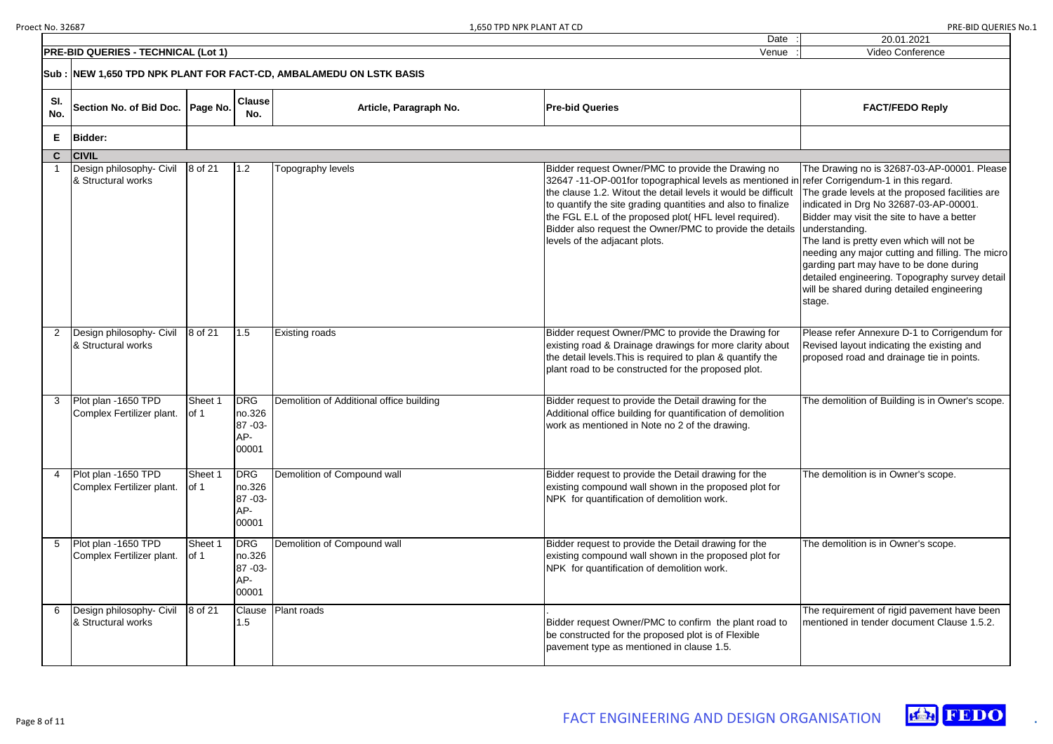| Date : | 20.01.2021 |
|---|---|
| Venue : | Video Conference |

**PRE-BID QUERIES - TECHNICAL (Lot 1)**

**Sub : NEW 1,650 TPD NPK PLANT FOR FACT-CD, AMBALAMEDU ON LSTK BASIS**

| Sl. No. | Section No. of Bid Doc. | Page No. | Clause No. | Article, Paragraph No. | Pre-bid Queries | FACT/FEDO Reply |
|---|---|---|---|---|---|---|
| **E** | **Bidder:** | | | | | |
| **C** | **CIVIL** | | | | | |
| 1 | Design philosophy- Civil & Structural works | 8 of 21 | 1.2 | Topography levels | Bidder request Owner/PMC to provide the Drawing no 32647 -11-OP-001for topographical levels as mentioned in the clause 1.2. Witout the detail levels it would be difficult to quantify the site grading quantities and also to finalize the FGL E.L of the proposed plot( HFL level required). Bidder also request the Owner/PMC to provide the details levels of the adjacant plots. | The Drawing no is 32687-03-AP-00001. Please refer Corrigendum-1 in this regard. The grade levels at the proposed facilities are indicated in Drg No 32687-03-AP-00001. Bidder may visit the site to have a better understanding. The land is pretty even which will not be needing any major cutting and filling. The micro garding part may have to be done during detailed engineering. Topography survey detail will be shared during detailed engineering stage. |
| 2 | Design philosophy- Civil & Structural works | 8 of 21 | 1.5 | Existing roads | Bidder request Owner/PMC to provide the Drawing for existing road & Drainage drawings for more clarity about the detail levels.This is required to plan & quantify the plant road to be constructed for the proposed plot. | Please refer Annexure D-1 to Corrigendum for Revised layout indicating the existing and proposed road and drainage tie in points. |
| 3 | Plot plan -1650 TPD Complex Fertilizer plant. | Sheet 1 of 1 | DRG no.32687 -03-AP-00001 | Demolition of Additional office building | Bidder request to provide the Detail drawing for the Additional office building for quantification of demolition work as mentioned in Note no 2 of the drawing. | The demolition of Building is in Owner's scope. |
| 4 | Plot plan -1650 TPD Complex Fertilizer plant. | Sheet 1 of 1 | DRG no.32687 -03-AP-00001 | Demolition of Compound wall | Bidder request to provide the Detail drawing for the existing compound wall shown in the proposed plot for NPK for quantification of demolition work. | The demolition is in Owner's scope. |
| 5 | Plot plan -1650 TPD Complex Fertilizer plant. | Sheet 1 of 1 | DRG no.32687 -03-AP-00001 | Demolition of Compound wall | Bidder request to provide the Detail drawing for the existing compound wall shown in the proposed plot for NPK for quantification of demolition work. | The demolition is in Owner's scope. |
| 6 | Design philosophy- Civil & Structural works | 8 of 21 | Clause 1.5 | Plant roads | . Bidder request Owner/PMC to confirm the plant road to be constructed for the proposed plot is of Flexible pavement type as mentioned in clause 1.5. | The requirement of rigid pavement have been mentioned in tender document Clause 1.5.2. |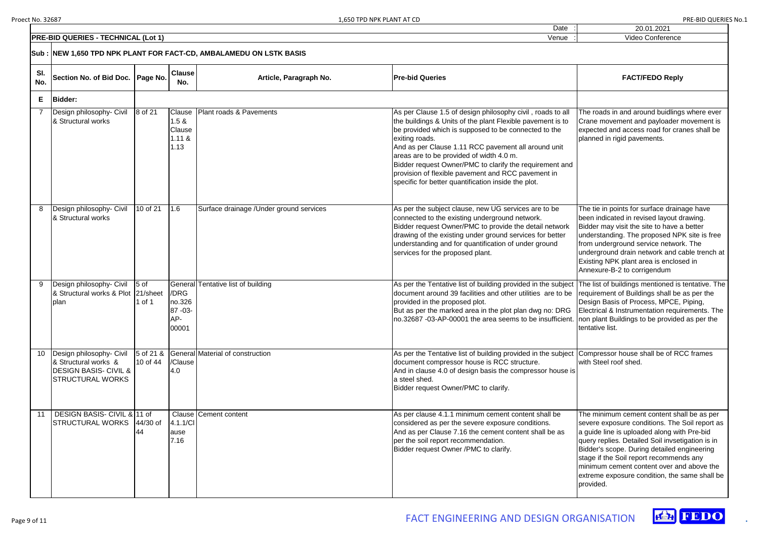| Date : | 20.01.2021 |
|---|---|
| Venue : | Video Conference |

**PRE-BID QUERIES - TECHNICAL (Lot 1)**

**Sub : NEW 1,650 TPD NPK PLANT FOR FACT-CD, AMBALAMEDU ON LSTK BASIS**

| Sl. No. | Section No. of Bid Doc. | Page No. | Clause No. | Article, Paragraph No. | Pre-bid Queries | FACT/FEDO Reply |
|---|---|---|---|---|---|---|
| **E** | **Bidder:** | | | | | |
| 7 | Design philosophy- Civil & Structural works | 8 of 21 | Clause 1.5 & Clause 1.11 & 1.13 | Plant roads & Pavements | As per Clause 1.5 of design philosophy civil , roads to all the buildings & Units of the plant Flexible pavement is to be provided which is supposed to be connected to the exiting roads.<br>And as per Clause 1.11 RCC pavement all around unit areas are to be provided of width 4.0 m.<br>Bidder request Owner/PMC to clarify the requirement and provision of flexible pavement and RCC pavement in specific for better quantification inside the plot. | The roads in and around buidlings where ever Crane movement and payloader movement is expected and access road for cranes shall be planned in rigid pavements. |
| 8 | Design philosophy- Civil & Structural works | 10 of 21 | 1.6 | Surface drainage /Under ground services | As per the subject clause, new UG services are to be connected to the existing underground network.<br>Bidder request Owner/PMC to provide the detail network drawing of the existing under ground services for better understanding and for quantification of under ground services for the proposed plant. | The tie in points for surface drainage have been indicated in revised layout drawing. Bidder may visit the site to have a better understanding. The proposed NPK site is free from underground service network. The underground drain network and cable trench at Existing NPK plant area is enclosed in Annexure-B-2 to corrigendum |
| 9 | Design philosophy- Civil & Structural works & Plot plan | 5 of 21/sheet 1 of 1 | General /DRG no.32687 -03-AP-00001 | Tentative list of building | As per the Tentative list of building provided in the subject document around 39 facilities and other utilities are to be provided in the proposed plot.<br>But as per the marked area in the plot plan dwg no: DRG no.32687 -03-AP-00001 the area seems to be insufficient. | The list of buildings mentioned is tentative. The requirement of Buildings shall be as per the Design Basis of Process, MPCE, Piping, Electrical & Instrumentation requirements. The non plant Buildings to be provided as per the tentative list. |
| 10 | Design philosophy- Civil & Structural works & DESIGN BASIS- CIVIL & STRUCTURAL WORKS | 5 of 21 & 10 of 44 | General /Clause 4.0 | Material of construction | As per the Tentative list of building provided in the subject document compressor house is RCC structure.<br>And in clause 4.0 of design basis the compressor house is a steel shed.<br>Bidder request Owner/PMC to clarify. | Compressor house shall be of RCC frames with Steel roof shed. |
| 11 | DESIGN BASIS- CIVIL & STRUCTURAL WORKS | 11 of 44/30 of 44 | Clause 4.1.1/Clause 7.16 | Cement content | As per clause 4.1.1 minimum cement content shall be considered as per the severe exposure conditions.<br>And as per Clause 7.16 the cement content shall be as per the soil report recommendation.<br>Bidder request Owner /PMC to clarify. | The minimum cement content shall be as per severe exposure conditions. The Soil report as a guide line is uploaded along with Pre-bid query replies. Detailed Soil invsetigation is in Bidder's scope. During detailed engineering stage if the Soil report recommends any minimum cement content over and above the extreme exposure condition, the same shall be provided. |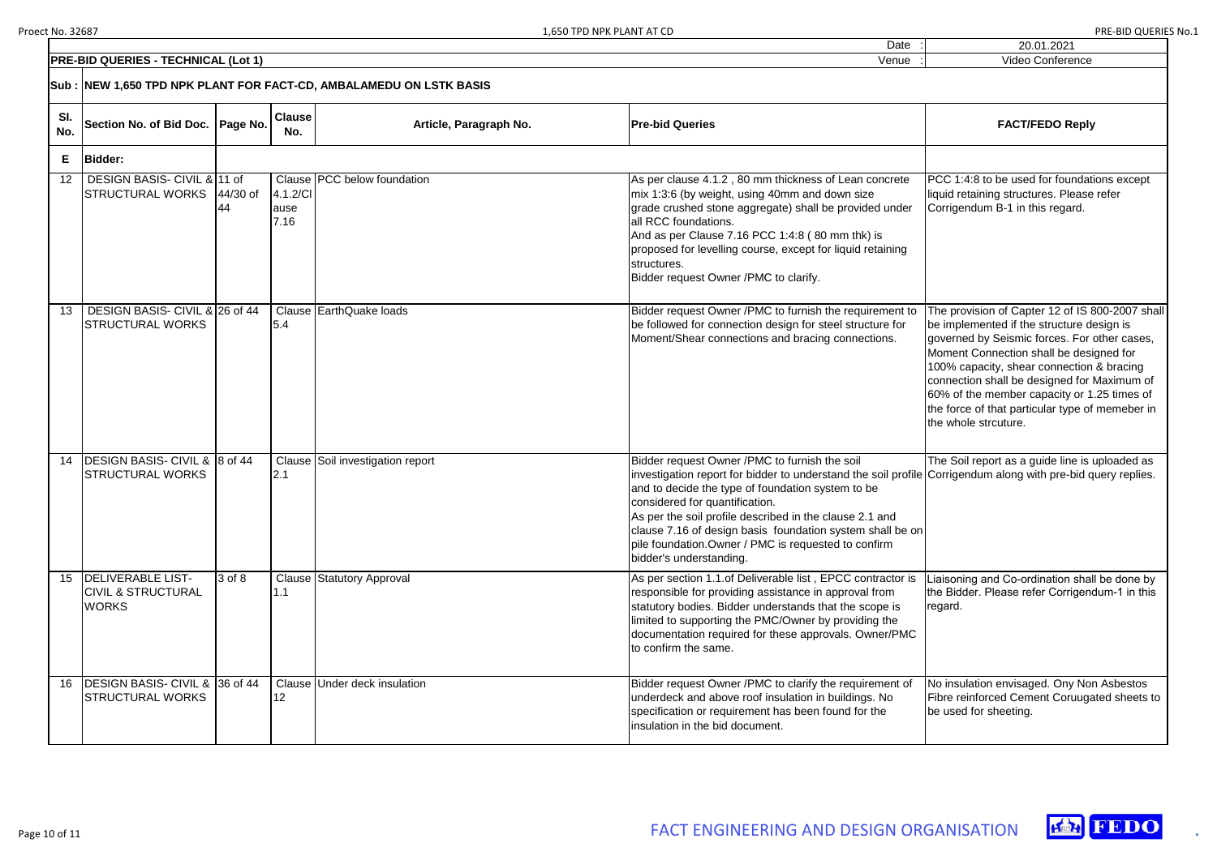| | | | | | Date : | 20.01.2021 |
|---|---|---|---|---|---|---|
| **PRE-BID QUERIES - TECHNICAL (Lot 1)** | | | | | Venue : | Video Conference |

**Sub : NEW 1,650 TPD NPK PLANT FOR FACT-CD, AMBALAMEDU ON LSTK BASIS**

| Sl. No. | Section No. of Bid Doc. | Page No. | Clause No. | Article, Paragraph No. | Pre-bid Queries | FACT/FEDO Reply |
|---|---|---|---|---|---|---|
| **E** | **Bidder:** | | | | | |
| 12 | DESIGN BASIS- CIVIL & STRUCTURAL WORKS | 11 of 44/30 of 44 | Clause 4.1.2/Clause 7.16 | PCC below foundation | As per clause 4.1.2 , 80 mm thickness of Lean concrete mix 1:3:6 (by weight, using 40mm and down size grade crushed stone aggregate) shall be provided under all RCC foundations.<br>And as per Clause 7.16 PCC 1:4:8 ( 80 mm thk) is proposed for levelling course, except for liquid retaining structures.<br>Bidder request Owner /PMC to clarify. | PCC 1:4:8 to be used for foundations except liquid retaining structures. Please refer Corrigendum B-1 in this regard. |
| 13 | DESIGN BASIS- CIVIL & STRUCTURAL WORKS | 26 of 44 | Clause 5.4 | EarthQuake loads | Bidder request Owner /PMC to furnish the requirement to be followed for connection design for steel structure for Moment/Shear connections and bracing connections. | The provision of Capter 12 of IS 800-2007 shall be implemented if the structure design is governed by Seismic forces. For other cases, Moment Connection shall be designed for 100% capacity, shear connection & bracing connection shall be designed for Maximum of 60% of the member capacity or 1.25 times of the force of that particular type of memeber in the whole strcuture. |
| 14 | DESIGN BASIS- CIVIL & STRUCTURAL WORKS | 8 of 44 | Clause 2.1 | Soil investigation report | Bidder request Owner /PMC to furnish the soil investigation report for bidder to understand the soil profile and to decide the type of foundation system to be considered for quantification.<br>As per the soil profile described in the clause 2.1 and clause 7.16 of design basis foundation system shall be on pile foundation.Owner / PMC is requested to confirm bidder's understanding. | The Soil report as a guide line is uploaded as Corrigendum along with pre-bid query replies. |
| 15 | DELIVERABLE LIST- CIVIL & STRUCTURAL WORKS | 3 of 8 | Clause 1.1 | Statutory Approval | As per section 1.1.of Deliverable list , EPCC contractor is responsible for providing assistance in approval from statutory bodies. Bidder understands that the scope is limited to supporting the PMC/Owner by providing the documentation required for these approvals. Owner/PMC to confirm the same. | Liaisoning and Co-ordination shall be done by the Bidder. Please refer Corrigendum-1 in this regard. |
| 16 | DESIGN BASIS- CIVIL & STRUCTURAL WORKS | 36 of 44 | Clause 12 | Under deck insulation | Bidder request Owner /PMC to clarify the requirement of underdeck and above roof insulation in buildings. No specification or requirement has been found for the insulation in the bid document. | No insulation envisaged. Ony Non Asbestos Fibre reinforced Cement Coruugated sheets to be used for sheeting. |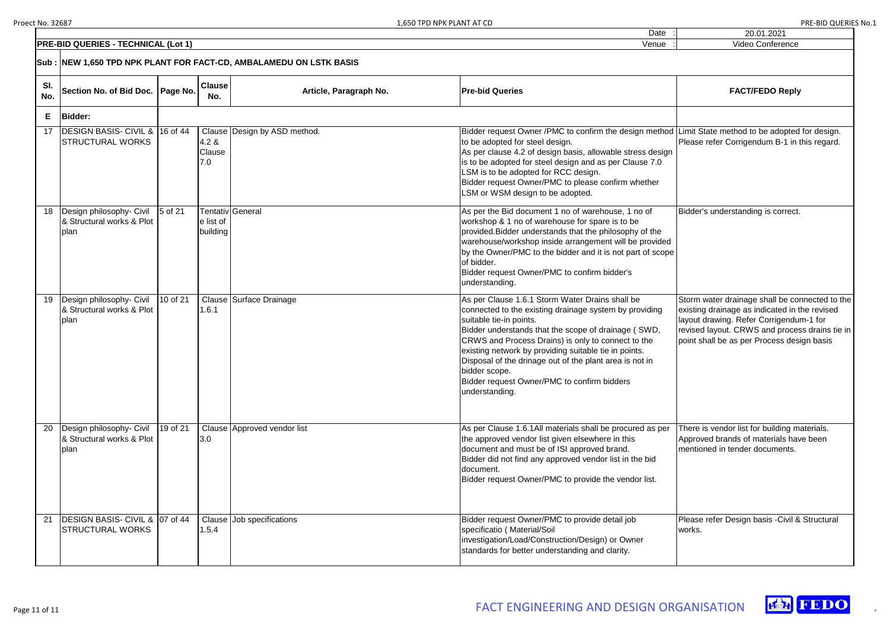| | | | | Date : | 20.01.2021 |
|---|---|---|---|---|---|
| **PRE-BID QUERIES - TECHNICAL (Lot 1)** | | | | Venue : | Video Conference |

**Sub : NEW 1,650 TPD NPK PLANT FOR FACT-CD, AMBALAMEDU ON LSTK BASIS**

| Sl. No. | Section No. of Bid Doc. | Page No. | Clause No. | Article, Paragraph No. | Pre-bid Queries | FACT/FEDO Reply |
|---|---|---|---|---|---|---|
| **E** | **Bidder:** | | | | | |
| 17 | DESIGN BASIS- CIVIL & STRUCTURAL WORKS | 16 of 44 | Clause 4.2 & Clause 7.0 | Design by ASD method. | Bidder request Owner /PMC to confirm the design method to be adopted for steel design.<br>As per clause 4.2 of design basis, allowable stress design is to be adopted for steel design and as per Clause 7.0 LSM is to be adopted for RCC design.<br>Bidder request Owner/PMC to please confirm whether LSM or WSM design to be adopted. | Limit State method to be adopted for design. Please refer Corrigendum B-1 in this regard. |
| 18 | Design philosophy- Civil & Structural works & Plot plan | 5 of 21 | Tentative list of building | General | As per the Bid document 1 no of warehouse, 1 no of workshop & 1 no of warehouse for spare is to be provided.Bidder understands that the philosophy of the warehouse/workshop inside arrangement will be provided by the Owner/PMC to the bidder and it is not part of scope of bidder.<br>Bidder request Owner/PMC to confirm bidder's understanding. | Bidder's understanding is correct. |
| 19 | Design philosophy- Civil & Structural works & Plot plan | 10 of 21 | Clause 1.6.1 | Surface Drainage | As per Clause 1.6.1 Storm Water Drains shall be connected to the existing drainage system by providing suitable tie-in points.<br>Bidder understands that the scope of drainage ( SWD, CRWS and Process Drains) is only to connect to the existing network by providing suitable tie in points. Disposal of the drinage out of the plant area is not in bidder scope.<br>Bidder request Owner/PMC to confirm bidders understanding. | Storm water drainage shall be connected to the existing drainage as indicated in the revised layout drawing. Refer Corrigendum-1 for revised layout. CRWS and process drains tie in point shall be as per Process design basis |
| 20 | Design philosophy- Civil & Structural works & Plot plan | 19 of 21 | Clause 3.0 | Approved vendor list | As per Clause 1.6.1All materials shall be procured as per the approved vendor list given elsewhere in this document and must be of ISI approved brand.<br>Bidder did not find any approved vendor list in the bid document.<br>Bidder request Owner/PMC to provide the vendor list. | There is vendor list for building materials. Approved brands of materials have been mentioned in tender documents. |
| 21 | DESIGN BASIS- CIVIL & STRUCTURAL WORKS | 07 of 44 | Clause 1.5.4 | Job specifications | Bidder request Owner/PMC to provide detail job specificatio ( Material/Soil investigation/Load/Construction/Design) or Owner standards for better understanding and clarity. | Please refer Design basis -Civil & Structural works. |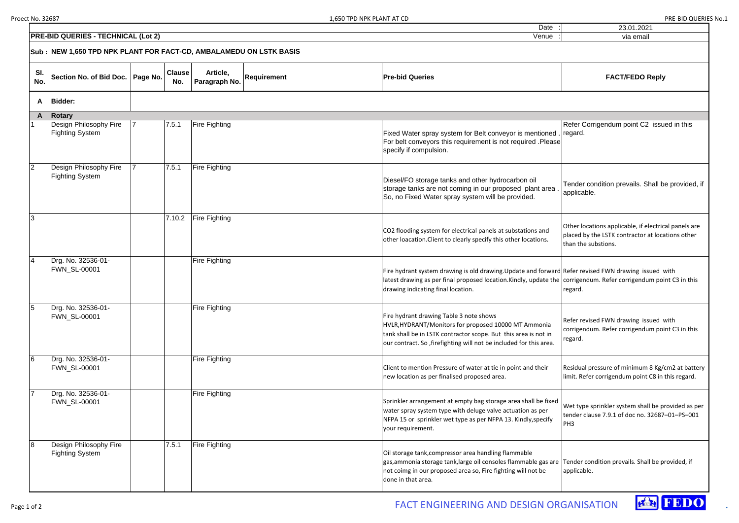| | | | | | | Date : | 23.01.2021 |
|---|---|---|---|---|---|---|---|
| **PRE-BID QUERIES - TECHNICAL (Lot 2)** | | | | | | Venue : | via email |

**Sub : NEW 1,650 TPD NPK PLANT FOR FACT-CD, AMBALAMEDU ON LSTK BASIS**

| Sl. No. | Section No. of Bid Doc. | Page No. | Clause No. | Article, Paragraph No. | Requirement | Pre-bid Queries | FACT/FEDO Reply |
|---|---|---|---|---|---|---|---|
| **A** | **Bidder:** | | | | | | |
| **A** | **Rotary** | | | | | | |
| 1 | Design Philosophy Fire Fighting System | 7 | 7.5.1 | Fire Fighting | | Fixed Water spray system for Belt conveyor is mentioned . For belt conveyors this requirement is not required .Please specify if compulsion. | Refer Corrigendum point C2 issued in this regard. |
| 2 | Design Philosophy Fire Fighting System | 7 | 7.5.1 | Fire Fighting | | Diesel/FO storage tanks and other hydrocarbon oil storage tanks are not coming in our proposed plant area . So, no Fixed Water spray system will be provided. | Tender condition prevails. Shall be provided, if applicable. |
| 3 | | | 7.10.2 | Fire Fighting | | CO2 flooding system for electrical panels at substations and other loacation.Client to clearly specify this other locations. | Other locations applicable, if electrical panels are placed by the LSTK contractor at locations other than the substions. |
| 4 | Drg. No. 32536-01-FWN_SL-00001 | | | Fire Fighting | | Fire hydrant system drawing is old drawing.Update and forward latest drawing as per final proposed location.Kindly, update the drawing indicating final location. | Refer revised FWN drawing issued with corrigendum. Refer corrigendum point C3 in this regard. |
| 5 | Drg. No. 32536-01-FWN_SL-00001 | | | Fire Fighting | | Fire hydrant drawing Table 3 note shows HVLR,HYDRANT/Monitors for proposed 10000 MT Ammonia tank shall be in LSTK contractor scope. But this area is not in our contract. So ,firefighting will not be included for this area. | Refer revised FWN drawing issued with corrigendum. Refer corrigendum point C3 in this regard. |
| 6 | Drg. No. 32536-01-FWN_SL-00001 | | | Fire Fighting | | Client to mention Pressure of water at tie in point and their new location as per finalised proposed area. | Residual pressure of minimum 8 Kg/cm2 at battery limit. Refer corrigendum point C8 in this regard. |
| 7 | Drg. No. 32536-01-FWN_SL-00001 | | | Fire Fighting | | Sprinkler arrangement at empty bag storage area shall be fixed water spray system type with deluge valve actuation as per NFPA 15 or sprinkler wet type as per NFPA 13. Kindly,specify your requirement. | Wet type sprinkler system shall be provided as per tender clause 7.9.1 of doc no. 32687–01–PS–001 PH3 |
| 8 | Design Philosophy Fire Fighting System | | 7.5.1 | Fire Fighting | | Oil storage tank,compressor area handling flammable gas,ammonia storage tank,large oil consoles flammable gas are not coimg in our proposed area so, Fire fighting will not be done in that area. | Tender condition prevails. Shall be provided, if applicable. |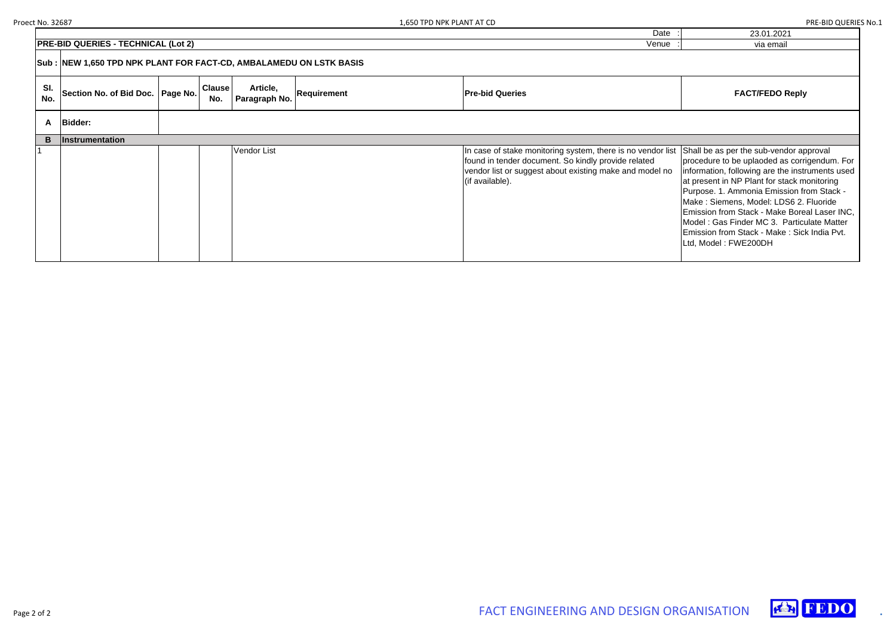| | |
|---|---|
| Date : | 23.01.2021 |
| Venue : | via email |

**PRE-BID QUERIES - TECHNICAL (Lot 2)**

**Sub : NEW 1,650 TPD NPK PLANT FOR FACT-CD, AMBALAMEDU ON LSTK BASIS**

| Sl. No. | Section No. of Bid Doc. | Page No. | Clause No. | Article, Paragraph No. | Requirement | Pre-bid Queries | FACT/FEDO Reply |
|---|---|---|---|---|---|---|---|
| **A** | **Bidder:** | | | | | | |
| **B** | **Instrumentation** | | | | | | |
| 1 | | | | Vendor List | | In case of stake monitoring system, there is no vendor list found in tender document. So kindly provide related vendor list or suggest about existing make and model no (if available). | Shall be as per the sub-vendor approval procedure to be uplaoded as corrigendum. For information, following are the instruments used at present in NP Plant for stack monitoring Purpose. 1. Ammonia Emission from Stack - Make : Siemens, Model: LDS6 2. Fluoride Emission from Stack - Make Boreal Laser INC, Model : Gas Finder MC 3. Particulate Matter Emission from Stack - Make : Sick India Pvt. Ltd, Model : FWE200DH |

FACT ENGINEERING AND DESIGN ORGANISATION